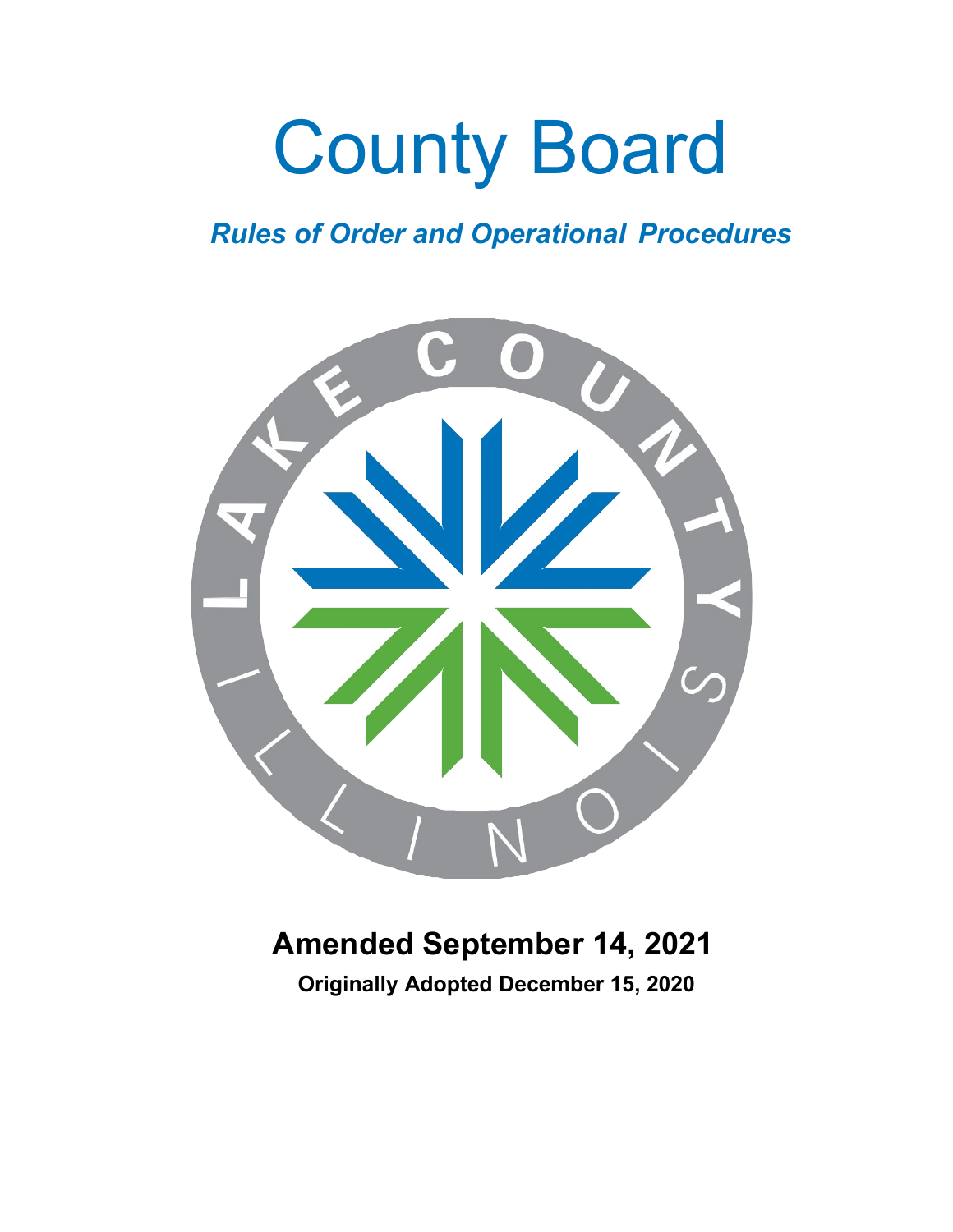# County Board

## *Rules of Order and Operational Procedures*

**Amended September 14, 2021**

**Originally Adopted December 15, 2020**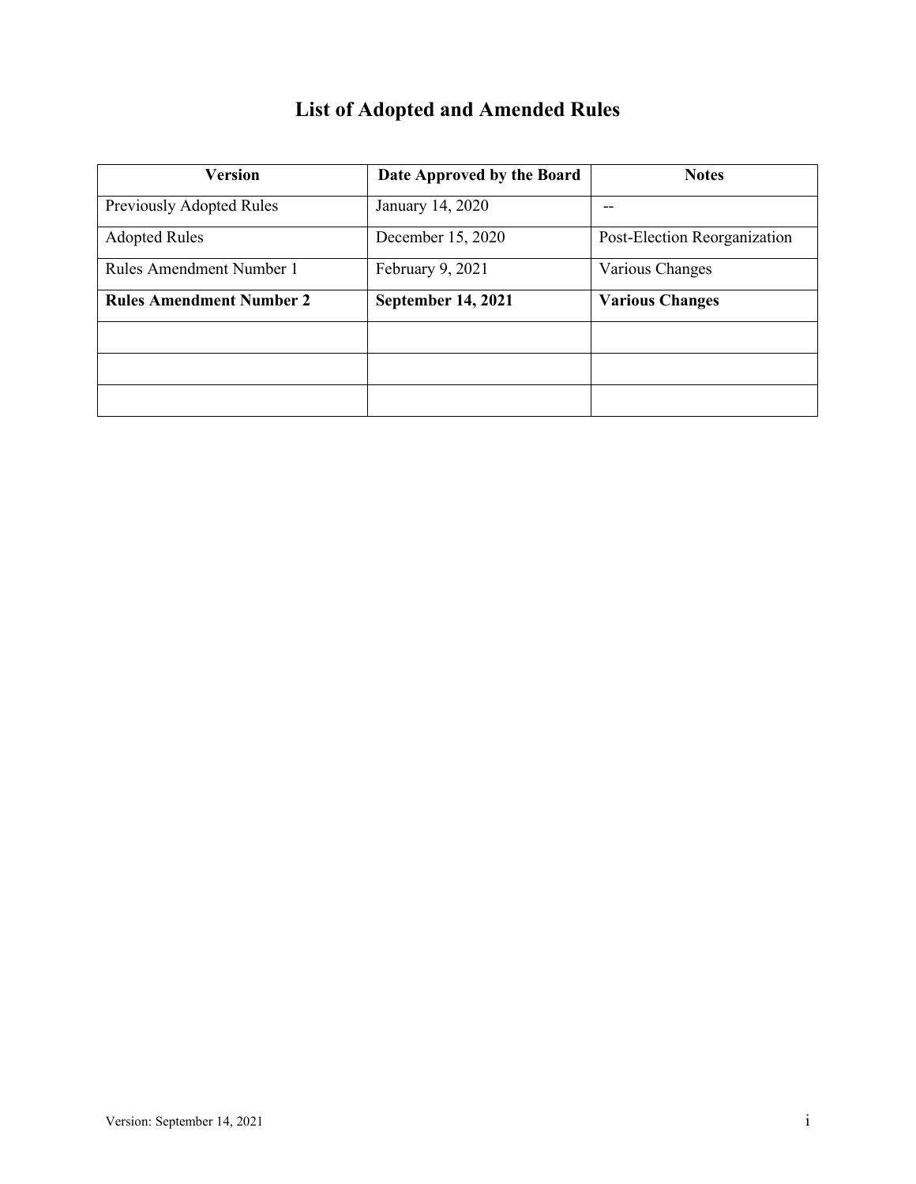# List of Adopted and Amended Rules

| Version | Date Approved by the Board | Notes |
|---|---|---|
| Previously Adopted Rules | January 14, 2020 | -- |
| Adopted Rules | December 15, 2020 | Post-Election Reorganization |
| Rules Amendment Number 1 | February 9, 2021 | Various Changes |
| **Rules Amendment Number 2** | **September 14, 2021** | **Various Changes** |
| | | |
| | | |
| | | |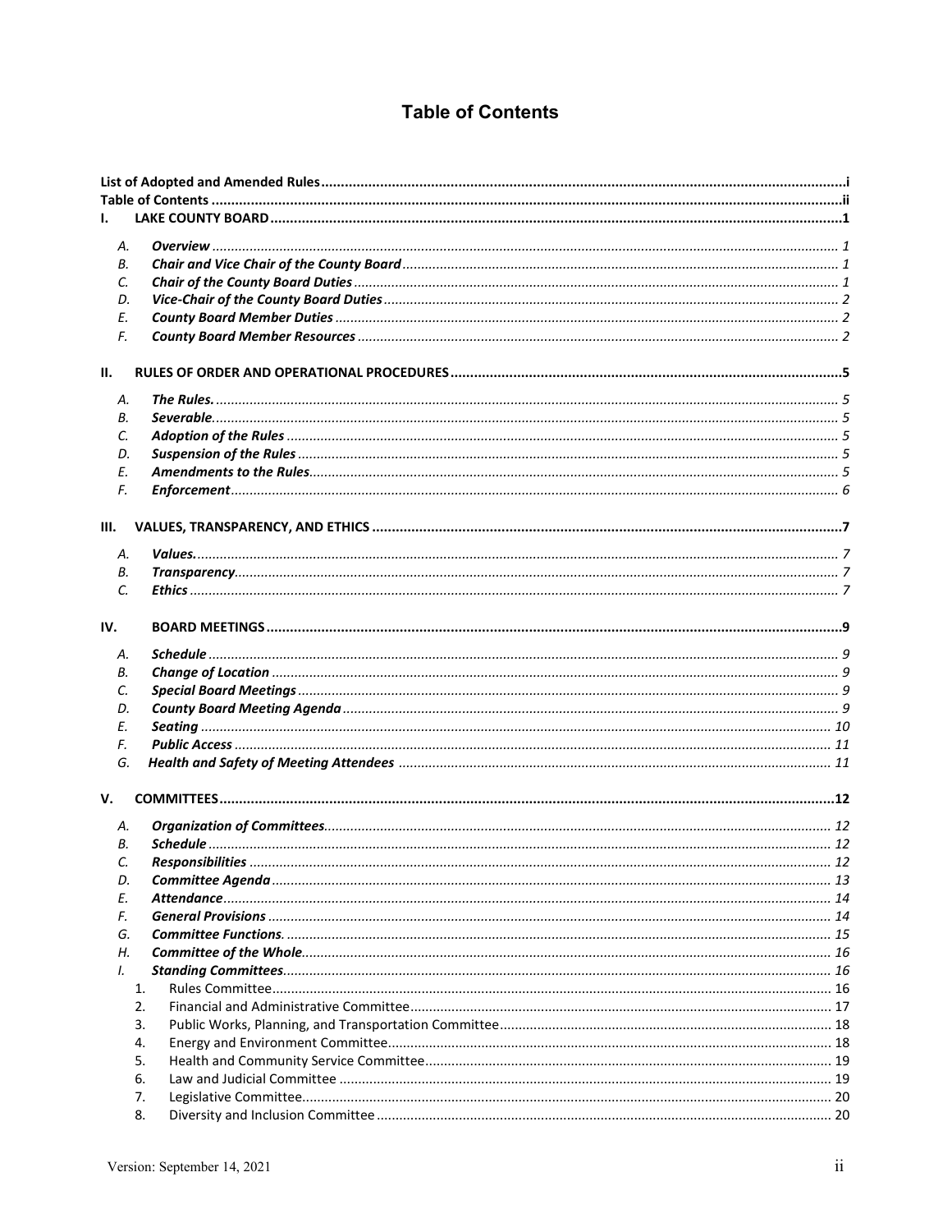# Table of Contents

**List of Adopted and Amended Rules** .......... i
**Table of Contents** .......... ii

**I. LAKE COUNTY BOARD** .......... 1

- A. ***Overview*** .......... 1
- B. ***Chair and Vice Chair of the County Board*** .......... 1
- C. ***Chair of the County Board Duties*** .......... 1
- D. ***Vice-Chair of the County Board Duties*** .......... 2
- E. ***County Board Member Duties*** .......... 2
- F. ***County Board Member Resources*** .......... 2

**II. RULES OF ORDER AND OPERATIONAL PROCEDURES** .......... 5

- A. ***The Rules.*** .......... 5
- B. ***Severable.*** .......... 5
- C. ***Adoption of the Rules*** .......... 5
- D. ***Suspension of the Rules*** .......... 5
- E. ***Amendments to the Rules*** .......... 5
- F. ***Enforcement*** .......... 6

**III. VALUES, TRANSPARENCY, AND ETHICS** .......... 7

- A. ***Values.*** .......... 7
- B. ***Transparency*** .......... 7
- C. ***Ethics*** .......... 7

**IV. BOARD MEETINGS** .......... 9

- A. ***Schedule*** .......... 9
- B. ***Change of Location*** .......... 9
- C. ***Special Board Meetings*** .......... 9
- D. ***County Board Meeting Agenda*** .......... 9
- E. ***Seating*** .......... 10
- F. ***Public Access*** .......... 11
- G. ***Health and Safety of Meeting Attendees*** .......... 11

**V. COMMITTEES** .......... 12

- A. ***Organization of Committees*** .......... 12
- B. ***Schedule*** .......... 12
- C. ***Responsibilities*** .......... 12
- D. ***Committee Agenda*** .......... 13
- E. ***Attendance*** .......... 14
- F. ***General Provisions*** .......... 14
- G. ***Committee Functions.*** .......... 15
- H. ***Committee of the Whole*** .......... 16
- I. ***Standing Committees*** .......... 16
  1. Rules Committee .......... 16
  2. Financial and Administrative Committee .......... 17
  3. Public Works, Planning, and Transportation Committee .......... 18
  4. Energy and Environment Committee .......... 18
  5. Health and Community Service Committee .......... 19
  6. Law and Judicial Committee .......... 19
  7. Legislative Committee .......... 20
  8. Diversity and Inclusion Committee .......... 20

Version: September 14, 2021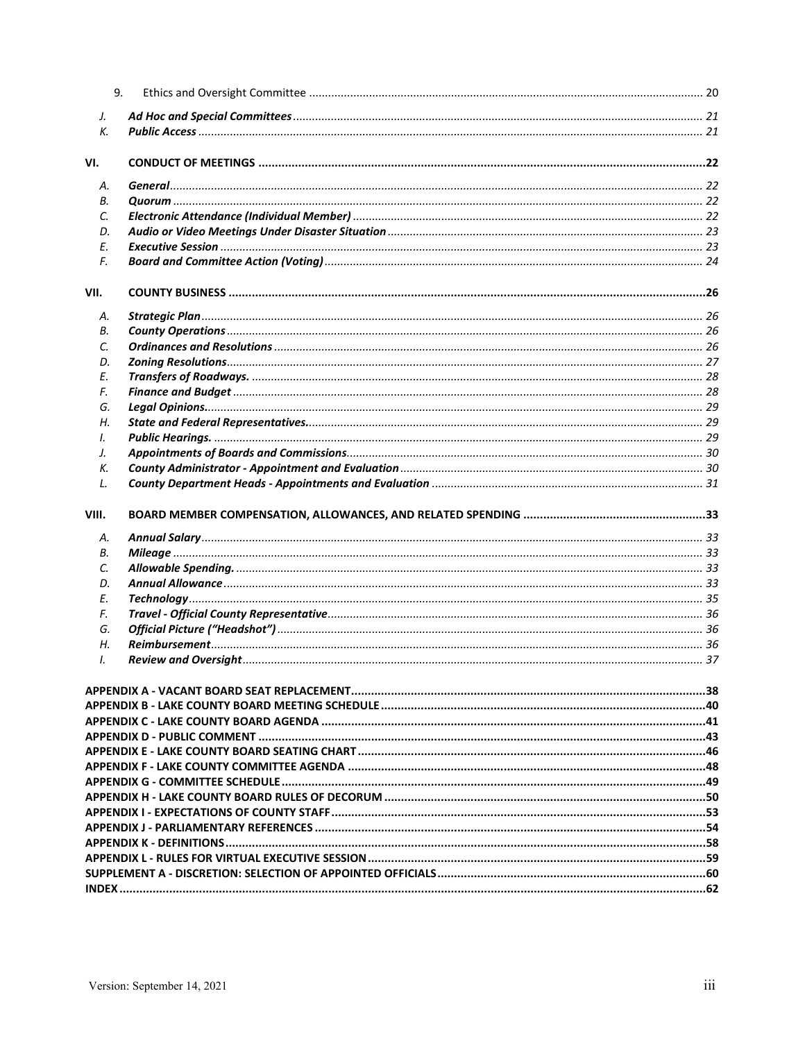9. Ethics and Oversight Committee ........ 20

J. ***Ad Hoc and Special Committees*** ........ 21
K. ***Public Access*** ........ 21

**VI. CONDUCT OF MEETINGS** ........ 22

A. ***General*** ........ 22
B. ***Quorum*** ........ 22
C. ***Electronic Attendance (Individual Member)*** ........ 22
D. ***Audio or Video Meetings Under Disaster Situation*** ........ 23
E. ***Executive Session*** ........ 23
F. ***Board and Committee Action (Voting)*** ........ 24

**VII. COUNTY BUSINESS** ........ 26

A. ***Strategic Plan*** ........ 26
B. ***County Operations*** ........ 26
C. ***Ordinances and Resolutions*** ........ 26
D. ***Zoning Resolutions*** ........ 27
E. ***Transfers of Roadways.*** ........ 28
F. ***Finance and Budget*** ........ 28
G. ***Legal Opinions.*** ........ 29
H. ***State and Federal Representatives.*** ........ 29
I. ***Public Hearings.*** ........ 29
J. ***Appointments of Boards and Commissions.*** ........ 30
K. ***County Administrator - Appointment and Evaluation*** ........ 30
L. ***County Department Heads - Appointments and Evaluation*** ........ 31

**VIII. BOARD MEMBER COMPENSATION, ALLOWANCES, AND RELATED SPENDING** ........ 33

A. ***Annual Salary*** ........ 33
B. ***Mileage*** ........ 33
C. ***Allowable Spending.*** ........ 33
D. ***Annual Allowance*** ........ 33
E. ***Technology*** ........ 35
F. ***Travel - Official County Representative*** ........ 36
G. ***Official Picture ("Headshot")*** ........ 36
H. ***Reimbursement*** ........ 36
I. ***Review and Oversight*** ........ 37

**APPENDIX A - VACANT BOARD SEAT REPLACEMENT** ........ 38
**APPENDIX B - LAKE COUNTY BOARD MEETING SCHEDULE** ........ 40
**APPENDIX C - LAKE COUNTY BOARD AGENDA** ........ 41
**APPENDIX D - PUBLIC COMMENT** ........ 43
**APPENDIX E - LAKE COUNTY BOARD SEATING CHART** ........ 46
**APPENDIX F - LAKE COUNTY COMMITTEE AGENDA** ........ 48
**APPENDIX G - COMMITTEE SCHEDULE** ........ 49
**APPENDIX H - LAKE COUNTY BOARD RULES OF DECORUM** ........ 50
**APPENDIX I - EXPECTATIONS OF COUNTY STAFF** ........ 53
**APPENDIX J - PARLIAMENTARY REFERENCES** ........ 54
**APPENDIX K - DEFINITIONS** ........ 58
**APPENDIX L - RULES FOR VIRTUAL EXECUTIVE SESSION** ........ 59
**SUPPLEMENT A - DISCRETION: SELECTION OF APPOINTED OFFICIALS** ........ 60
**INDEX** ........ 62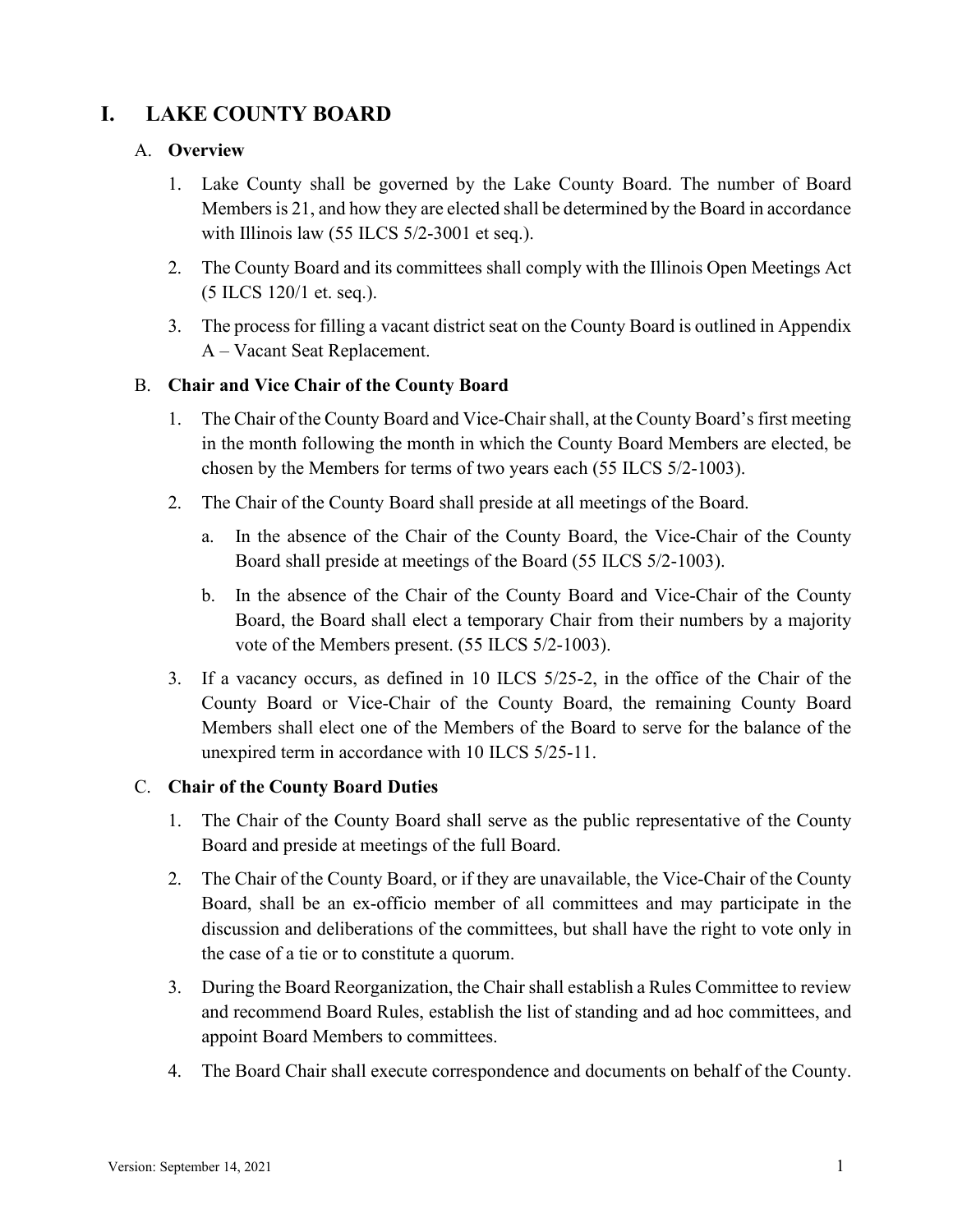# I. LAKE COUNTY BOARD

## A. Overview

1. Lake County shall be governed by the Lake County Board. The number of Board Members is 21, and how they are elected shall be determined by the Board in accordance with Illinois law (55 ILCS 5/2-3001 et seq.).
2. The County Board and its committees shall comply with the Illinois Open Meetings Act (5 ILCS 120/1 et. seq.).
3. The process for filling a vacant district seat on the County Board is outlined in Appendix A – Vacant Seat Replacement.

## B. Chair and Vice Chair of the County Board

1. The Chair of the County Board and Vice-Chair shall, at the County Board's first meeting in the month following the month in which the County Board Members are elected, be chosen by the Members for terms of two years each (55 ILCS 5/2-1003).
2. The Chair of the County Board shall preside at all meetings of the Board.
   a. In the absence of the Chair of the County Board, the Vice-Chair of the County Board shall preside at meetings of the Board (55 ILCS 5/2-1003).
   b. In the absence of the Chair of the County Board and Vice-Chair of the County Board, the Board shall elect a temporary Chair from their numbers by a majority vote of the Members present. (55 ILCS 5/2-1003).
3. If a vacancy occurs, as defined in 10 ILCS 5/25-2, in the office of the Chair of the County Board or Vice-Chair of the County Board, the remaining County Board Members shall elect one of the Members of the Board to serve for the balance of the unexpired term in accordance with 10 ILCS 5/25-11.

## C. Chair of the County Board Duties

1. The Chair of the County Board shall serve as the public representative of the County Board and preside at meetings of the full Board.
2. The Chair of the County Board, or if they are unavailable, the Vice-Chair of the County Board, shall be an ex-officio member of all committees and may participate in the discussion and deliberations of the committees, but shall have the right to vote only in the case of a tie or to constitute a quorum.
3. During the Board Reorganization, the Chair shall establish a Rules Committee to review and recommend Board Rules, establish the list of standing and ad hoc committees, and appoint Board Members to committees.
4. The Board Chair shall execute correspondence and documents on behalf of the County.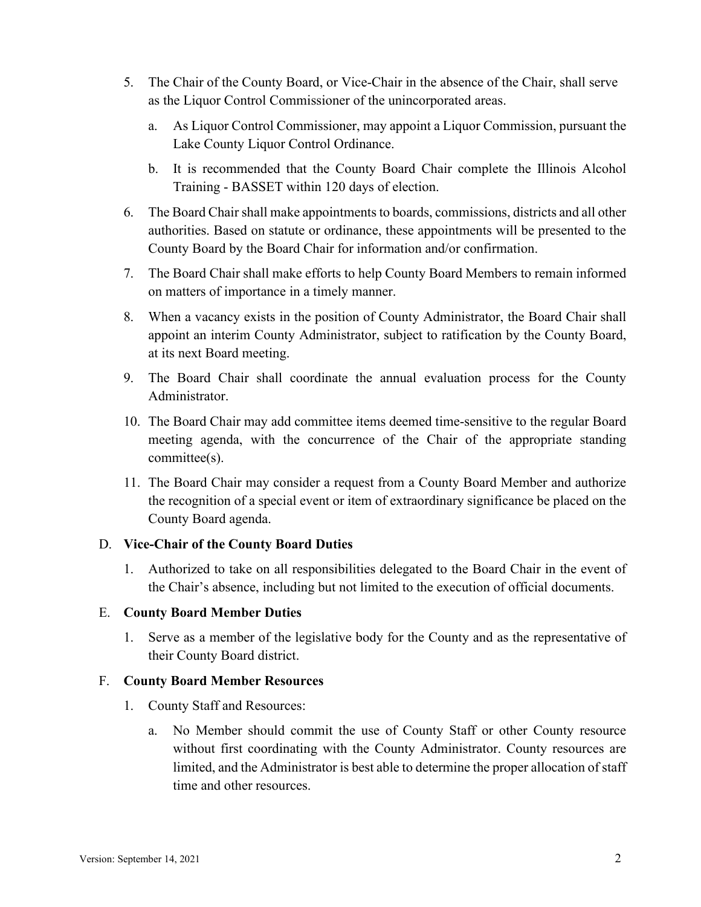5. The Chair of the County Board, or Vice-Chair in the absence of the Chair, shall serve as the Liquor Control Commissioner of the unincorporated areas.

   a. As Liquor Control Commissioner, may appoint a Liquor Commission, pursuant the Lake County Liquor Control Ordinance.

   b. It is recommended that the County Board Chair complete the Illinois Alcohol Training - BASSET within 120 days of election.

6. The Board Chair shall make appointments to boards, commissions, districts and all other authorities. Based on statute or ordinance, these appointments will be presented to the County Board by the Board Chair for information and/or confirmation.

7. The Board Chair shall make efforts to help County Board Members to remain informed on matters of importance in a timely manner.

8. When a vacancy exists in the position of County Administrator, the Board Chair shall appoint an interim County Administrator, subject to ratification by the County Board, at its next Board meeting.

9. The Board Chair shall coordinate the annual evaluation process for the County Administrator.

10. The Board Chair may add committee items deemed time-sensitive to the regular Board meeting agenda, with the concurrence of the Chair of the appropriate standing committee(s).

11. The Board Chair may consider a request from a County Board Member and authorize the recognition of a special event or item of extraordinary significance be placed on the County Board agenda.

D. **Vice-Chair of the County Board Duties**

   1. Authorized to take on all responsibilities delegated to the Board Chair in the event of the Chair's absence, including but not limited to the execution of official documents.

E. **County Board Member Duties**

   1. Serve as a member of the legislative body for the County and as the representative of their County Board district.

F. **County Board Member Resources**

   1. County Staff and Resources:

      a. No Member should commit the use of County Staff or other County resource without first coordinating with the County Administrator. County resources are limited, and the Administrator is best able to determine the proper allocation of staff time and other resources.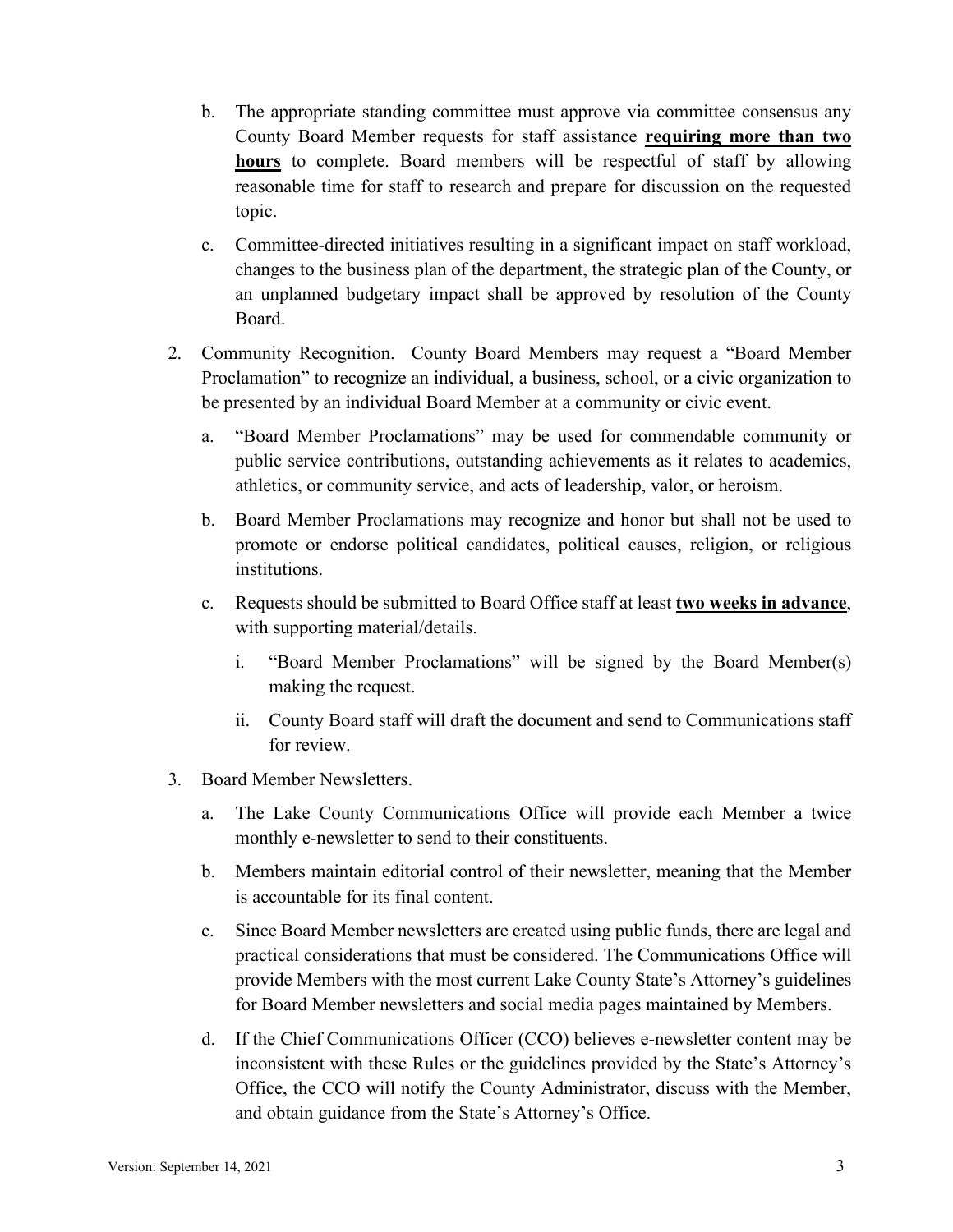b. The appropriate standing committee must approve via committee consensus any County Board Member requests for staff assistance **requiring more than two hours** to complete. Board members will be respectful of staff by allowing reasonable time for staff to research and prepare for discussion on the requested topic.

c. Committee-directed initiatives resulting in a significant impact on staff workload, changes to the business plan of the department, the strategic plan of the County, or an unplanned budgetary impact shall be approved by resolution of the County Board.

2. Community Recognition. County Board Members may request a "Board Member Proclamation" to recognize an individual, a business, school, or a civic organization to be presented by an individual Board Member at a community or civic event.

   a. "Board Member Proclamations" may be used for commendable community or public service contributions, outstanding achievements as it relates to academics, athletics, or community service, and acts of leadership, valor, or heroism.

   b. Board Member Proclamations may recognize and honor but shall not be used to promote or endorse political candidates, political causes, religion, or religious institutions.

   c. Requests should be submitted to Board Office staff at least **two weeks in advance**, with supporting material/details.

      i. "Board Member Proclamations" will be signed by the Board Member(s) making the request.

      ii. County Board staff will draft the document and send to Communications staff for review.

3. Board Member Newsletters.

   a. The Lake County Communications Office will provide each Member a twice monthly e-newsletter to send to their constituents.

   b. Members maintain editorial control of their newsletter, meaning that the Member is accountable for its final content.

   c. Since Board Member newsletters are created using public funds, there are legal and practical considerations that must be considered. The Communications Office will provide Members with the most current Lake County State's Attorney's guidelines for Board Member newsletters and social media pages maintained by Members.

   d. If the Chief Communications Officer (CCO) believes e-newsletter content may be inconsistent with these Rules or the guidelines provided by the State's Attorney's Office, the CCO will notify the County Administrator, discuss with the Member, and obtain guidance from the State's Attorney's Office.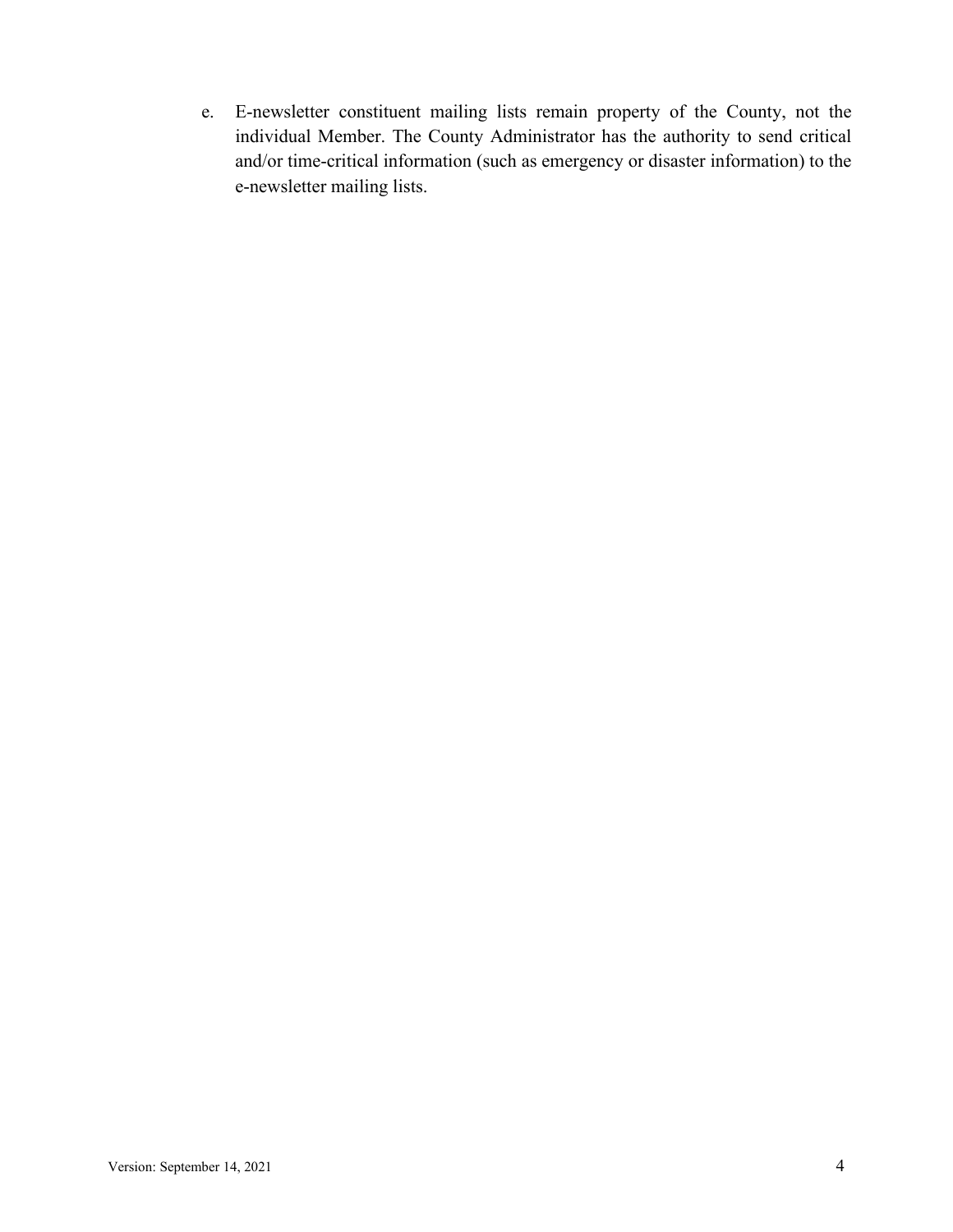e. E-newsletter constituent mailing lists remain property of the County, not the individual Member. The County Administrator has the authority to send critical and/or time-critical information (such as emergency or disaster information) to the e-newsletter mailing lists.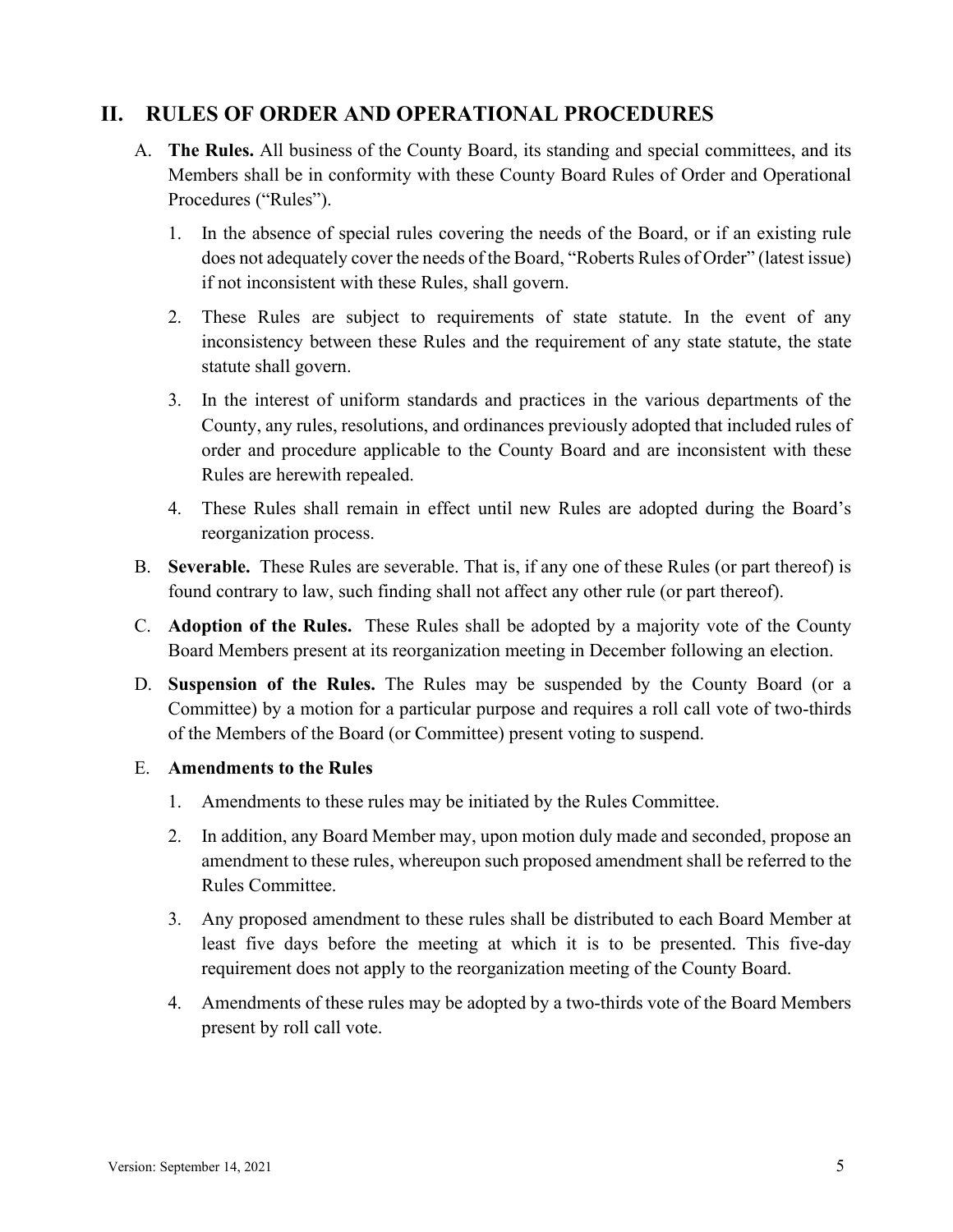## II. RULES OF ORDER AND OPERATIONAL PROCEDURES

A. **The Rules.** All business of the County Board, its standing and special committees, and its Members shall be in conformity with these County Board Rules of Order and Operational Procedures ("Rules").

   1. In the absence of special rules covering the needs of the Board, or if an existing rule does not adequately cover the needs of the Board, "Roberts Rules of Order" (latest issue) if not inconsistent with these Rules, shall govern.

   2. These Rules are subject to requirements of state statute. In the event of any inconsistency between these Rules and the requirement of any state statute, the state statute shall govern.

   3. In the interest of uniform standards and practices in the various departments of the County, any rules, resolutions, and ordinances previously adopted that included rules of order and procedure applicable to the County Board and are inconsistent with these Rules are herewith repealed.

   4. These Rules shall remain in effect until new Rules are adopted during the Board's reorganization process.

B. **Severable.** These Rules are severable. That is, if any one of these Rules (or part thereof) is found contrary to law, such finding shall not affect any other rule (or part thereof).

C. **Adoption of the Rules.** These Rules shall be adopted by a majority vote of the County Board Members present at its reorganization meeting in December following an election.

D. **Suspension of the Rules.** The Rules may be suspended by the County Board (or a Committee) by a motion for a particular purpose and requires a roll call vote of two-thirds of the Members of the Board (or Committee) present voting to suspend.

E. **Amendments to the Rules**

   1. Amendments to these rules may be initiated by the Rules Committee.

   2. In addition, any Board Member may, upon motion duly made and seconded, propose an amendment to these rules, whereupon such proposed amendment shall be referred to the Rules Committee.

   3. Any proposed amendment to these rules shall be distributed to each Board Member at least five days before the meeting at which it is to be presented. This five-day requirement does not apply to the reorganization meeting of the County Board.

   4. Amendments of these rules may be adopted by a two-thirds vote of the Board Members present by roll call vote.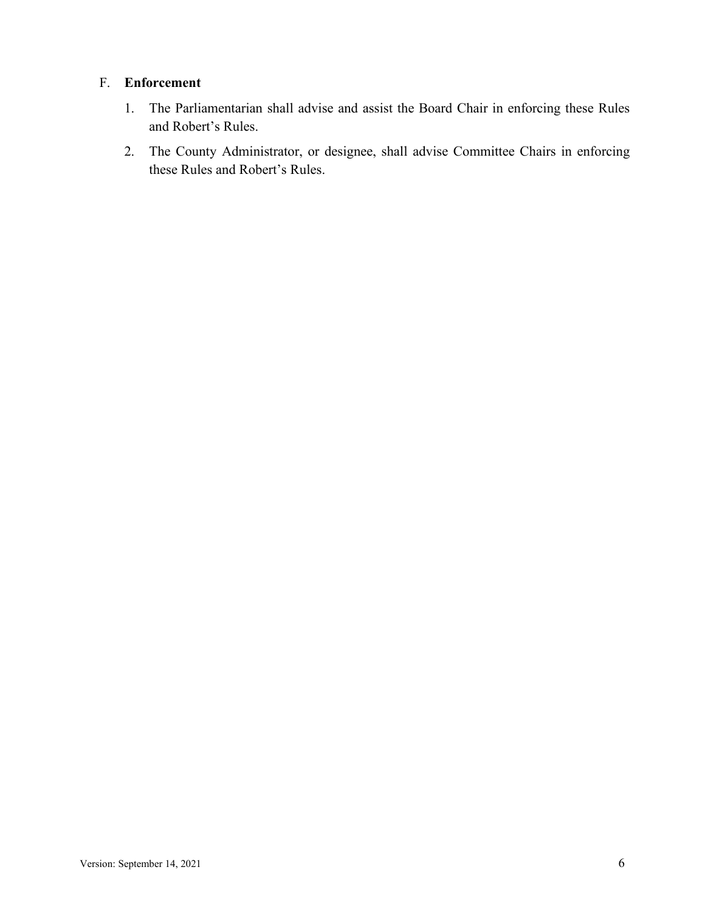F. **Enforcement**

1. The Parliamentarian shall advise and assist the Board Chair in enforcing these Rules and Robert's Rules.
2. The County Administrator, or designee, shall advise Committee Chairs in enforcing these Rules and Robert's Rules.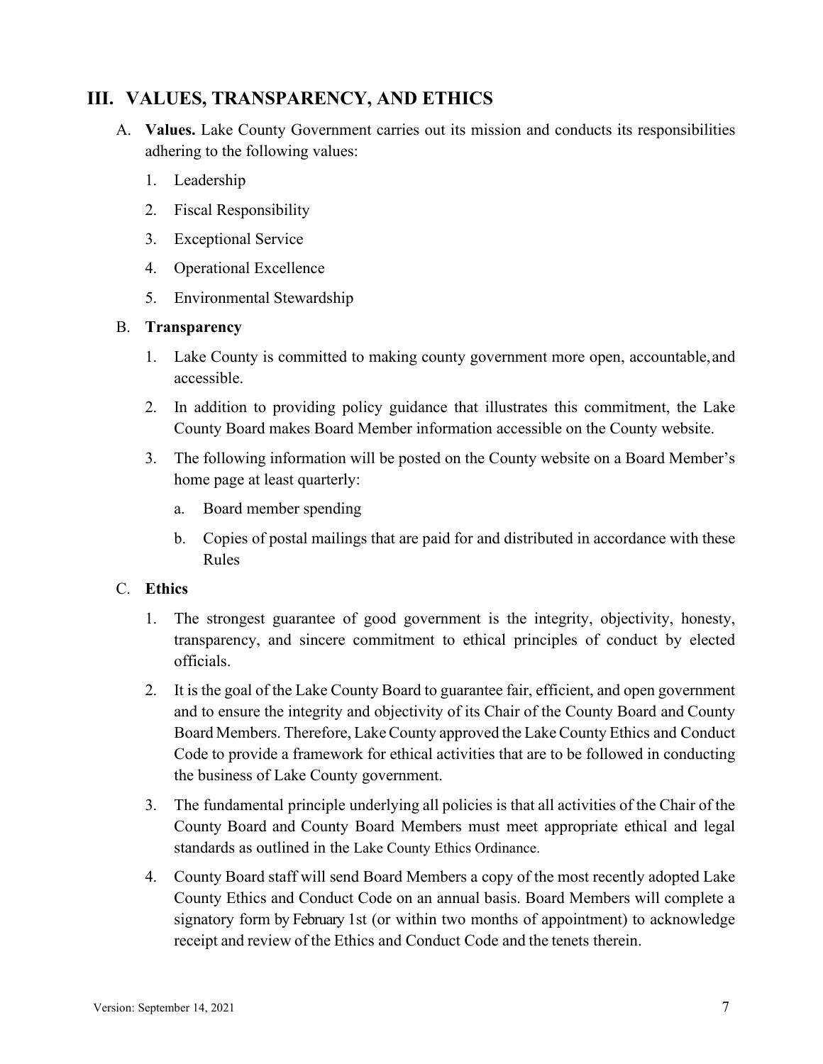## III. VALUES, TRANSPARENCY, AND ETHICS

A. **Values.** Lake County Government carries out its mission and conducts its responsibilities adhering to the following values:

1. Leadership
2. Fiscal Responsibility
3. Exceptional Service
4. Operational Excellence
5. Environmental Stewardship

B. **Transparency**

1. Lake County is committed to making county government more open, accountable, and accessible.
2. In addition to providing policy guidance that illustrates this commitment, the Lake County Board makes Board Member information accessible on the County website.
3. The following information will be posted on the County website on a Board Member's home page at least quarterly:
   a. Board member spending
   b. Copies of postal mailings that are paid for and distributed in accordance with these Rules

C. **Ethics**

1. The strongest guarantee of good government is the integrity, objectivity, honesty, transparency, and sincere commitment to ethical principles of conduct by elected officials.
2. It is the goal of the Lake County Board to guarantee fair, efficient, and open government and to ensure the integrity and objectivity of its Chair of the County Board and County Board Members. Therefore, Lake County approved the Lake County Ethics and Conduct Code to provide a framework for ethical activities that are to be followed in conducting the business of Lake County government.
3. The fundamental principle underlying all policies is that all activities of the Chair of the County Board and County Board Members must meet appropriate ethical and legal standards as outlined in the Lake County Ethics Ordinance.
4. County Board staff will send Board Members a copy of the most recently adopted Lake County Ethics and Conduct Code on an annual basis. Board Members will complete a signatory form by February 1st (or within two months of appointment) to acknowledge receipt and review of the Ethics and Conduct Code and the tenets therein.

Version: September 14, 2021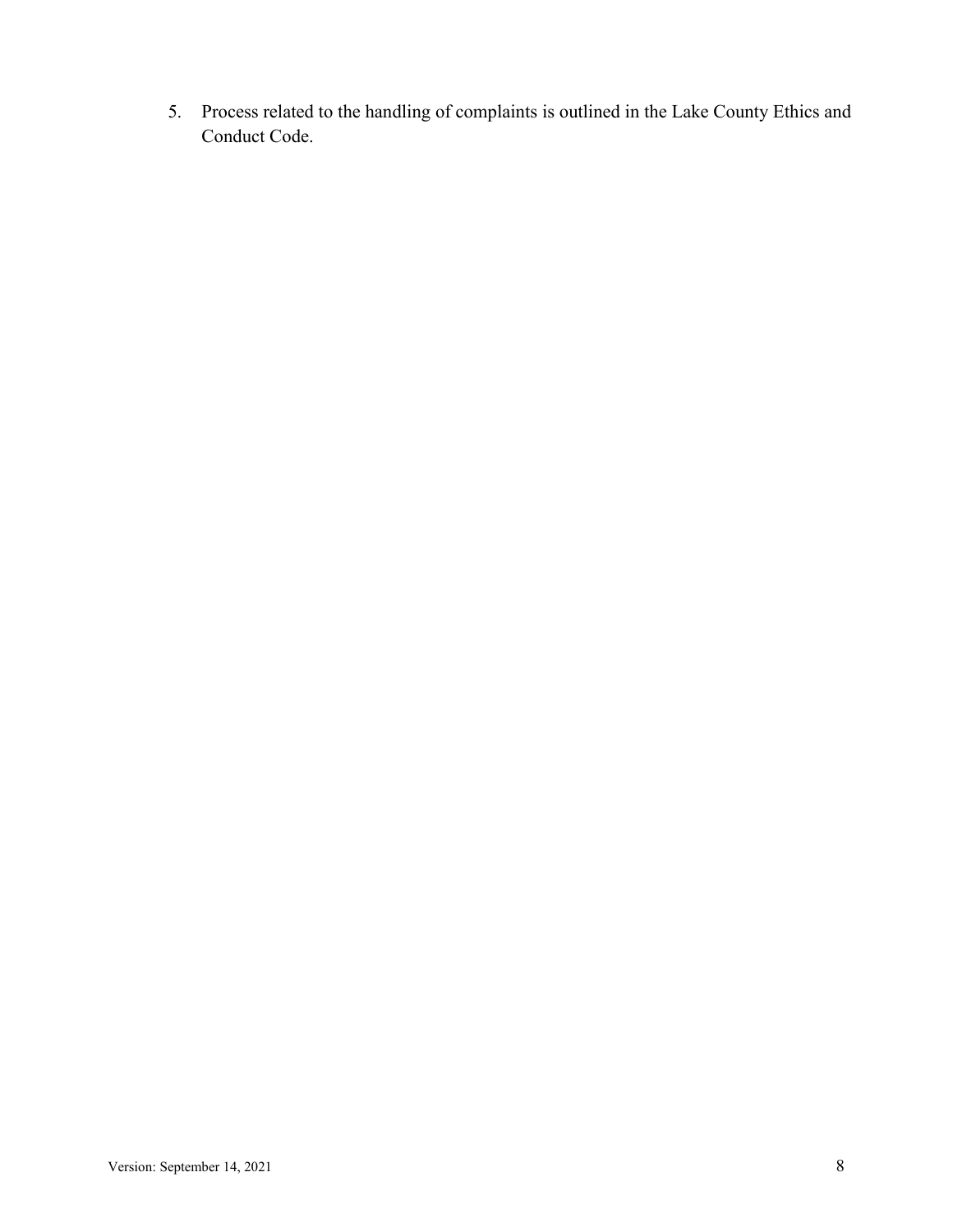5. Process related to the handling of complaints is outlined in the Lake County Ethics and Conduct Code.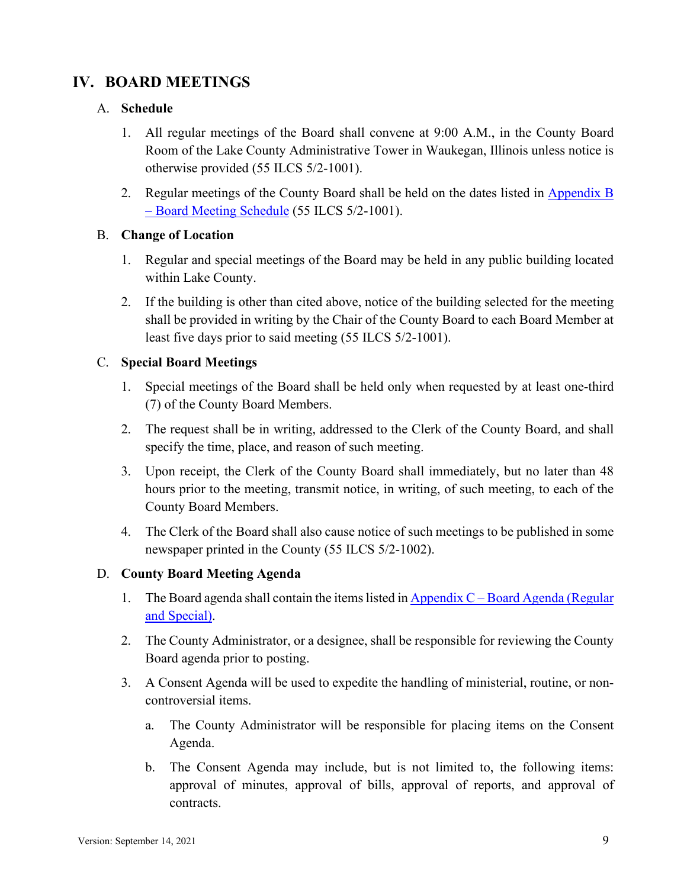## IV. BOARD MEETINGS

### A. Schedule

1. All regular meetings of the Board shall convene at 9:00 A.M., in the County Board Room of the Lake County Administrative Tower in Waukegan, Illinois unless notice is otherwise provided (55 ILCS 5/2-1001).

2. Regular meetings of the County Board shall be held on the dates listed in Appendix B – Board Meeting Schedule (55 ILCS 5/2-1001).

### B. Change of Location

1. Regular and special meetings of the Board may be held in any public building located within Lake County.

2. If the building is other than cited above, notice of the building selected for the meeting shall be provided in writing by the Chair of the County Board to each Board Member at least five days prior to said meeting (55 ILCS 5/2-1001).

### C. Special Board Meetings

1. Special meetings of the Board shall be held only when requested by at least one-third (7) of the County Board Members.

2. The request shall be in writing, addressed to the Clerk of the County Board, and shall specify the time, place, and reason of such meeting.

3. Upon receipt, the Clerk of the County Board shall immediately, but no later than 48 hours prior to the meeting, transmit notice, in writing, of such meeting, to each of the County Board Members.

4. The Clerk of the Board shall also cause notice of such meetings to be published in some newspaper printed in the County (55 ILCS 5/2-1002).

### D. County Board Meeting Agenda

1. The Board agenda shall contain the items listed in Appendix C – Board Agenda (Regular and Special).

2. The County Administrator, or a designee, shall be responsible for reviewing the County Board agenda prior to posting.

3. A Consent Agenda will be used to expedite the handling of ministerial, routine, or non-controversial items.

   a. The County Administrator will be responsible for placing items on the Consent Agenda.

   b. The Consent Agenda may include, but is not limited to, the following items: approval of minutes, approval of bills, approval of reports, and approval of contracts.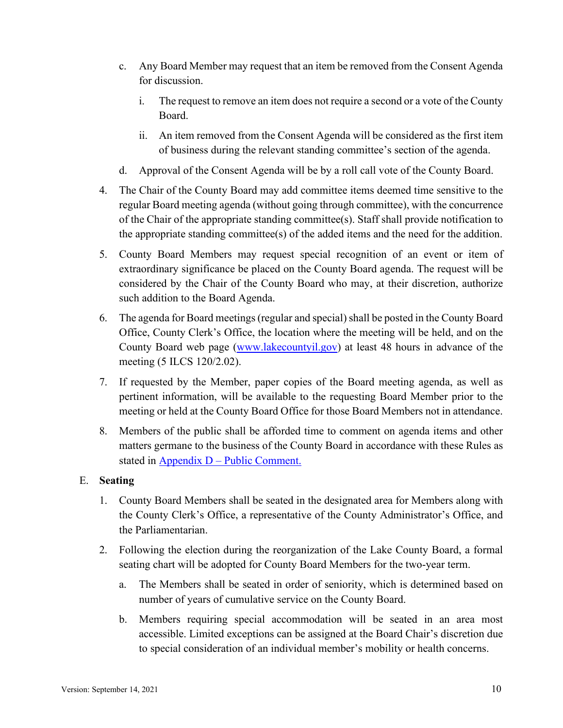c. Any Board Member may request that an item be removed from the Consent Agenda for discussion.

   i. The request to remove an item does not require a second or a vote of the County Board.

   ii. An item removed from the Consent Agenda will be considered as the first item of business during the relevant standing committee's section of the agenda.

d. Approval of the Consent Agenda will be by a roll call vote of the County Board.

4. The Chair of the County Board may add committee items deemed time sensitive to the regular Board meeting agenda (without going through committee), with the concurrence of the Chair of the appropriate standing committee(s). Staff shall provide notification to the appropriate standing committee(s) of the added items and the need for the addition.

5. County Board Members may request special recognition of an event or item of extraordinary significance be placed on the County Board agenda. The request will be considered by the Chair of the County Board who may, at their discretion, authorize such addition to the Board Agenda.

6. The agenda for Board meetings (regular and special) shall be posted in the County Board Office, County Clerk's Office, the location where the meeting will be held, and on the County Board web page ([www.lakecountyil.gov](http://www.lakecountyil.gov)) at least 48 hours in advance of the meeting (5 ILCS 120/2.02).

7. If requested by the Member, paper copies of the Board meeting agenda, as well as pertinent information, will be available to the requesting Board Member prior to the meeting or held at the County Board Office for those Board Members not in attendance.

8. Members of the public shall be afforded time to comment on agenda items and other matters germane to the business of the County Board in accordance with these Rules as stated in Appendix D – Public Comment.

E. **Seating**

1. County Board Members shall be seated in the designated area for Members along with the County Clerk's Office, a representative of the County Administrator's Office, and the Parliamentarian.

2. Following the election during the reorganization of the Lake County Board, a formal seating chart will be adopted for County Board Members for the two-year term.

   a. The Members shall be seated in order of seniority, which is determined based on number of years of cumulative service on the County Board.

   b. Members requiring special accommodation will be seated in an area most accessible. Limited exceptions can be assigned at the Board Chair's discretion due to special consideration of an individual member's mobility or health concerns.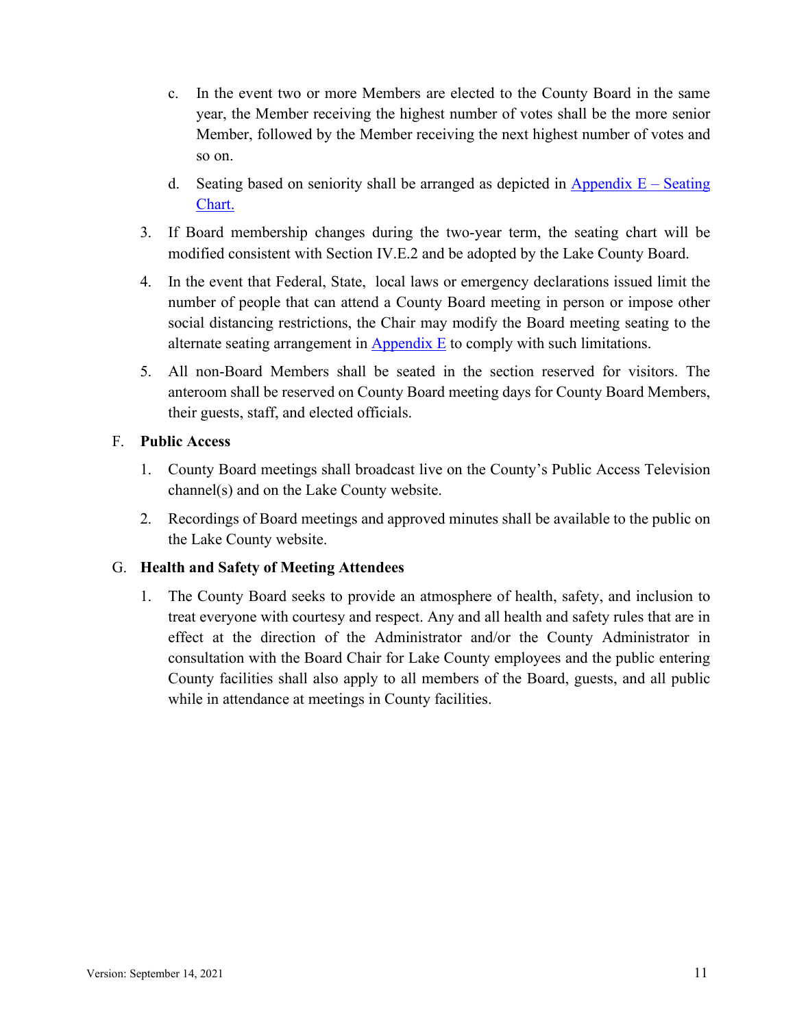c. In the event two or more Members are elected to the County Board in the same year, the Member receiving the highest number of votes shall be the more senior Member, followed by the Member receiving the next highest number of votes and so on.

d. Seating based on seniority shall be arranged as depicted in Appendix E – Seating Chart.

3. If Board membership changes during the two-year term, the seating chart will be modified consistent with Section IV.E.2 and be adopted by the Lake County Board.

4. In the event that Federal, State, local laws or emergency declarations issued limit the number of people that can attend a County Board meeting in person or impose other social distancing restrictions, the Chair may modify the Board meeting seating to the alternate seating arrangement in Appendix E to comply with such limitations.

5. All non-Board Members shall be seated in the section reserved for visitors. The anteroom shall be reserved on County Board meeting days for County Board Members, their guests, staff, and elected officials.

F. **Public Access**

1. County Board meetings shall broadcast live on the County's Public Access Television channel(s) and on the Lake County website.

2. Recordings of Board meetings and approved minutes shall be available to the public on the Lake County website.

G. **Health and Safety of Meeting Attendees**

1. The County Board seeks to provide an atmosphere of health, safety, and inclusion to treat everyone with courtesy and respect. Any and all health and safety rules that are in effect at the direction of the Administrator and/or the County Administrator in consultation with the Board Chair for Lake County employees and the public entering County facilities shall also apply to all members of the Board, guests, and all public while in attendance at meetings in County facilities.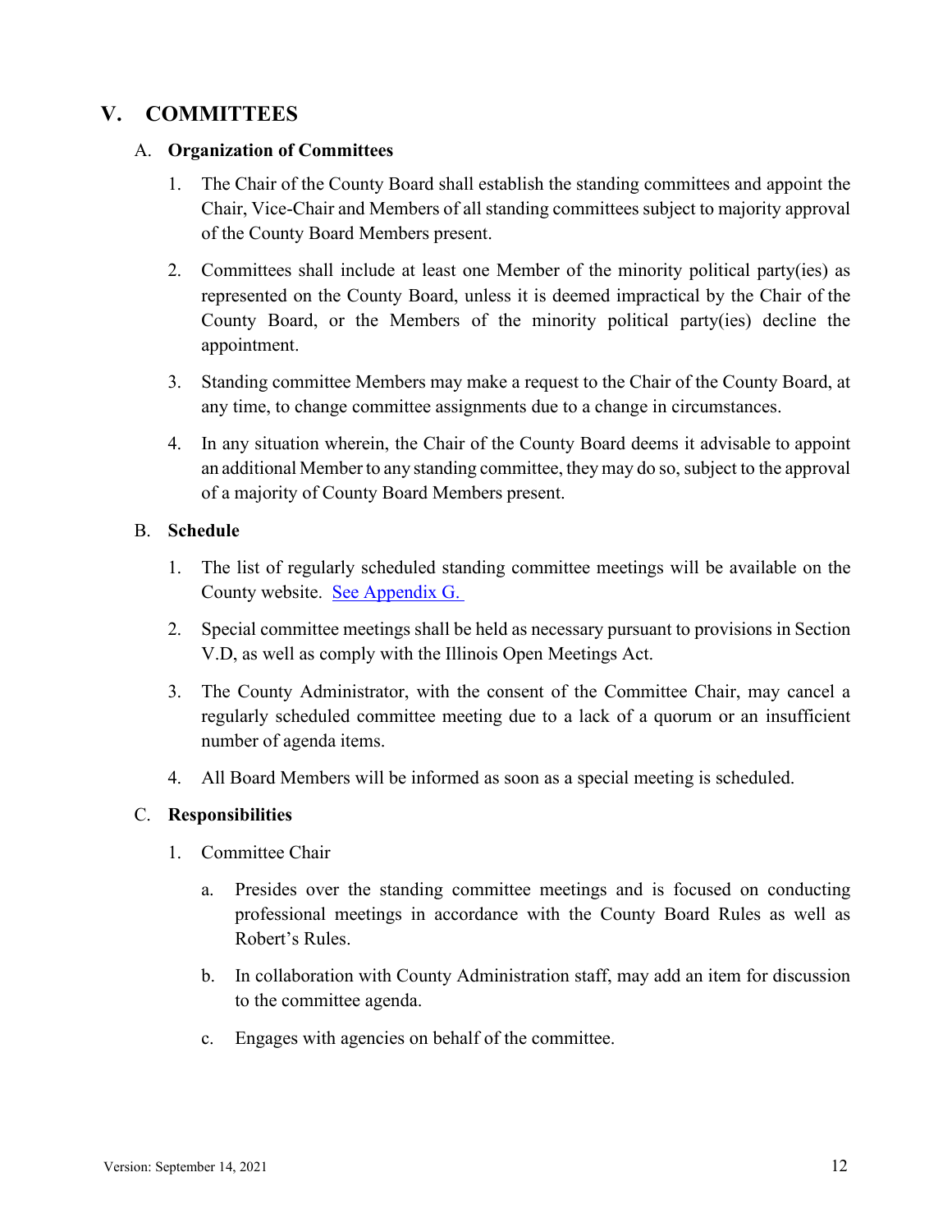## V. COMMITTEES

### A. Organization of Committees

1. The Chair of the County Board shall establish the standing committees and appoint the Chair, Vice-Chair and Members of all standing committees subject to majority approval of the County Board Members present.

2. Committees shall include at least one Member of the minority political party(ies) as represented on the County Board, unless it is deemed impractical by the Chair of the County Board, or the Members of the minority political party(ies) decline the appointment.

3. Standing committee Members may make a request to the Chair of the County Board, at any time, to change committee assignments due to a change in circumstances.

4. In any situation wherein, the Chair of the County Board deems it advisable to appoint an additional Member to any standing committee, they may do so, subject to the approval of a majority of County Board Members present.

### B. Schedule

1. The list of regularly scheduled standing committee meetings will be available on the County website. See Appendix G.

2. Special committee meetings shall be held as necessary pursuant to provisions in Section V.D, as well as comply with the Illinois Open Meetings Act.

3. The County Administrator, with the consent of the Committee Chair, may cancel a regularly scheduled committee meeting due to a lack of a quorum or an insufficient number of agenda items.

4. All Board Members will be informed as soon as a special meeting is scheduled.

### C. Responsibilities

1. Committee Chair

    a. Presides over the standing committee meetings and is focused on conducting professional meetings in accordance with the County Board Rules as well as Robert's Rules.

    b. In collaboration with County Administration staff, may add an item for discussion to the committee agenda.

    c. Engages with agencies on behalf of the committee.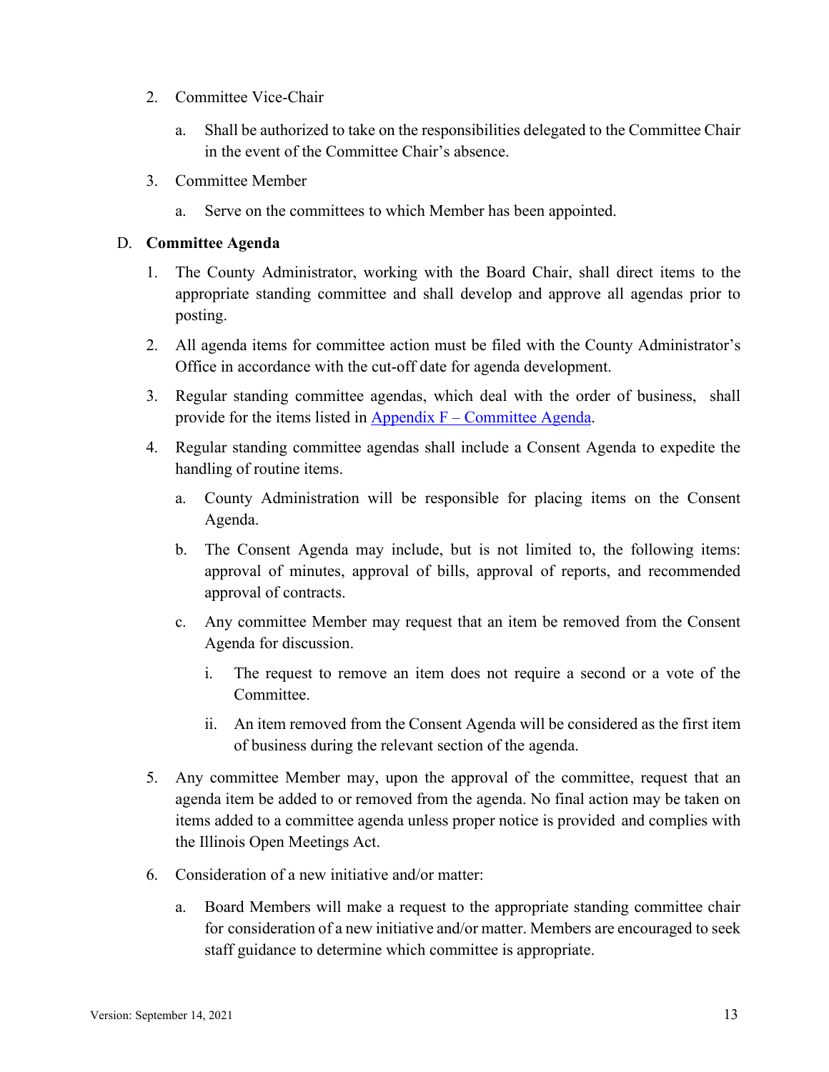2. Committee Vice-Chair

   a. Shall be authorized to take on the responsibilities delegated to the Committee Chair in the event of the Committee Chair's absence.

3. Committee Member

   a. Serve on the committees to which Member has been appointed.

D. **Committee Agenda**

1. The County Administrator, working with the Board Chair, shall direct items to the appropriate standing committee and shall develop and approve all agendas prior to posting.

2. All agenda items for committee action must be filed with the County Administrator's Office in accordance with the cut-off date for agenda development.

3. Regular standing committee agendas, which deal with the order of business, shall provide for the items listed in Appendix F – Committee Agenda.

4. Regular standing committee agendas shall include a Consent Agenda to expedite the handling of routine items.

   a. County Administration will be responsible for placing items on the Consent Agenda.

   b. The Consent Agenda may include, but is not limited to, the following items: approval of minutes, approval of bills, approval of reports, and recommended approval of contracts.

   c. Any committee Member may request that an item be removed from the Consent Agenda for discussion.

      i. The request to remove an item does not require a second or a vote of the Committee.

      ii. An item removed from the Consent Agenda will be considered as the first item of business during the relevant section of the agenda.

5. Any committee Member may, upon the approval of the committee, request that an agenda item be added to or removed from the agenda. No final action may be taken on items added to a committee agenda unless proper notice is provided and complies with the Illinois Open Meetings Act.

6. Consideration of a new initiative and/or matter:

   a. Board Members will make a request to the appropriate standing committee chair for consideration of a new initiative and/or matter. Members are encouraged to seek staff guidance to determine which committee is appropriate.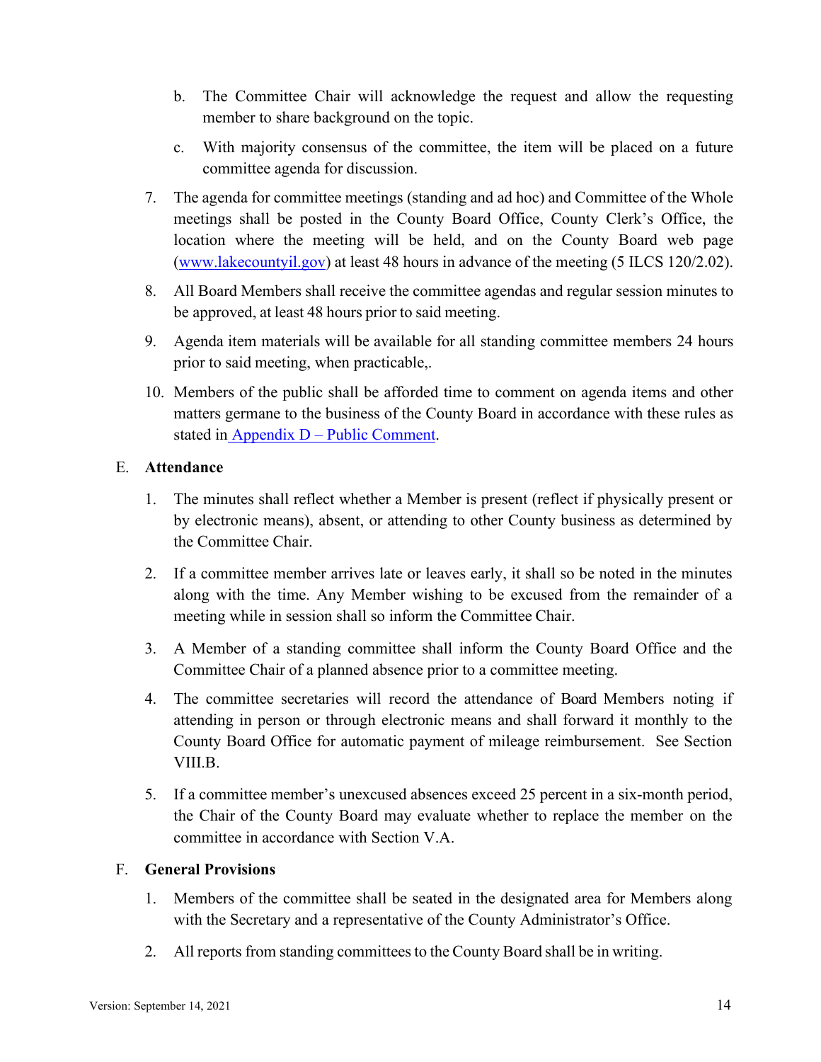b. The Committee Chair will acknowledge the request and allow the requesting member to share background on the topic.

   c. With majority consensus of the committee, the item will be placed on a future committee agenda for discussion.

7. The agenda for committee meetings (standing and ad hoc) and Committee of the Whole meetings shall be posted in the County Board Office, County Clerk's Office, the location where the meeting will be held, and on the County Board web page ([www.lakecountyil.gov](www.lakecountyil.gov)) at least 48 hours in advance of the meeting (5 ILCS 120/2.02).

8. All Board Members shall receive the committee agendas and regular session minutes to be approved, at least 48 hours prior to said meeting.

9. Agenda item materials will be available for all standing committee members 24 hours prior to said meeting, when practicable,.

10. Members of the public shall be afforded time to comment on agenda items and other matters germane to the business of the County Board in accordance with these rules as stated in Appendix D – Public Comment.

E. **Attendance**

1. The minutes shall reflect whether a Member is present (reflect if physically present or by electronic means), absent, or attending to other County business as determined by the Committee Chair.

2. If a committee member arrives late or leaves early, it shall so be noted in the minutes along with the time. Any Member wishing to be excused from the remainder of a meeting while in session shall so inform the Committee Chair.

3. A Member of a standing committee shall inform the County Board Office and the Committee Chair of a planned absence prior to a committee meeting.

4. The committee secretaries will record the attendance of Board Members noting if attending in person or through electronic means and shall forward it monthly to the County Board Office for automatic payment of mileage reimbursement. See Section VIII.B.

5. If a committee member's unexcused absences exceed 25 percent in a six-month period, the Chair of the County Board may evaluate whether to replace the member on the committee in accordance with Section V.A.

F. **General Provisions**

1. Members of the committee shall be seated in the designated area for Members along with the Secretary and a representative of the County Administrator's Office.

2. All reports from standing committees to the County Board shall be in writing.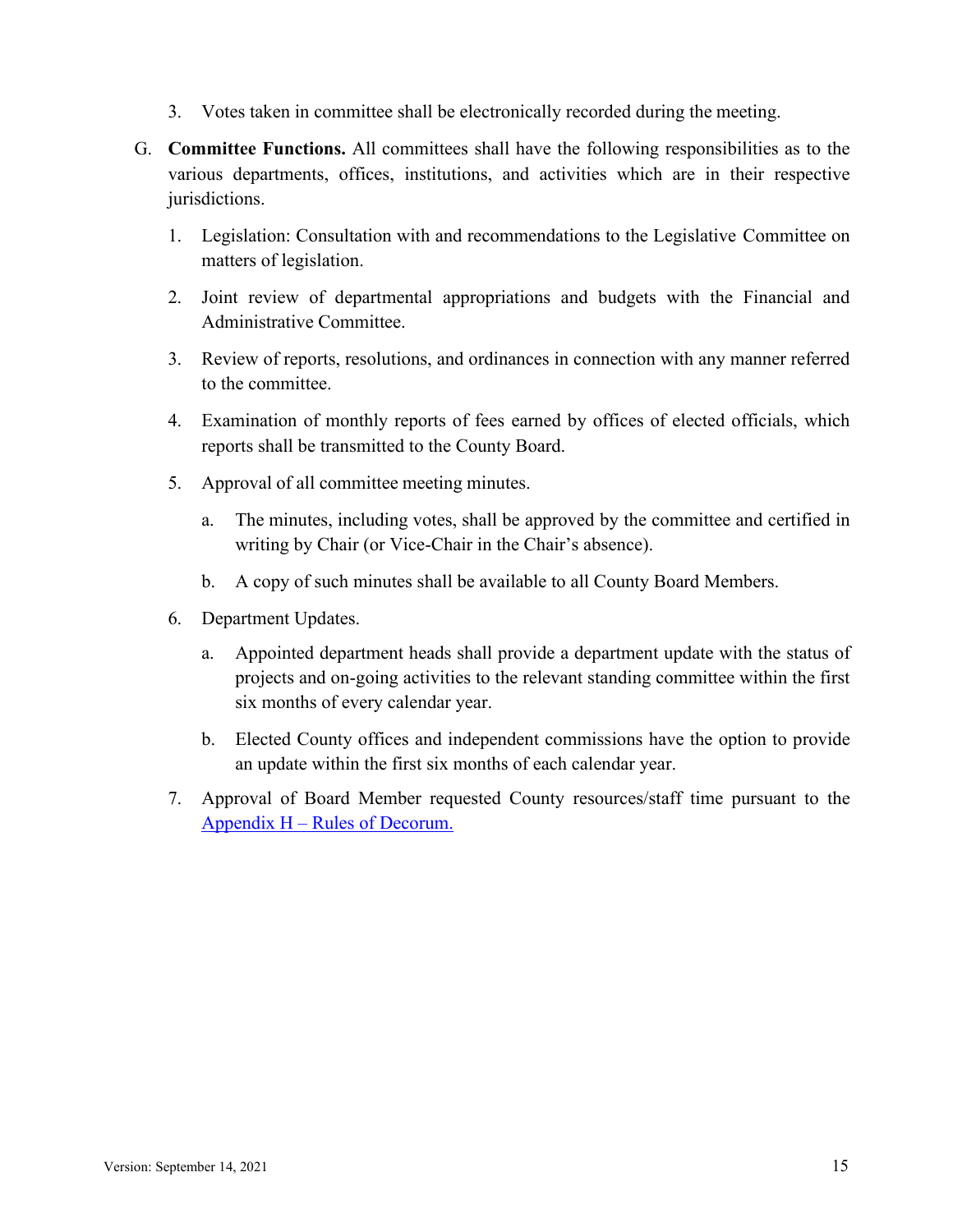3. Votes taken in committee shall be electronically recorded during the meeting.

G. **Committee Functions.** All committees shall have the following responsibilities as to the various departments, offices, institutions, and activities which are in their respective jurisdictions.

1. Legislation: Consultation with and recommendations to the Legislative Committee on matters of legislation.

2. Joint review of departmental appropriations and budgets with the Financial and Administrative Committee.

3. Review of reports, resolutions, and ordinances in connection with any manner referred to the committee.

4. Examination of monthly reports of fees earned by offices of elected officials, which reports shall be transmitted to the County Board.

5. Approval of all committee meeting minutes.

   a. The minutes, including votes, shall be approved by the committee and certified in writing by Chair (or Vice-Chair in the Chair's absence).

   b. A copy of such minutes shall be available to all County Board Members.

6. Department Updates.

   a. Appointed department heads shall provide a department update with the status of projects and on-going activities to the relevant standing committee within the first six months of every calendar year.

   b. Elected County offices and independent commissions have the option to provide an update within the first six months of each calendar year.

7. Approval of Board Member requested County resources/staff time pursuant to the Appendix H – Rules of Decorum.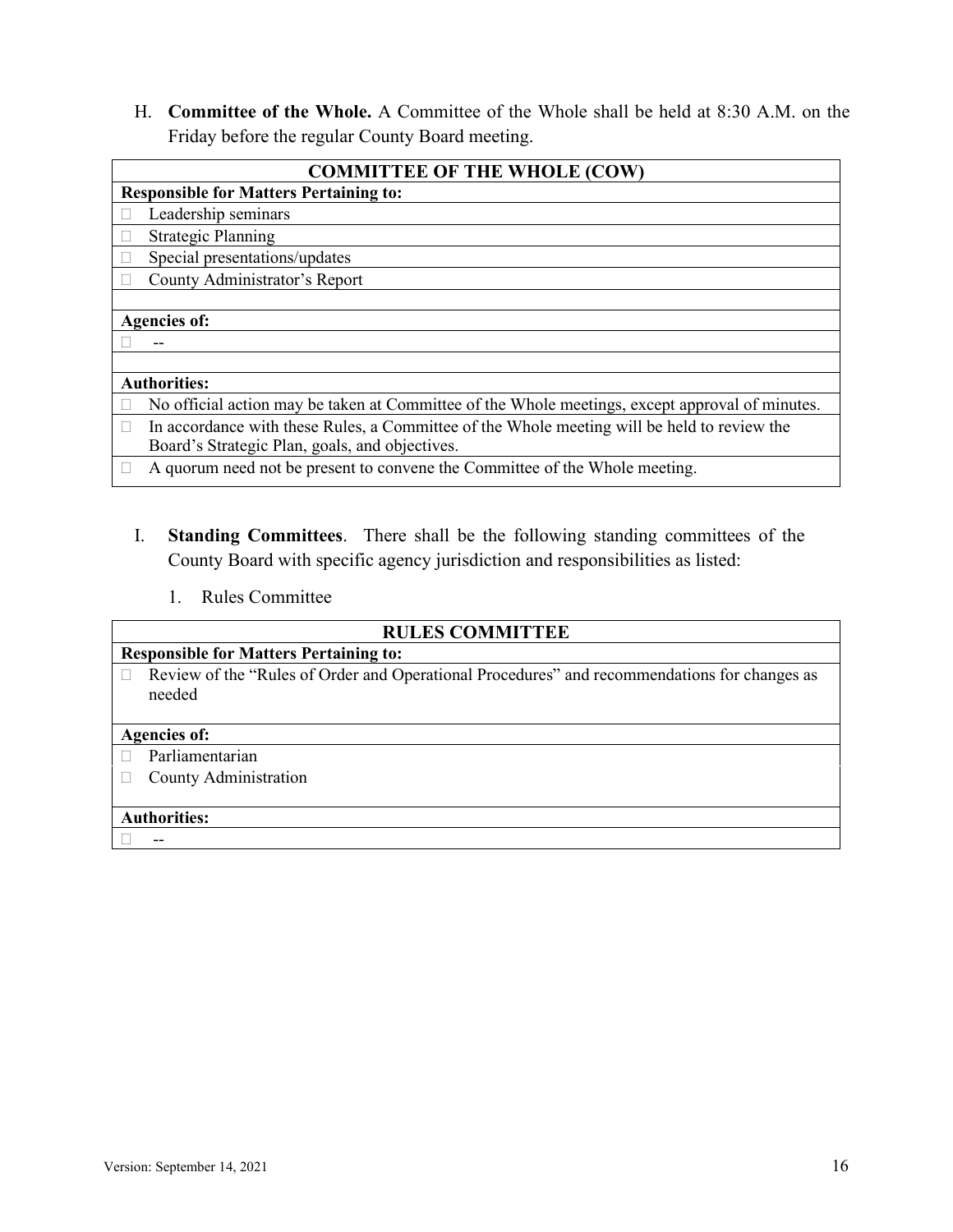H. **Committee of the Whole.** A Committee of the Whole shall be held at 8:30 A.M. on the Friday before the regular County Board meeting.

| COMMITTEE OF THE WHOLE (COW) |
|---|
| **Responsible for Matters Pertaining to:** |
| □ Leadership seminars |
| □ Strategic Planning |
| □ Special presentations/updates |
| □ County Administrator's Report |
| |
| **Agencies of:** |
| □ -- |
| |
| **Authorities:** |
| □ No official action may be taken at Committee of the Whole meetings, except approval of minutes. |
| □ In accordance with these Rules, a Committee of the Whole meeting will be held to review the Board's Strategic Plan, goals, and objectives. |
| □ A quorum need not be present to convene the Committee of the Whole meeting. |

I. **Standing Committees**. There shall be the following standing committees of the County Board with specific agency jurisdiction and responsibilities as listed:

1. Rules Committee

| RULES COMMITTEE |
|---|
| **Responsible for Matters Pertaining to:** |
| □ Review of the "Rules of Order and Operational Procedures" and recommendations for changes as needed |
| **Agencies of:** |
| □ Parliamentarian |
| □ County Administration |
| **Authorities:** |
| □ -- |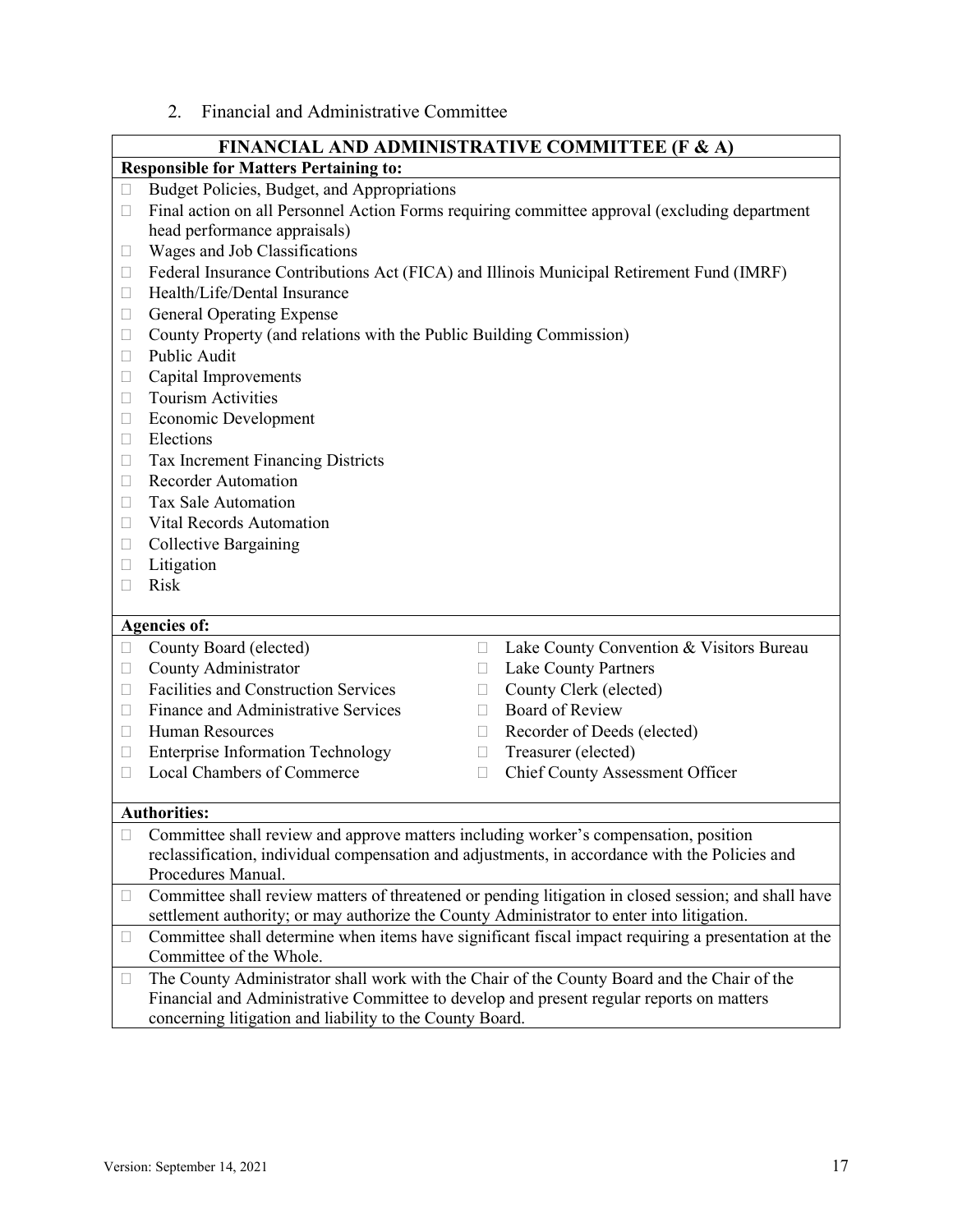2. Financial and Administrative Committee

**FINANCIAL AND ADMINISTRATIVE COMMITTEE (F & A)**

**Responsible for Matters Pertaining to:**

- Budget Policies, Budget, and Appropriations
- Final action on all Personnel Action Forms requiring committee approval (excluding department head performance appraisals)
- Wages and Job Classifications
- Federal Insurance Contributions Act (FICA) and Illinois Municipal Retirement Fund (IMRF)
- Health/Life/Dental Insurance
- General Operating Expense
- County Property (and relations with the Public Building Commission)
- Public Audit
- Capital Improvements
- Tourism Activities
- Economic Development
- Elections
- Tax Increment Financing Districts
- Recorder Automation
- Tax Sale Automation
- Vital Records Automation
- Collective Bargaining
- Litigation
- Risk

**Agencies of:**

- County Board (elected)
- County Administrator
- Facilities and Construction Services
- Finance and Administrative Services
- Human Resources
- Enterprise Information Technology
- Local Chambers of Commerce
- Lake County Convention & Visitors Bureau
- Lake County Partners
- County Clerk (elected)
- Board of Review
- Recorder of Deeds (elected)
- Treasurer (elected)
- Chief County Assessment Officer

**Authorities:**

- Committee shall review and approve matters including worker's compensation, position reclassification, individual compensation and adjustments, in accordance with the Policies and Procedures Manual.
- Committee shall review matters of threatened or pending litigation in closed session; and shall have settlement authority; or may authorize the County Administrator to enter into litigation.
- Committee shall determine when items have significant fiscal impact requiring a presentation at the Committee of the Whole.
- The County Administrator shall work with the Chair of the County Board and the Chair of the Financial and Administrative Committee to develop and present regular reports on matters concerning litigation and liability to the County Board.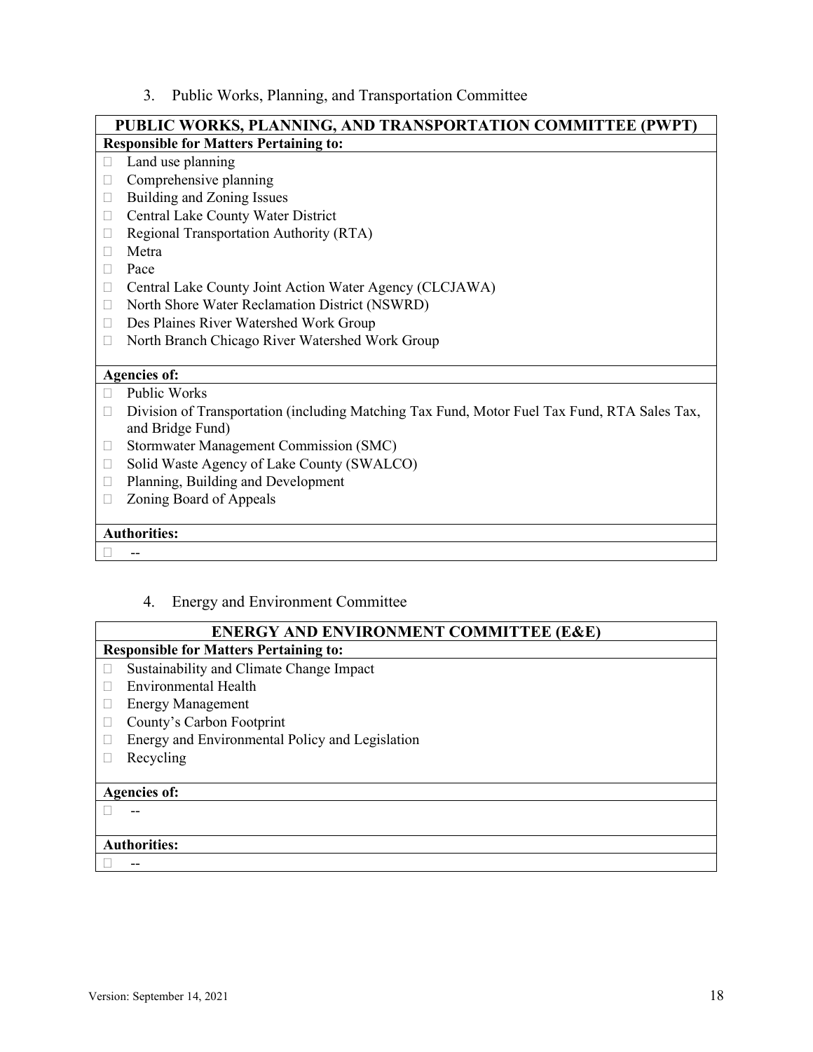3. Public Works, Planning, and Transportation Committee

| PUBLIC WORKS, PLANNING, AND TRANSPORTATION COMMITTEE (PWPT) |
|---|
| **Responsible for Matters Pertaining to:** |
| - Land use planning<br>- Comprehensive planning<br>- Building and Zoning Issues<br>- Central Lake County Water District<br>- Regional Transportation Authority (RTA)<br>- Metra<br>- Pace<br>- Central Lake County Joint Action Water Agency (CLCJAWA)<br>- North Shore Water Reclamation District (NSWRD)<br>- Des Plaines River Watershed Work Group<br>- North Branch Chicago River Watershed Work Group |
| **Agencies of:** |
| - Public Works<br>- Division of Transportation (including Matching Tax Fund, Motor Fuel Tax Fund, RTA Sales Tax, and Bridge Fund)<br>- Stormwater Management Commission (SMC)<br>- Solid Waste Agency of Lake County (SWALCO)<br>- Planning, Building and Development<br>- Zoning Board of Appeals |
| **Authorities:** |
| - -- |

4. Energy and Environment Committee

| ENERGY AND ENVIRONMENT COMMITTEE (E&E) |
|---|
| **Responsible for Matters Pertaining to:** |
| - Sustainability and Climate Change Impact<br>- Environmental Health<br>- Energy Management<br>- County's Carbon Footprint<br>- Energy and Environmental Policy and Legislation<br>- Recycling |
| **Agencies of:** |
| - -- |
| **Authorities:** |
| - -- |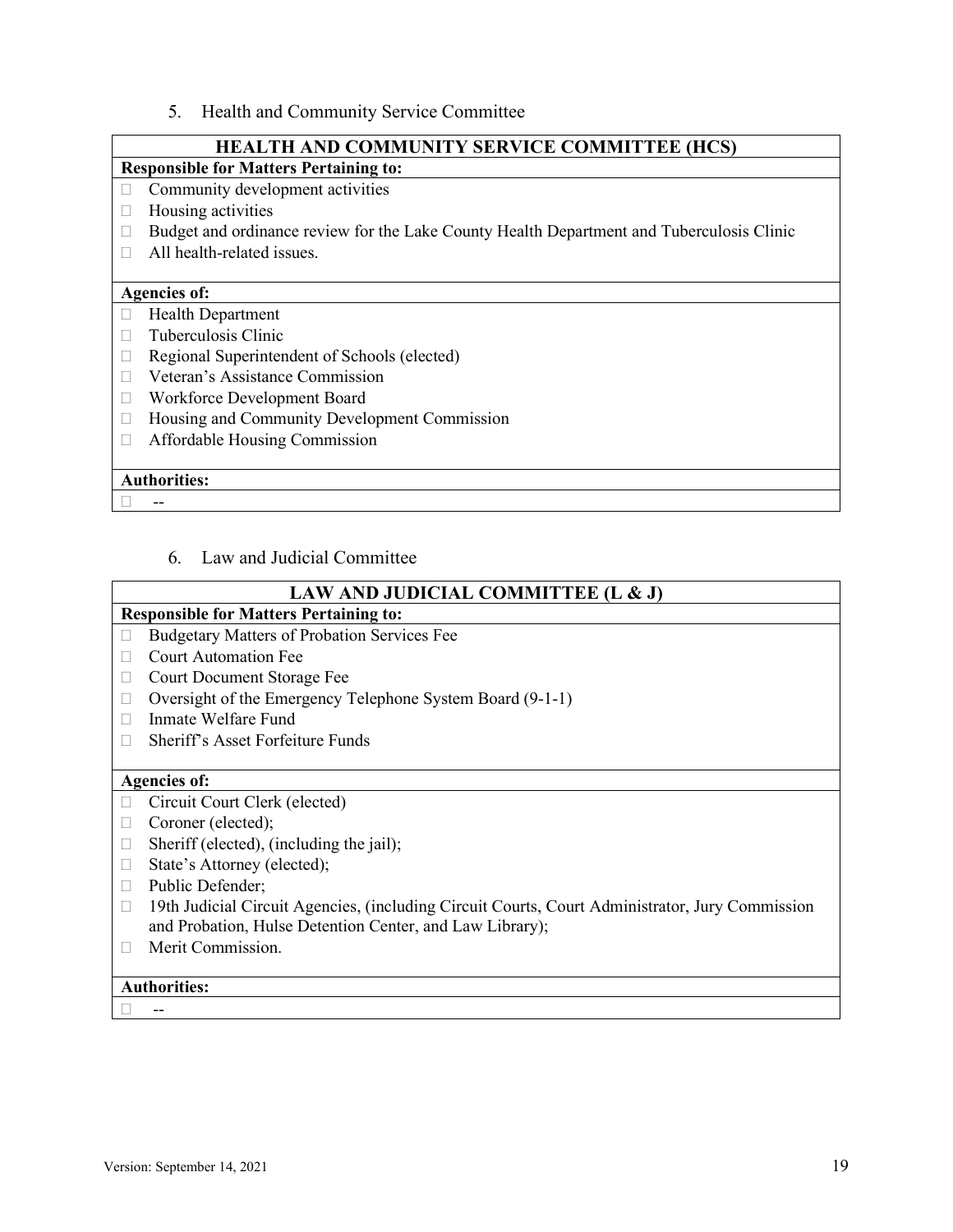5. Health and Community Service Committee

| HEALTH AND COMMUNITY SERVICE COMMITTEE (HCS) |
|---|
| **Responsible for Matters Pertaining to:** |
| - Community development activities<br>- Housing activities<br>- Budget and ordinance review for the Lake County Health Department and Tuberculosis Clinic<br>- All health-related issues. |
| **Agencies of:** |
| - Health Department<br>- Tuberculosis Clinic<br>- Regional Superintendent of Schools (elected)<br>- Veteran's Assistance Commission<br>- Workforce Development Board<br>- Housing and Community Development Commission<br>- Affordable Housing Commission |
| **Authorities:** |
| - -- |

6. Law and Judicial Committee

| LAW AND JUDICIAL COMMITTEE (L & J) |
|---|
| **Responsible for Matters Pertaining to:** |
| - Budgetary Matters of Probation Services Fee<br>- Court Automation Fee<br>- Court Document Storage Fee<br>- Oversight of the Emergency Telephone System Board (9-1-1)<br>- Inmate Welfare Fund<br>- Sheriff's Asset Forfeiture Funds |
| **Agencies of:** |
| - Circuit Court Clerk (elected)<br>- Coroner (elected);<br>- Sheriff (elected), (including the jail);<br>- State's Attorney (elected);<br>- Public Defender;<br>- 19th Judicial Circuit Agencies, (including Circuit Courts, Court Administrator, Jury Commission and Probation, Hulse Detention Center, and Law Library);<br>- Merit Commission. |
| **Authorities:** |
| - -- |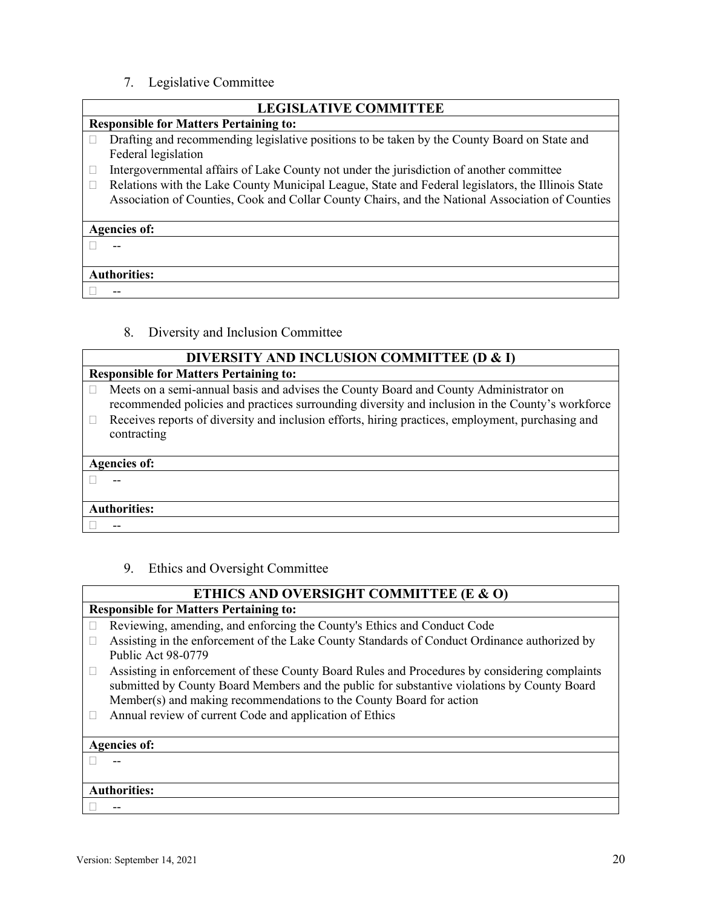7. Legislative Committee

| LEGISLATIVE COMMITTEE |
|---|
| **Responsible for Matters Pertaining to:** |
| • Drafting and recommending legislative positions to be taken by the County Board on State and Federal legislation<br>• Intergovernmental affairs of Lake County not under the jurisdiction of another committee<br>• Relations with the Lake County Municipal League, State and Federal legislators, the Illinois State Association of Counties, Cook and Collar County Chairs, and the National Association of Counties |
| **Agencies of:** |
| • -- |
| **Authorities:** |
| • -- |

8. Diversity and Inclusion Committee

| DIVERSITY AND INCLUSION COMMITTEE (D & I) |
|---|
| **Responsible for Matters Pertaining to:** |
| • Meets on a semi-annual basis and advises the County Board and County Administrator on recommended policies and practices surrounding diversity and inclusion in the County's workforce<br>• Receives reports of diversity and inclusion efforts, hiring practices, employment, purchasing and contracting |
| **Agencies of:** |
| • -- |
| **Authorities:** |
| • -- |

9. Ethics and Oversight Committee

| ETHICS AND OVERSIGHT COMMITTEE (E & O) |
|---|
| **Responsible for Matters Pertaining to:** |
| • Reviewing, amending, and enforcing the County's Ethics and Conduct Code<br>• Assisting in the enforcement of the Lake County Standards of Conduct Ordinance authorized by Public Act 98-0779<br>• Assisting in enforcement of these County Board Rules and Procedures by considering complaints submitted by County Board Members and the public for substantive violations by County Board Member(s) and making recommendations to the County Board for action<br>• Annual review of current Code and application of Ethics |
| **Agencies of:** |
| • -- |
| **Authorities:** |
| • -- |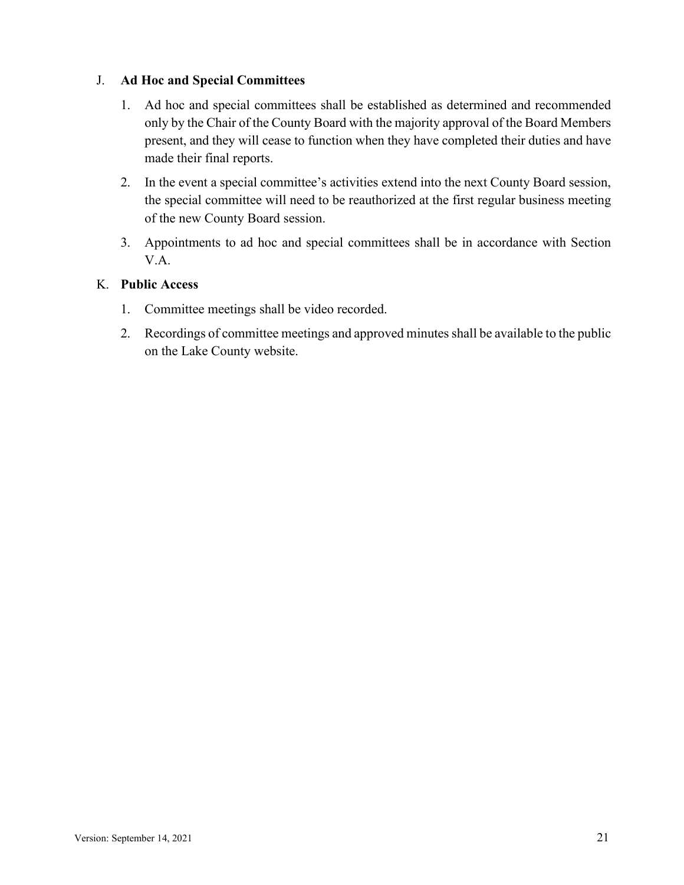J. **Ad Hoc and Special Committees**

1. Ad hoc and special committees shall be established as determined and recommended only by the Chair of the County Board with the majority approval of the Board Members present, and they will cease to function when they have completed their duties and have made their final reports.
2. In the event a special committee's activities extend into the next County Board session, the special committee will need to be reauthorized at the first regular business meeting of the new County Board session.
3. Appointments to ad hoc and special committees shall be in accordance with Section V.A.

K. **Public Access**

1. Committee meetings shall be video recorded.
2. Recordings of committee meetings and approved minutes shall be available to the public on the Lake County website.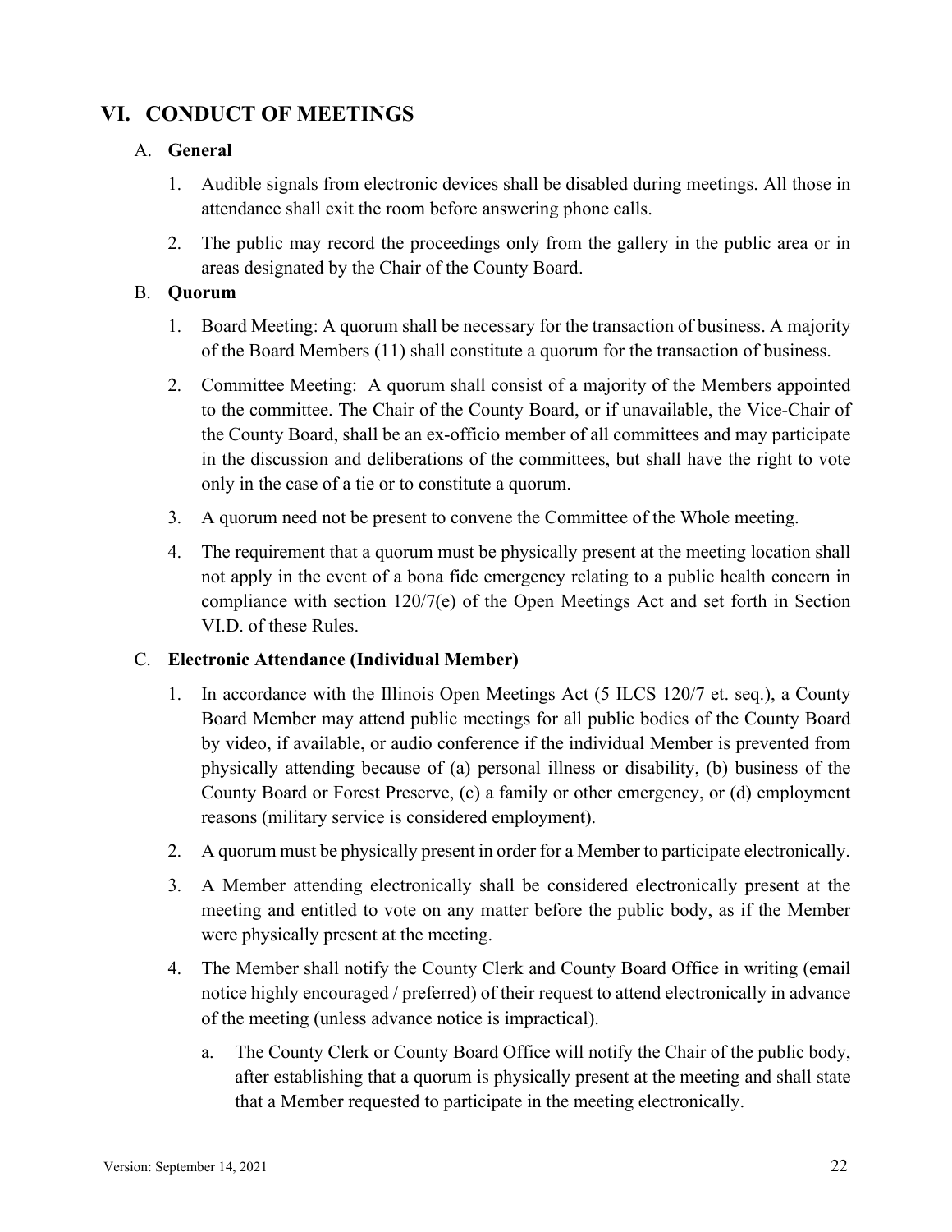## VI. CONDUCT OF MEETINGS

### A. General

1. Audible signals from electronic devices shall be disabled during meetings. All those in attendance shall exit the room before answering phone calls.
2. The public may record the proceedings only from the gallery in the public area or in areas designated by the Chair of the County Board.

### B. Quorum

1. Board Meeting: A quorum shall be necessary for the transaction of business. A majority of the Board Members (11) shall constitute a quorum for the transaction of business.
2. Committee Meeting: A quorum shall consist of a majority of the Members appointed to the committee. The Chair of the County Board, or if unavailable, the Vice-Chair of the County Board, shall be an ex-officio member of all committees and may participate in the discussion and deliberations of the committees, but shall have the right to vote only in the case of a tie or to constitute a quorum.
3. A quorum need not be present to convene the Committee of the Whole meeting.
4. The requirement that a quorum must be physically present at the meeting location shall not apply in the event of a bona fide emergency relating to a public health concern in compliance with section 120/7(e) of the Open Meetings Act and set forth in Section VI.D. of these Rules.

### C. Electronic Attendance (Individual Member)

1. In accordance with the Illinois Open Meetings Act (5 ILCS 120/7 et. seq.), a County Board Member may attend public meetings for all public bodies of the County Board by video, if available, or audio conference if the individual Member is prevented from physically attending because of (a) personal illness or disability, (b) business of the County Board or Forest Preserve, (c) a family or other emergency, or (d) employment reasons (military service is considered employment).
2. A quorum must be physically present in order for a Member to participate electronically.
3. A Member attending electronically shall be considered electronically present at the meeting and entitled to vote on any matter before the public body, as if the Member were physically present at the meeting.
4. The Member shall notify the County Clerk and County Board Office in writing (email notice highly encouraged / preferred) of their request to attend electronically in advance of the meeting (unless advance notice is impractical).
   a. The County Clerk or County Board Office will notify the Chair of the public body, after establishing that a quorum is physically present at the meeting and shall state that a Member requested to participate in the meeting electronically.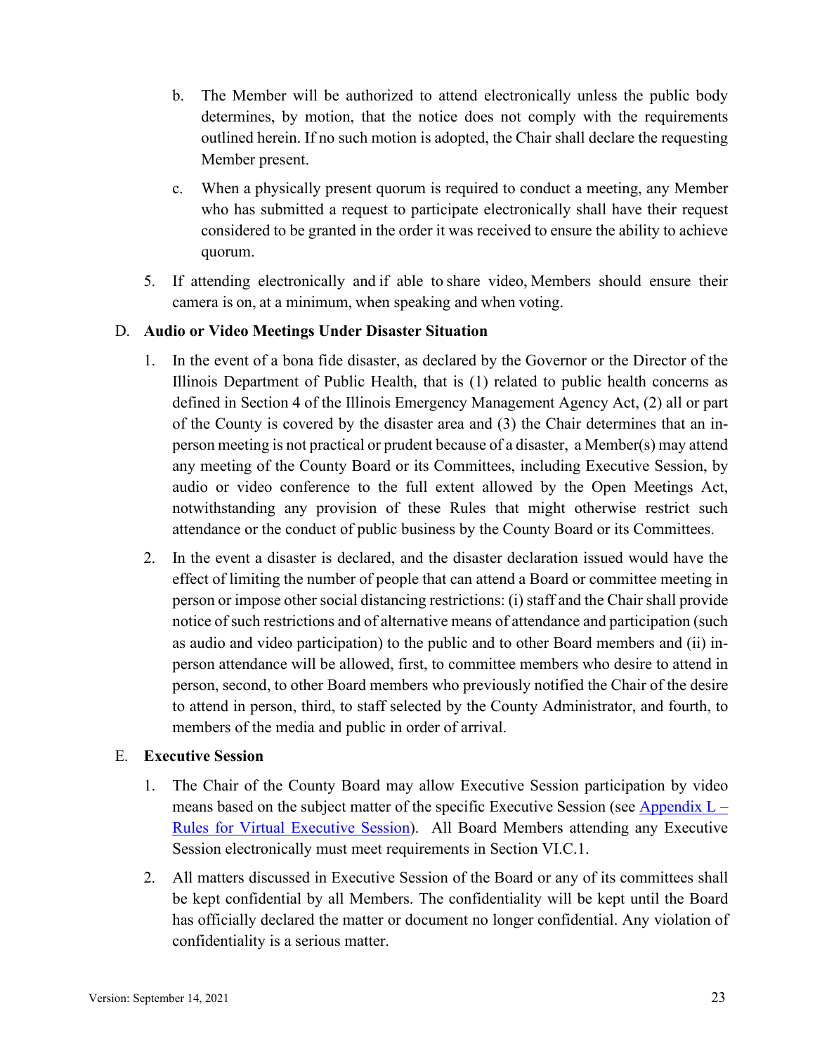b. The Member will be authorized to attend electronically unless the public body determines, by motion, that the notice does not comply with the requirements outlined herein. If no such motion is adopted, the Chair shall declare the requesting Member present.

   c. When a physically present quorum is required to conduct a meeting, any Member who has submitted a request to participate electronically shall have their request considered to be granted in the order it was received to ensure the ability to achieve quorum.

5. If attending electronically and if able to share video, Members should ensure their camera is on, at a minimum, when speaking and when voting.

D. **Audio or Video Meetings Under Disaster Situation**

1. In the event of a bona fide disaster, as declared by the Governor or the Director of the Illinois Department of Public Health, that is (1) related to public health concerns as defined in Section 4 of the Illinois Emergency Management Agency Act, (2) all or part of the County is covered by the disaster area and (3) the Chair determines that an in-person meeting is not practical or prudent because of a disaster, a Member(s) may attend any meeting of the County Board or its Committees, including Executive Session, by audio or video conference to the full extent allowed by the Open Meetings Act, notwithstanding any provision of these Rules that might otherwise restrict such attendance or the conduct of public business by the County Board or its Committees.

2. In the event a disaster is declared, and the disaster declaration issued would have the effect of limiting the number of people that can attend a Board or committee meeting in person or impose other social distancing restrictions: (i) staff and the Chair shall provide notice of such restrictions and of alternative means of attendance and participation (such as audio and video participation) to the public and to other Board members and (ii) in-person attendance will be allowed, first, to committee members who desire to attend in person, second, to other Board members who previously notified the Chair of the desire to attend in person, third, to staff selected by the County Administrator, and fourth, to members of the media and public in order of arrival.

E. **Executive Session**

1. The Chair of the County Board may allow Executive Session participation by video means based on the subject matter of the specific Executive Session (see Appendix L – Rules for Virtual Executive Session). All Board Members attending any Executive Session electronically must meet requirements in Section VI.C.1.

2. All matters discussed in Executive Session of the Board or any of its committees shall be kept confidential by all Members. The confidentiality will be kept until the Board has officially declared the matter or document no longer confidential. Any violation of confidentiality is a serious matter.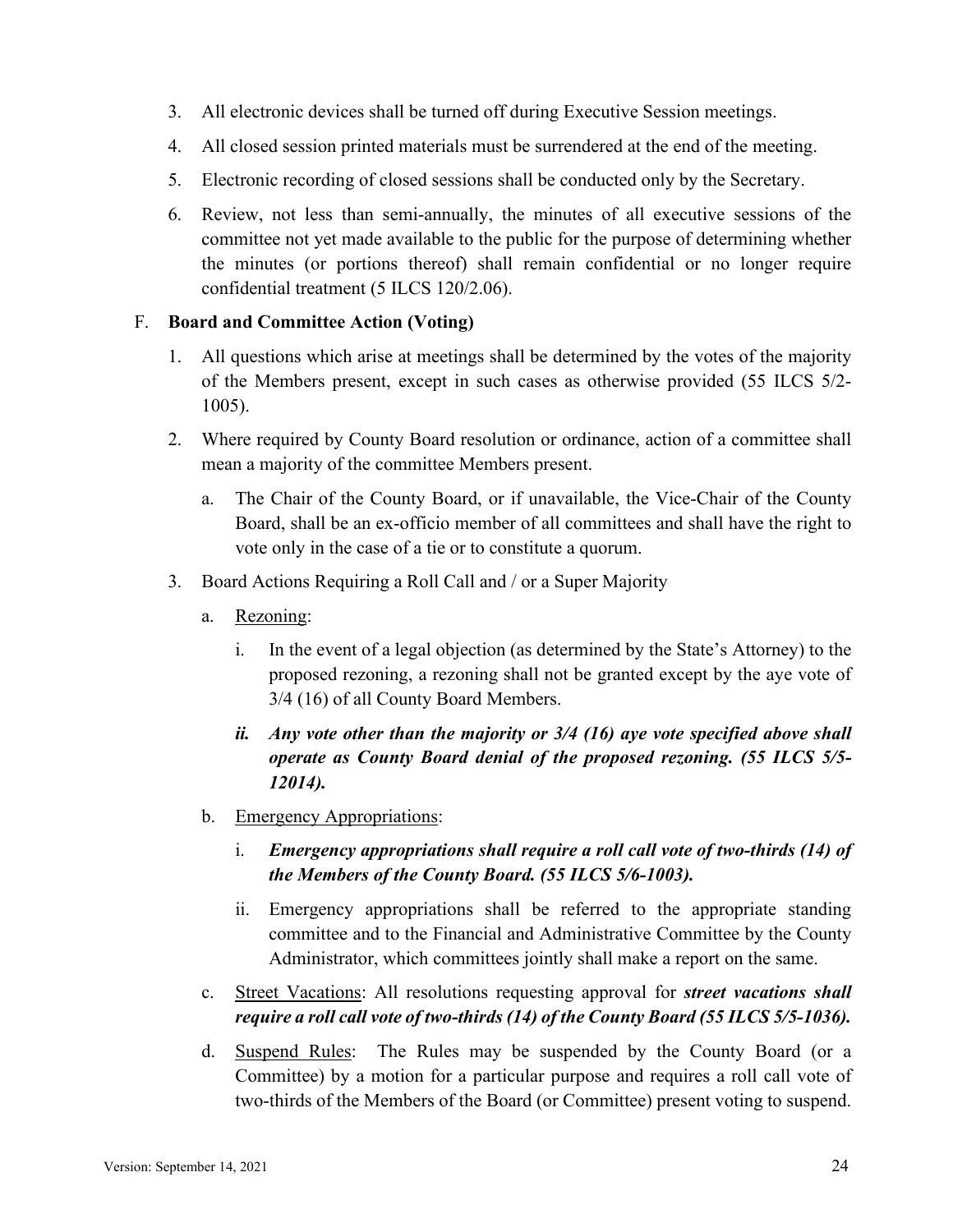3. All electronic devices shall be turned off during Executive Session meetings.
4. All closed session printed materials must be surrendered at the end of the meeting.
5. Electronic recording of closed sessions shall be conducted only by the Secretary.
6. Review, not less than semi-annually, the minutes of all executive sessions of the committee not yet made available to the public for the purpose of determining whether the minutes (or portions thereof) shall remain confidential or no longer require confidential treatment (5 ILCS 120/2.06).

F. **Board and Committee Action (Voting)**

1. All questions which arise at meetings shall be determined by the votes of the majority of the Members present, except in such cases as otherwise provided (55 ILCS 5/2-1005).
2. Where required by County Board resolution or ordinance, action of a committee shall mean a majority of the committee Members present.
   a. The Chair of the County Board, or if unavailable, the Vice-Chair of the County Board, shall be an ex-officio member of all committees and shall have the right to vote only in the case of a tie or to constitute a quorum.
3. Board Actions Requiring a Roll Call and / or a Super Majority
   a. <u>Rezoning</u>:
      i. In the event of a legal objection (as determined by the State's Attorney) to the proposed rezoning, a rezoning shall not be granted except by the aye vote of 3/4 (16) of all County Board Members.
      ***ii. Any vote other than the majority or 3/4 (16) aye vote specified above shall operate as County Board denial of the proposed rezoning. (55 ILCS 5/5-12014).***
   b. <u>Emergency Appropriations</u>:
      i. ***Emergency appropriations shall require a roll call vote of two-thirds (14) of the Members of the County Board. (55 ILCS 5/6-1003).***
      ii. Emergency appropriations shall be referred to the appropriate standing committee and to the Financial and Administrative Committee by the County Administrator, which committees jointly shall make a report on the same.
   c. <u>Street Vacations</u>: All resolutions requesting approval for ***street vacations shall require a roll call vote of two-thirds (14) of the County Board (55 ILCS 5/5-1036).***
   d. <u>Suspend Rules</u>: The Rules may be suspended by the County Board (or a Committee) by a motion for a particular purpose and requires a roll call vote of two-thirds of the Members of the Board (or Committee) present voting to suspend.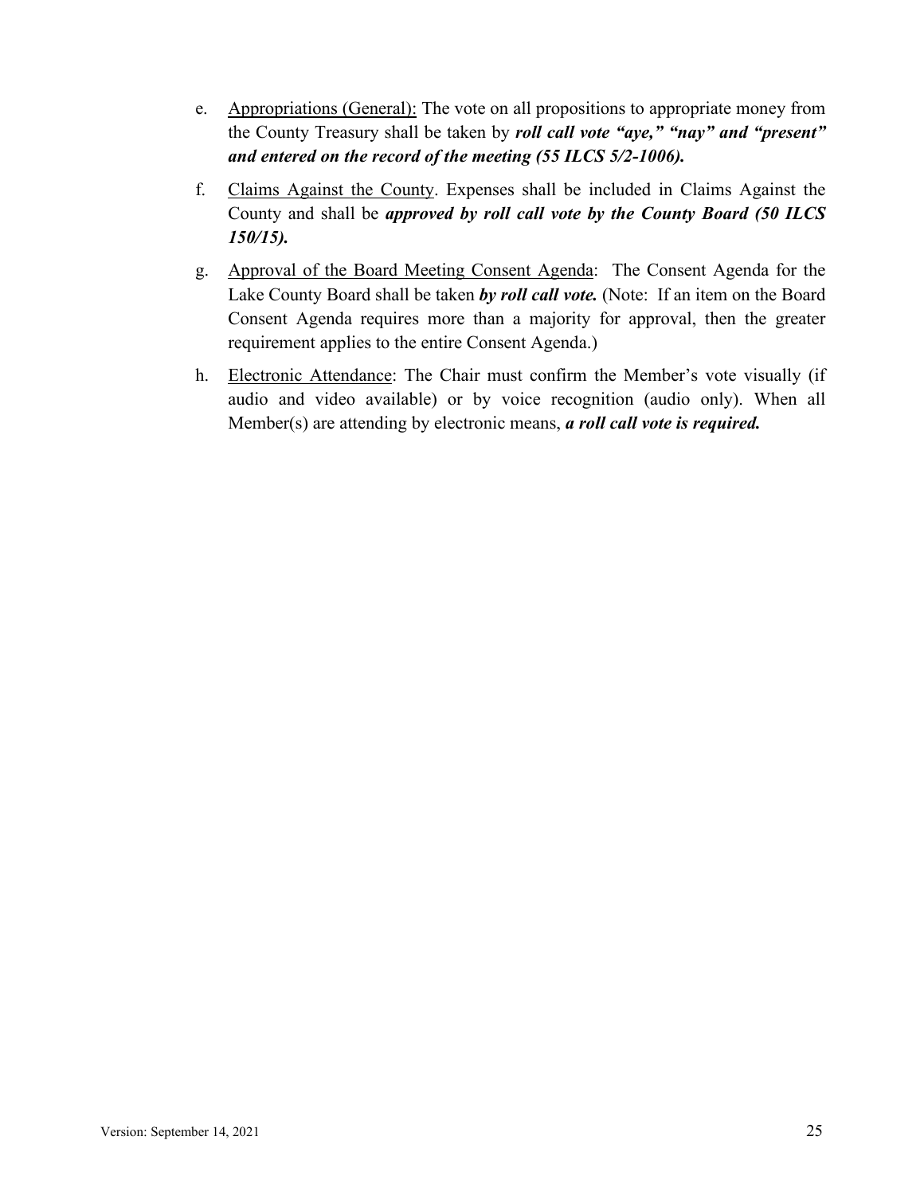e. Appropriations (General): The vote on all propositions to appropriate money from the County Treasury shall be taken by ***roll call vote "aye," "nay" and "present" and entered on the record of the meeting (55 ILCS 5/2-1006).***

f. Claims Against the County. Expenses shall be included in Claims Against the County and shall be ***approved by roll call vote by the County Board (50 ILCS 150/15).***

g. Approval of the Board Meeting Consent Agenda: The Consent Agenda for the Lake County Board shall be taken ***by roll call vote.*** (Note: If an item on the Board Consent Agenda requires more than a majority for approval, then the greater requirement applies to the entire Consent Agenda.)

h. Electronic Attendance: The Chair must confirm the Member's vote visually (if audio and video available) or by voice recognition (audio only). When all Member(s) are attending by electronic means, ***a roll call vote is required.***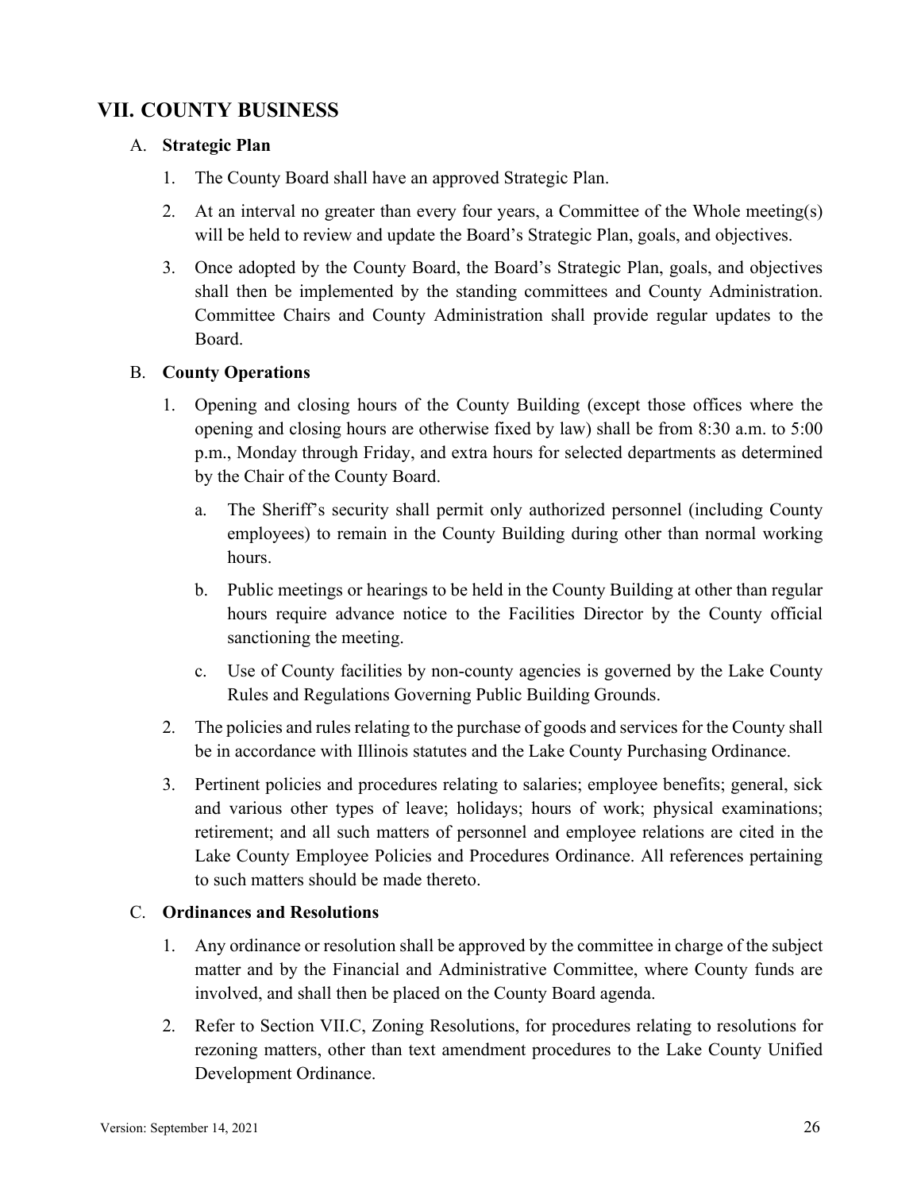## VII. COUNTY BUSINESS

A. **Strategic Plan**

1. The County Board shall have an approved Strategic Plan.

2. At an interval no greater than every four years, a Committee of the Whole meeting(s) will be held to review and update the Board's Strategic Plan, goals, and objectives.

3. Once adopted by the County Board, the Board's Strategic Plan, goals, and objectives shall then be implemented by the standing committees and County Administration. Committee Chairs and County Administration shall provide regular updates to the Board.

B. **County Operations**

1. Opening and closing hours of the County Building (except those offices where the opening and closing hours are otherwise fixed by law) shall be from 8:30 a.m. to 5:00 p.m., Monday through Friday, and extra hours for selected departments as determined by the Chair of the County Board.

   a. The Sheriff's security shall permit only authorized personnel (including County employees) to remain in the County Building during other than normal working hours.

   b. Public meetings or hearings to be held in the County Building at other than regular hours require advance notice to the Facilities Director by the County official sanctioning the meeting.

   c. Use of County facilities by non-county agencies is governed by the Lake County Rules and Regulations Governing Public Building Grounds.

2. The policies and rules relating to the purchase of goods and services for the County shall be in accordance with Illinois statutes and the Lake County Purchasing Ordinance.

3. Pertinent policies and procedures relating to salaries; employee benefits; general, sick and various other types of leave; holidays; hours of work; physical examinations; retirement; and all such matters of personnel and employee relations are cited in the Lake County Employee Policies and Procedures Ordinance. All references pertaining to such matters should be made thereto.

C. **Ordinances and Resolutions**

1. Any ordinance or resolution shall be approved by the committee in charge of the subject matter and by the Financial and Administrative Committee, where County funds are involved, and shall then be placed on the County Board agenda.

2. Refer to Section VII.C, Zoning Resolutions, for procedures relating to resolutions for rezoning matters, other than text amendment procedures to the Lake County Unified Development Ordinance.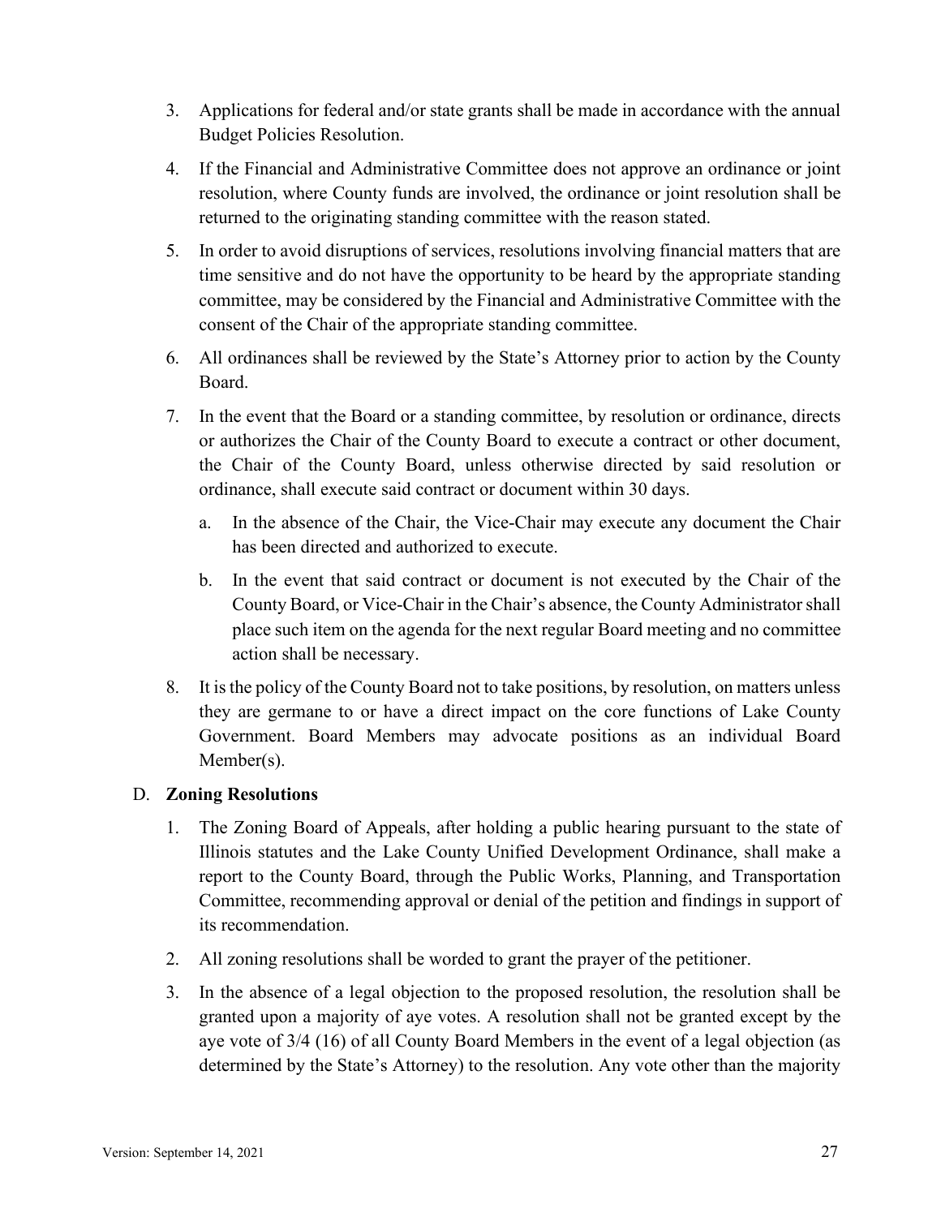3. Applications for federal and/or state grants shall be made in accordance with the annual Budget Policies Resolution.
4. If the Financial and Administrative Committee does not approve an ordinance or joint resolution, where County funds are involved, the ordinance or joint resolution shall be returned to the originating standing committee with the reason stated.
5. In order to avoid disruptions of services, resolutions involving financial matters that are time sensitive and do not have the opportunity to be heard by the appropriate standing committee, may be considered by the Financial and Administrative Committee with the consent of the Chair of the appropriate standing committee.
6. All ordinances shall be reviewed by the State's Attorney prior to action by the County Board.
7. In the event that the Board or a standing committee, by resolution or ordinance, directs or authorizes the Chair of the County Board to execute a contract or other document, the Chair of the County Board, unless otherwise directed by said resolution or ordinance, shall execute said contract or document within 30 days.
   a. In the absence of the Chair, the Vice-Chair may execute any document the Chair has been directed and authorized to execute.
   b. In the event that said contract or document is not executed by the Chair of the County Board, or Vice-Chair in the Chair's absence, the County Administrator shall place such item on the agenda for the next regular Board meeting and no committee action shall be necessary.
8. It is the policy of the County Board not to take positions, by resolution, on matters unless they are germane to or have a direct impact on the core functions of Lake County Government. Board Members may advocate positions as an individual Board Member(s).

D. **Zoning Resolutions**

1. The Zoning Board of Appeals, after holding a public hearing pursuant to the state of Illinois statutes and the Lake County Unified Development Ordinance, shall make a report to the County Board, through the Public Works, Planning, and Transportation Committee, recommending approval or denial of the petition and findings in support of its recommendation.
2. All zoning resolutions shall be worded to grant the prayer of the petitioner.
3. In the absence of a legal objection to the proposed resolution, the resolution shall be granted upon a majority of aye votes. A resolution shall not be granted except by the aye vote of 3/4 (16) of all County Board Members in the event of a legal objection (as determined by the State's Attorney) to the resolution. Any vote other than the majority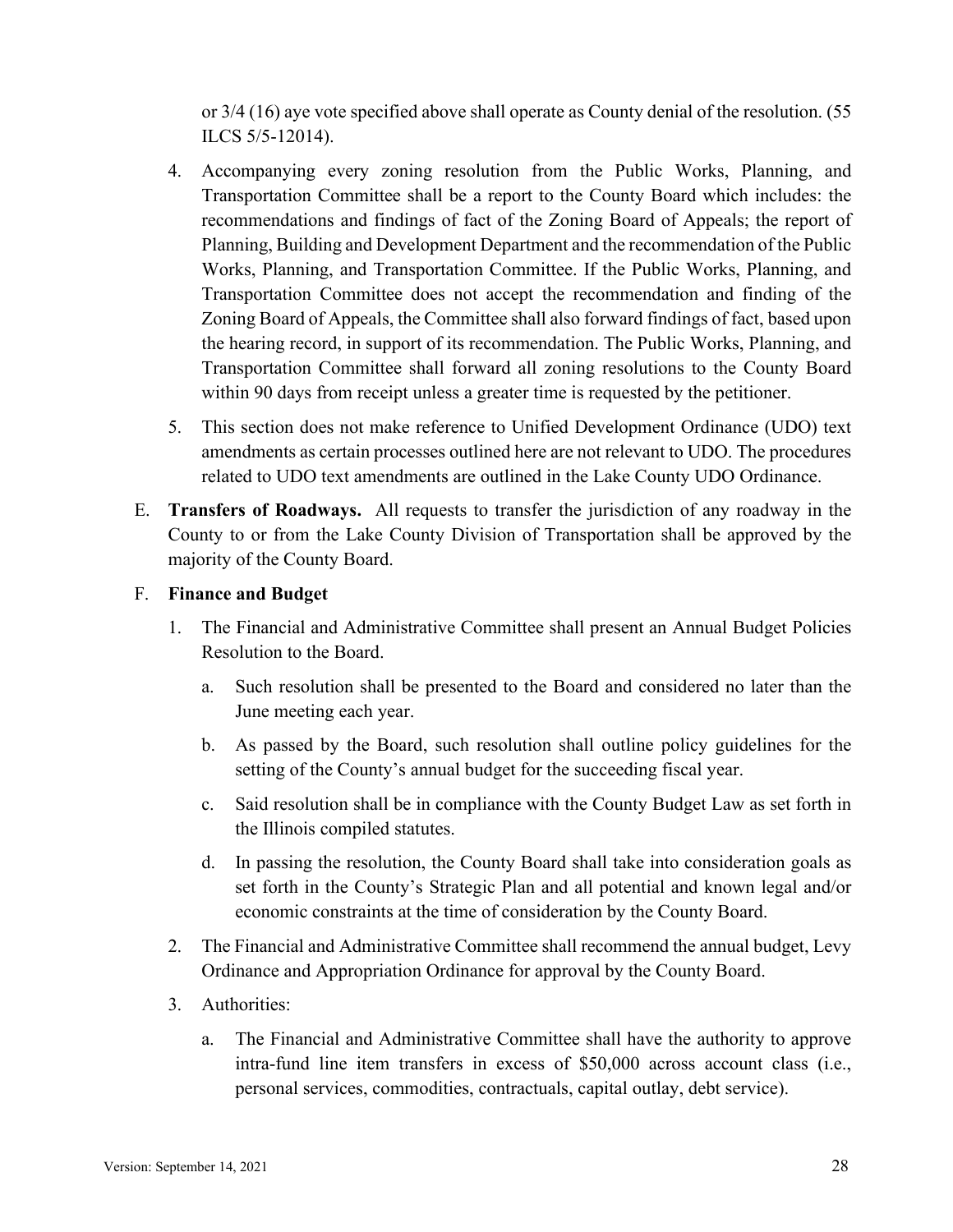or 3/4 (16) aye vote specified above shall operate as County denial of the resolution. (55 ILCS 5/5-12014).

4. Accompanying every zoning resolution from the Public Works, Planning, and Transportation Committee shall be a report to the County Board which includes: the recommendations and findings of fact of the Zoning Board of Appeals; the report of Planning, Building and Development Department and the recommendation of the Public Works, Planning, and Transportation Committee. If the Public Works, Planning, and Transportation Committee does not accept the recommendation and finding of the Zoning Board of Appeals, the Committee shall also forward findings of fact, based upon the hearing record, in support of its recommendation. The Public Works, Planning, and Transportation Committee shall forward all zoning resolutions to the County Board within 90 days from receipt unless a greater time is requested by the petitioner.

5. This section does not make reference to Unified Development Ordinance (UDO) text amendments as certain processes outlined here are not relevant to UDO. The procedures related to UDO text amendments are outlined in the Lake County UDO Ordinance.

E. **Transfers of Roadways.** All requests to transfer the jurisdiction of any roadway in the County to or from the Lake County Division of Transportation shall be approved by the majority of the County Board.

F. **Finance and Budget**

1. The Financial and Administrative Committee shall present an Annual Budget Policies Resolution to the Board.
   a. Such resolution shall be presented to the Board and considered no later than the June meeting each year.
   b. As passed by the Board, such resolution shall outline policy guidelines for the setting of the County's annual budget for the succeeding fiscal year.
   c. Said resolution shall be in compliance with the County Budget Law as set forth in the Illinois compiled statutes.
   d. In passing the resolution, the County Board shall take into consideration goals as set forth in the County's Strategic Plan and all potential and known legal and/or economic constraints at the time of consideration by the County Board.

2. The Financial and Administrative Committee shall recommend the annual budget, Levy Ordinance and Appropriation Ordinance for approval by the County Board.

3. Authorities:
   a. The Financial and Administrative Committee shall have the authority to approve intra-fund line item transfers in excess of $50,000 across account class (i.e., personal services, commodities, contractuals, capital outlay, debt service).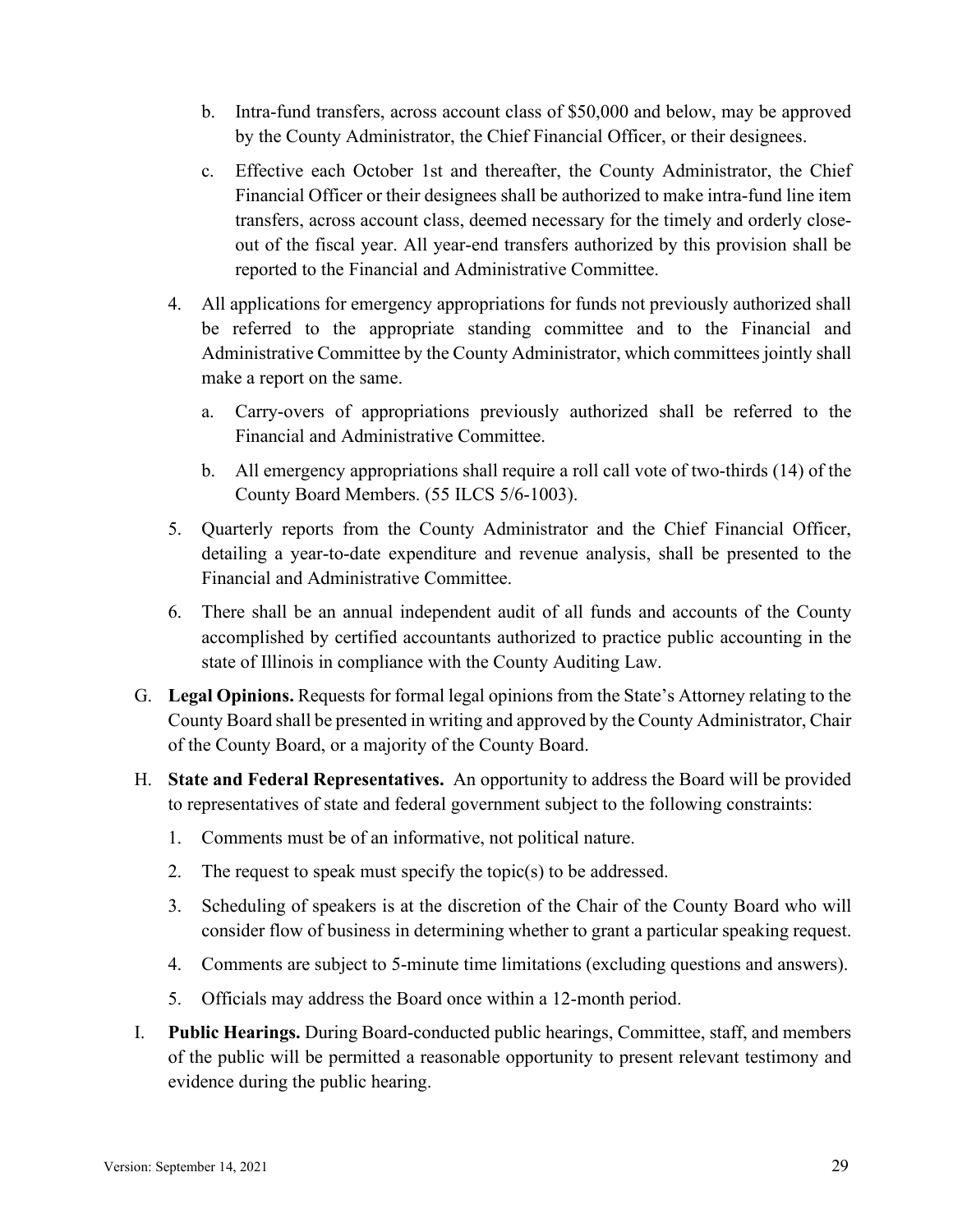b. Intra-fund transfers, across account class of $50,000 and below, may be approved by the County Administrator, the Chief Financial Officer, or their designees.

   c. Effective each October 1st and thereafter, the County Administrator, the Chief Financial Officer or their designees shall be authorized to make intra-fund line item transfers, across account class, deemed necessary for the timely and orderly close-out of the fiscal year. All year-end transfers authorized by this provision shall be reported to the Financial and Administrative Committee.

4. All applications for emergency appropriations for funds not previously authorized shall be referred to the appropriate standing committee and to the Financial and Administrative Committee by the County Administrator, which committees jointly shall make a report on the same.

   a. Carry-overs of appropriations previously authorized shall be referred to the Financial and Administrative Committee.

   b. All emergency appropriations shall require a roll call vote of two-thirds (14) of the County Board Members. (55 ILCS 5/6-1003).

5. Quarterly reports from the County Administrator and the Chief Financial Officer, detailing a year-to-date expenditure and revenue analysis, shall be presented to the Financial and Administrative Committee.

6. There shall be an annual independent audit of all funds and accounts of the County accomplished by certified accountants authorized to practice public accounting in the state of Illinois in compliance with the County Auditing Law.

G. **Legal Opinions.** Requests for formal legal opinions from the State's Attorney relating to the County Board shall be presented in writing and approved by the County Administrator, Chair of the County Board, or a majority of the County Board.

H. **State and Federal Representatives.** An opportunity to address the Board will be provided to representatives of state and federal government subject to the following constraints:

   1. Comments must be of an informative, not political nature.
   2. The request to speak must specify the topic(s) to be addressed.
   3. Scheduling of speakers is at the discretion of the Chair of the County Board who will consider flow of business in determining whether to grant a particular speaking request.
   4. Comments are subject to 5-minute time limitations (excluding questions and answers).
   5. Officials may address the Board once within a 12-month period.

I. **Public Hearings.** During Board-conducted public hearings, Committee, staff, and members of the public will be permitted a reasonable opportunity to present relevant testimony and evidence during the public hearing.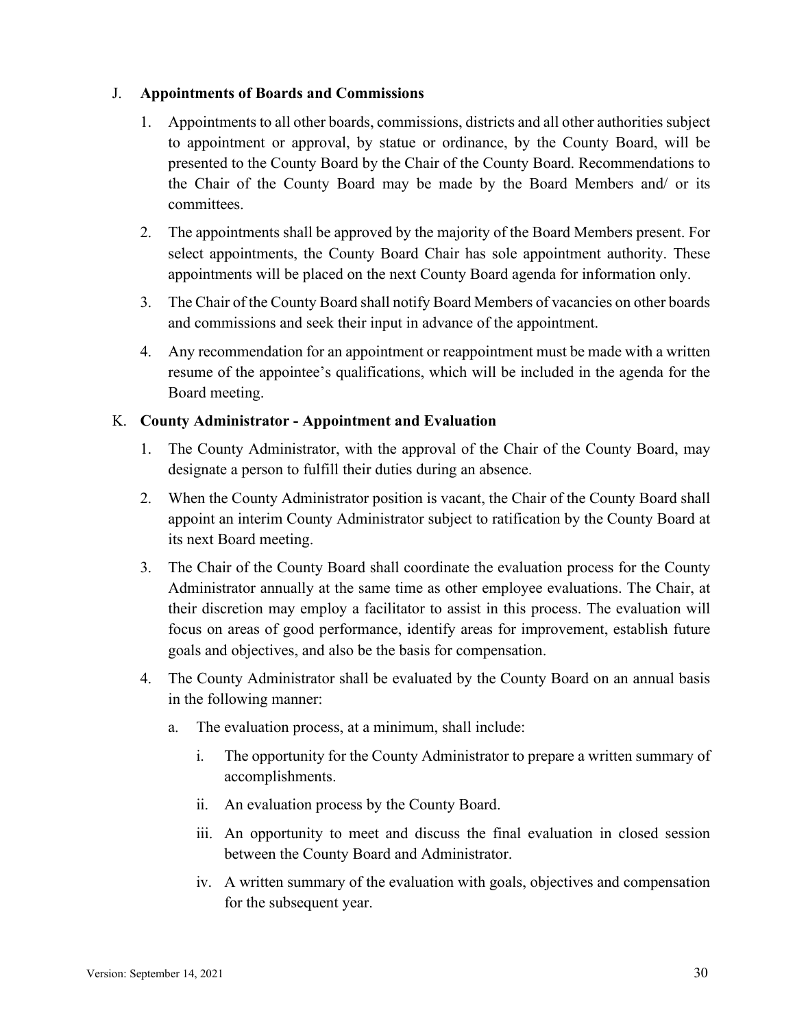## J. **Appointments of Boards and Commissions**

1. Appointments to all other boards, commissions, districts and all other authorities subject to appointment or approval, by statue or ordinance, by the County Board, will be presented to the County Board by the Chair of the County Board. Recommendations to the Chair of the County Board may be made by the Board Members and/ or its committees.

2. The appointments shall be approved by the majority of the Board Members present. For select appointments, the County Board Chair has sole appointment authority. These appointments will be placed on the next County Board agenda for information only.

3. The Chair of the County Board shall notify Board Members of vacancies on other boards and commissions and seek their input in advance of the appointment.

4. Any recommendation for an appointment or reappointment must be made with a written resume of the appointee's qualifications, which will be included in the agenda for the Board meeting.

## K. **County Administrator - Appointment and Evaluation**

1. The County Administrator, with the approval of the Chair of the County Board, may designate a person to fulfill their duties during an absence.

2. When the County Administrator position is vacant, the Chair of the County Board shall appoint an interim County Administrator subject to ratification by the County Board at its next Board meeting.

3. The Chair of the County Board shall coordinate the evaluation process for the County Administrator annually at the same time as other employee evaluations. The Chair, at their discretion may employ a facilitator to assist in this process. The evaluation will focus on areas of good performance, identify areas for improvement, establish future goals and objectives, and also be the basis for compensation.

4. The County Administrator shall be evaluated by the County Board on an annual basis in the following manner:

   a. The evaluation process, at a minimum, shall include:

      i. The opportunity for the County Administrator to prepare a written summary of accomplishments.

      ii. An evaluation process by the County Board.

      iii. An opportunity to meet and discuss the final evaluation in closed session between the County Board and Administrator.

      iv. A written summary of the evaluation with goals, objectives and compensation for the subsequent year.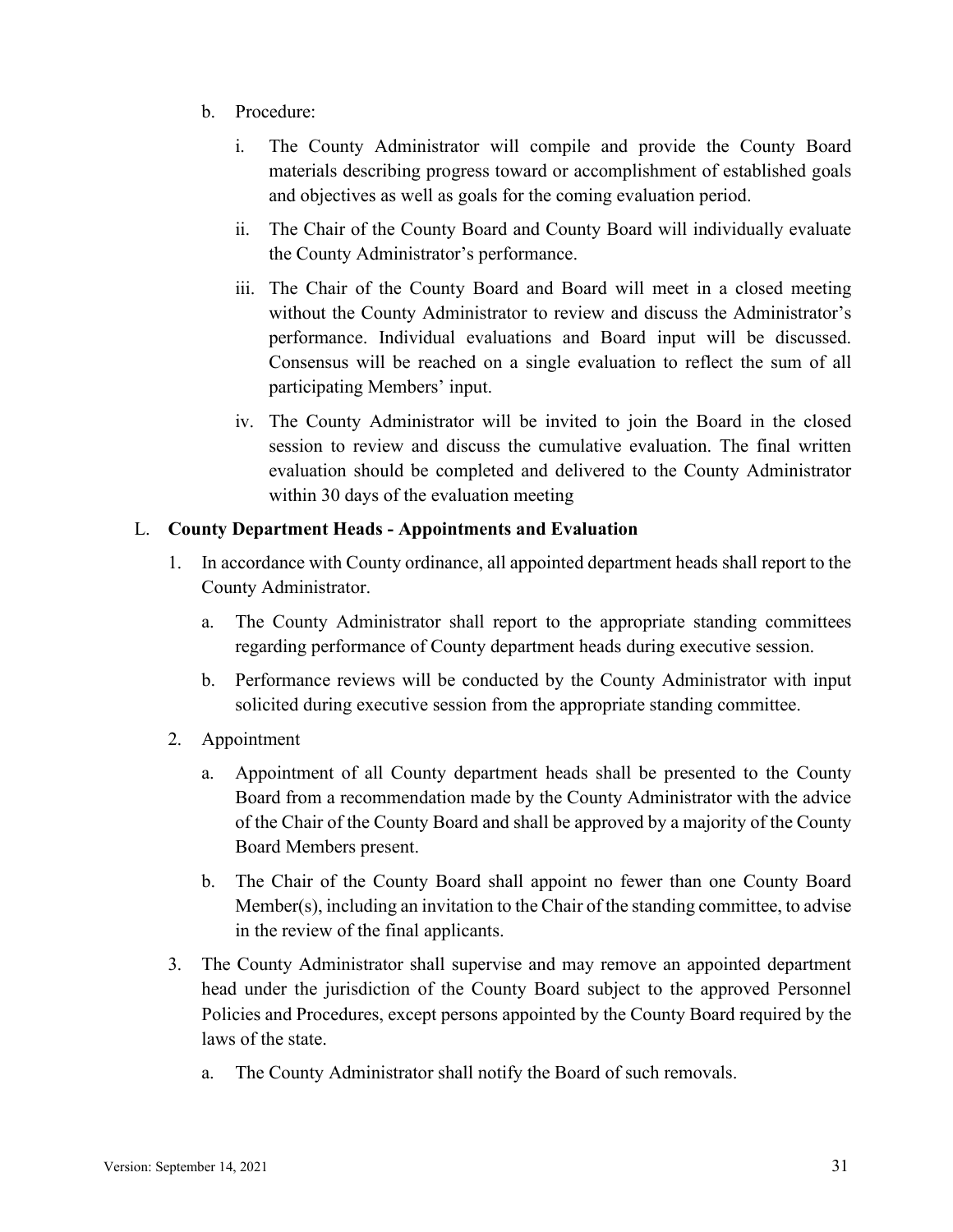b. Procedure:

   i. The County Administrator will compile and provide the County Board materials describing progress toward or accomplishment of established goals and objectives as well as goals for the coming evaluation period.

   ii. The Chair of the County Board and County Board will individually evaluate the County Administrator's performance.

   iii. The Chair of the County Board and Board will meet in a closed meeting without the County Administrator to review and discuss the Administrator's performance. Individual evaluations and Board input will be discussed. Consensus will be reached on a single evaluation to reflect the sum of all participating Members' input.

   iv. The County Administrator will be invited to join the Board in the closed session to review and discuss the cumulative evaluation. The final written evaluation should be completed and delivered to the County Administrator within 30 days of the evaluation meeting

L. **County Department Heads - Appointments and Evaluation**

1. In accordance with County ordinance, all appointed department heads shall report to the County Administrator.

   a. The County Administrator shall report to the appropriate standing committees regarding performance of County department heads during executive session.

   b. Performance reviews will be conducted by the County Administrator with input solicited during executive session from the appropriate standing committee.

2. Appointment

   a. Appointment of all County department heads shall be presented to the County Board from a recommendation made by the County Administrator with the advice of the Chair of the County Board and shall be approved by a majority of the County Board Members present.

   b. The Chair of the County Board shall appoint no fewer than one County Board Member(s), including an invitation to the Chair of the standing committee, to advise in the review of the final applicants.

3. The County Administrator shall supervise and may remove an appointed department head under the jurisdiction of the County Board subject to the approved Personnel Policies and Procedures, except persons appointed by the County Board required by the laws of the state.

   a. The County Administrator shall notify the Board of such removals.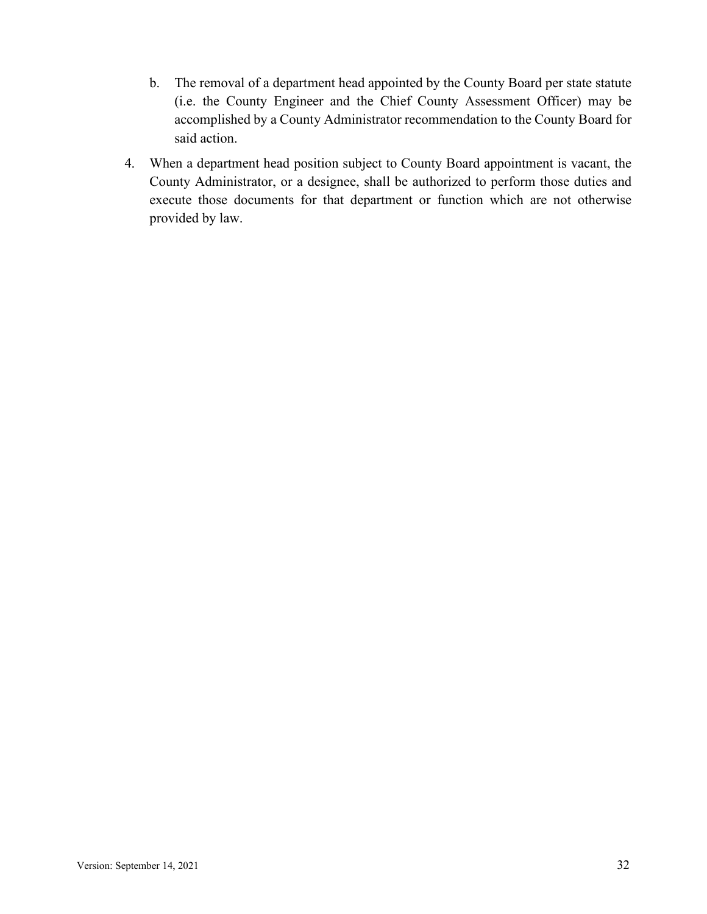b. The removal of a department head appointed by the County Board per state statute (i.e. the County Engineer and the Chief County Assessment Officer) may be accomplished by a County Administrator recommendation to the County Board for said action.

4. When a department head position subject to County Board appointment is vacant, the County Administrator, or a designee, shall be authorized to perform those duties and execute those documents for that department or function which are not otherwise provided by law.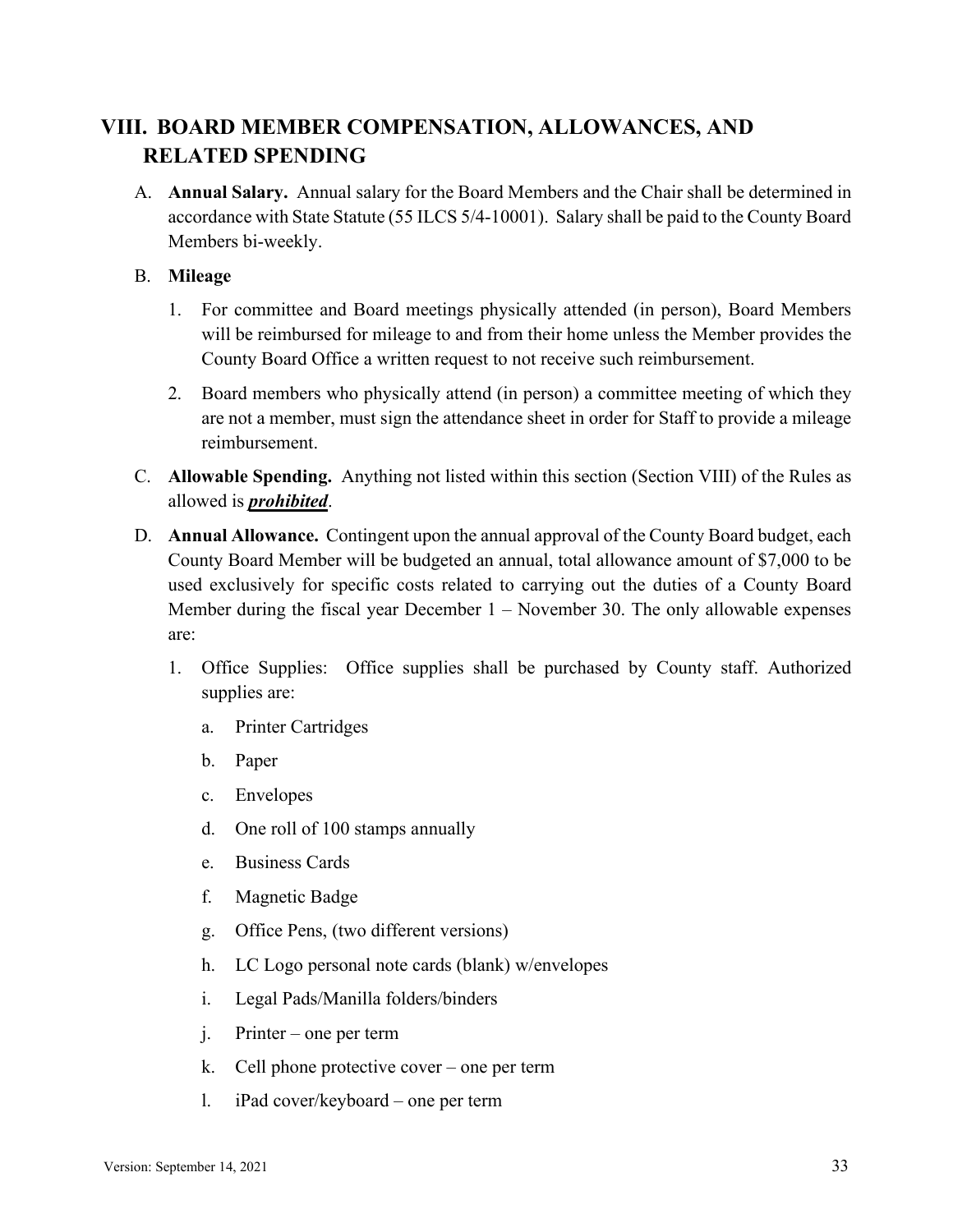## VIII. BOARD MEMBER COMPENSATION, ALLOWANCES, AND RELATED SPENDING

A. **Annual Salary.** Annual salary for the Board Members and the Chair shall be determined in accordance with State Statute (55 ILCS 5/4-10001). Salary shall be paid to the County Board Members bi-weekly.

B. **Mileage**

1. For committee and Board meetings physically attended (in person), Board Members will be reimbursed for mileage to and from their home unless the Member provides the County Board Office a written request to not receive such reimbursement.
2. Board members who physically attend (in person) a committee meeting of which they are not a member, must sign the attendance sheet in order for Staff to provide a mileage reimbursement.

C. **Allowable Spending.** Anything not listed within this section (Section VIII) of the Rules as allowed is ***<u>prohibited</u>***.

D. **Annual Allowance.** Contingent upon the annual approval of the County Board budget, each County Board Member will be budgeted an annual, total allowance amount of $7,000 to be used exclusively for specific costs related to carrying out the duties of a County Board Member during the fiscal year December 1 – November 30. The only allowable expenses are:

1. Office Supplies: Office supplies shall be purchased by County staff. Authorized supplies are:
   a. Printer Cartridges
   b. Paper
   c. Envelopes
   d. One roll of 100 stamps annually
   e. Business Cards
   f. Magnetic Badge
   g. Office Pens, (two different versions)
   h. LC Logo personal note cards (blank) w/envelopes
   i. Legal Pads/Manilla folders/binders
   j. Printer – one per term
   k. Cell phone protective cover – one per term
   l. iPad cover/keyboard – one per term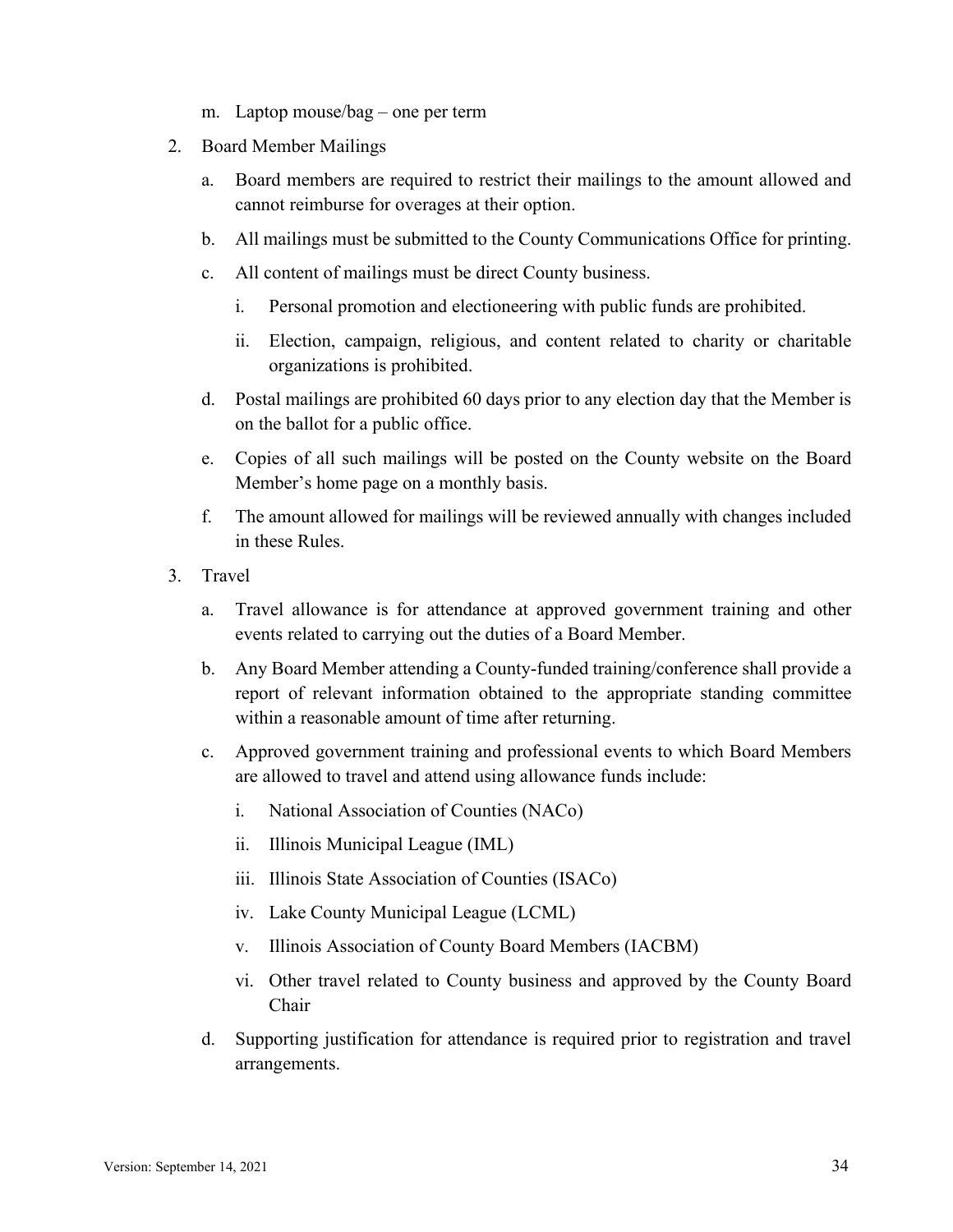m. Laptop mouse/bag – one per term

2. Board Member Mailings

   a. Board members are required to restrict their mailings to the amount allowed and cannot reimburse for overages at their option.

   b. All mailings must be submitted to the County Communications Office for printing.

   c. All content of mailings must be direct County business.

      i. Personal promotion and electioneering with public funds are prohibited.

      ii. Election, campaign, religious, and content related to charity or charitable organizations is prohibited.

   d. Postal mailings are prohibited 60 days prior to any election day that the Member is on the ballot for a public office.

   e. Copies of all such mailings will be posted on the County website on the Board Member's home page on a monthly basis.

   f. The amount allowed for mailings will be reviewed annually with changes included in these Rules.

3. Travel

   a. Travel allowance is for attendance at approved government training and other events related to carrying out the duties of a Board Member.

   b. Any Board Member attending a County-funded training/conference shall provide a report of relevant information obtained to the appropriate standing committee within a reasonable amount of time after returning.

   c. Approved government training and professional events to which Board Members are allowed to travel and attend using allowance funds include:

      i. National Association of Counties (NACo)

      ii. Illinois Municipal League (IML)

      iii. Illinois State Association of Counties (ISACo)

      iv. Lake County Municipal League (LCML)

      v. Illinois Association of County Board Members (IACBM)

      vi. Other travel related to County business and approved by the County Board Chair

   d. Supporting justification for attendance is required prior to registration and travel arrangements.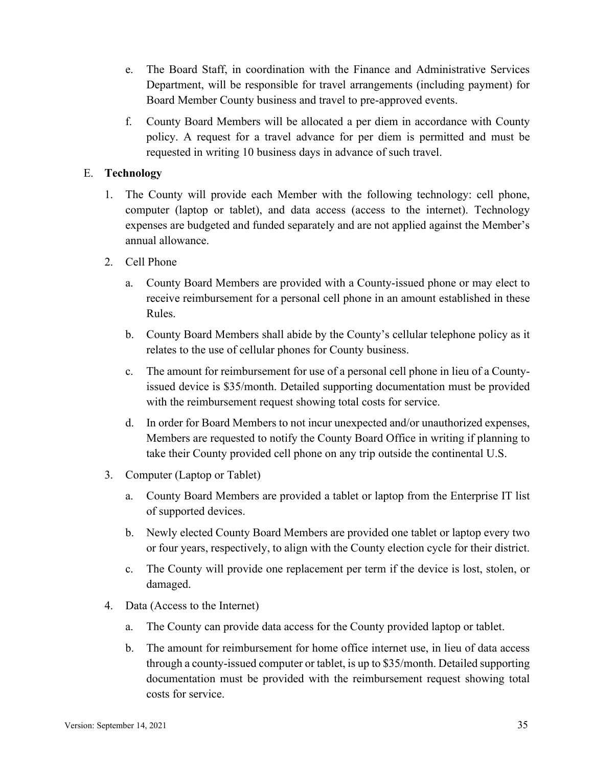e. The Board Staff, in coordination with the Finance and Administrative Services Department, will be responsible for travel arrangements (including payment) for Board Member County business and travel to pre-approved events.

f. County Board Members will be allocated a per diem in accordance with County policy. A request for a travel advance for per diem is permitted and must be requested in writing 10 business days in advance of such travel.

E. **Technology**

1. The County will provide each Member with the following technology: cell phone, computer (laptop or tablet), and data access (access to the internet). Technology expenses are budgeted and funded separately and are not applied against the Member's annual allowance.

2. Cell Phone

   a. County Board Members are provided with a County-issued phone or may elect to receive reimbursement for a personal cell phone in an amount established in these Rules.

   b. County Board Members shall abide by the County's cellular telephone policy as it relates to the use of cellular phones for County business.

   c. The amount for reimbursement for use of a personal cell phone in lieu of a County-issued device is $35/month. Detailed supporting documentation must be provided with the reimbursement request showing total costs for service.

   d. In order for Board Members to not incur unexpected and/or unauthorized expenses, Members are requested to notify the County Board Office in writing if planning to take their County provided cell phone on any trip outside the continental U.S.

3. Computer (Laptop or Tablet)

   a. County Board Members are provided a tablet or laptop from the Enterprise IT list of supported devices.

   b. Newly elected County Board Members are provided one tablet or laptop every two or four years, respectively, to align with the County election cycle for their district.

   c. The County will provide one replacement per term if the device is lost, stolen, or damaged.

4. Data (Access to the Internet)

   a. The County can provide data access for the County provided laptop or tablet.

   b. The amount for reimbursement for home office internet use, in lieu of data access through a county-issued computer or tablet, is up to $35/month. Detailed supporting documentation must be provided with the reimbursement request showing total costs for service.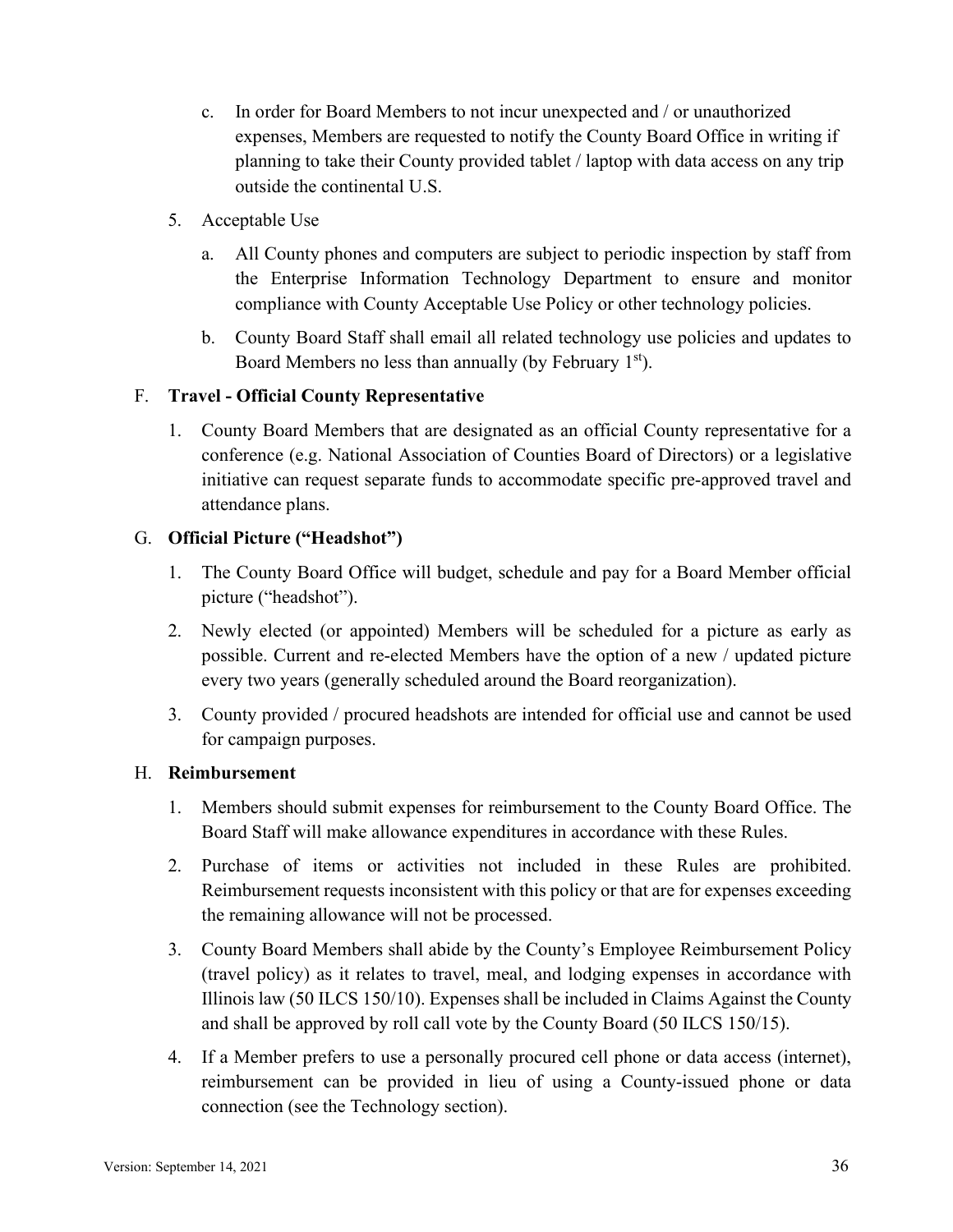c. In order for Board Members to not incur unexpected and / or unauthorized expenses, Members are requested to notify the County Board Office in writing if planning to take their County provided tablet / laptop with data access on any trip outside the continental U.S.

5. Acceptable Use

   a. All County phones and computers are subject to periodic inspection by staff from the Enterprise Information Technology Department to ensure and monitor compliance with County Acceptable Use Policy or other technology policies.

   b. County Board Staff shall email all related technology use policies and updates to Board Members no less than annually (by February 1st).

F. **Travel - Official County Representative**

1. County Board Members that are designated as an official County representative for a conference (e.g. National Association of Counties Board of Directors) or a legislative initiative can request separate funds to accommodate specific pre-approved travel and attendance plans.

G. **Official Picture ("Headshot")**

1. The County Board Office will budget, schedule and pay for a Board Member official picture ("headshot").

2. Newly elected (or appointed) Members will be scheduled for a picture as early as possible. Current and re-elected Members have the option of a new / updated picture every two years (generally scheduled around the Board reorganization).

3. County provided / procured headshots are intended for official use and cannot be used for campaign purposes.

H. **Reimbursement**

1. Members should submit expenses for reimbursement to the County Board Office. The Board Staff will make allowance expenditures in accordance with these Rules.

2. Purchase of items or activities not included in these Rules are prohibited. Reimbursement requests inconsistent with this policy or that are for expenses exceeding the remaining allowance will not be processed.

3. County Board Members shall abide by the County's Employee Reimbursement Policy (travel policy) as it relates to travel, meal, and lodging expenses in accordance with Illinois law (50 ILCS 150/10). Expenses shall be included in Claims Against the County and shall be approved by roll call vote by the County Board (50 ILCS 150/15).

4. If a Member prefers to use a personally procured cell phone or data access (internet), reimbursement can be provided in lieu of using a County-issued phone or data connection (see the Technology section).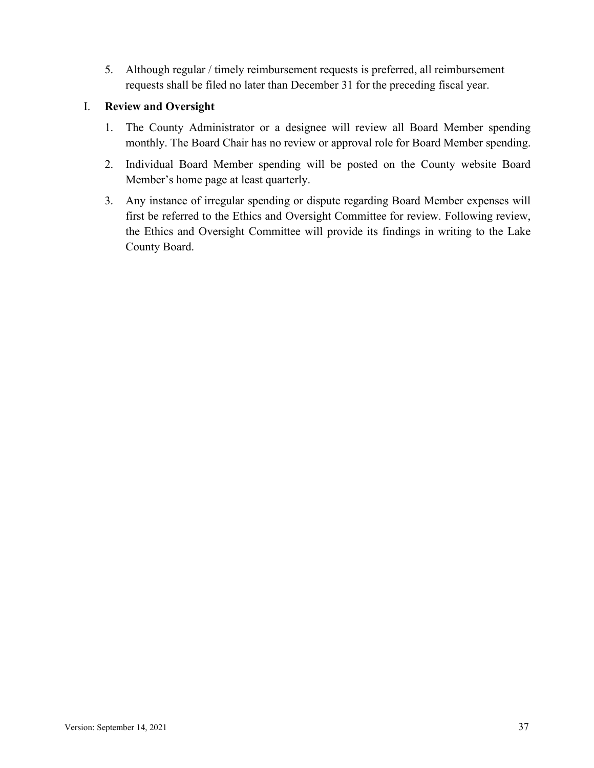5. Although regular / timely reimbursement requests is preferred, all reimbursement requests shall be filed no later than December 31 for the preceding fiscal year.

I. **Review and Oversight**

1. The County Administrator or a designee will review all Board Member spending monthly. The Board Chair has no review or approval role for Board Member spending.
2. Individual Board Member spending will be posted on the County website Board Member's home page at least quarterly.
3. Any instance of irregular spending or dispute regarding Board Member expenses will first be referred to the Ethics and Oversight Committee for review. Following review, the Ethics and Oversight Committee will provide its findings in writing to the Lake County Board.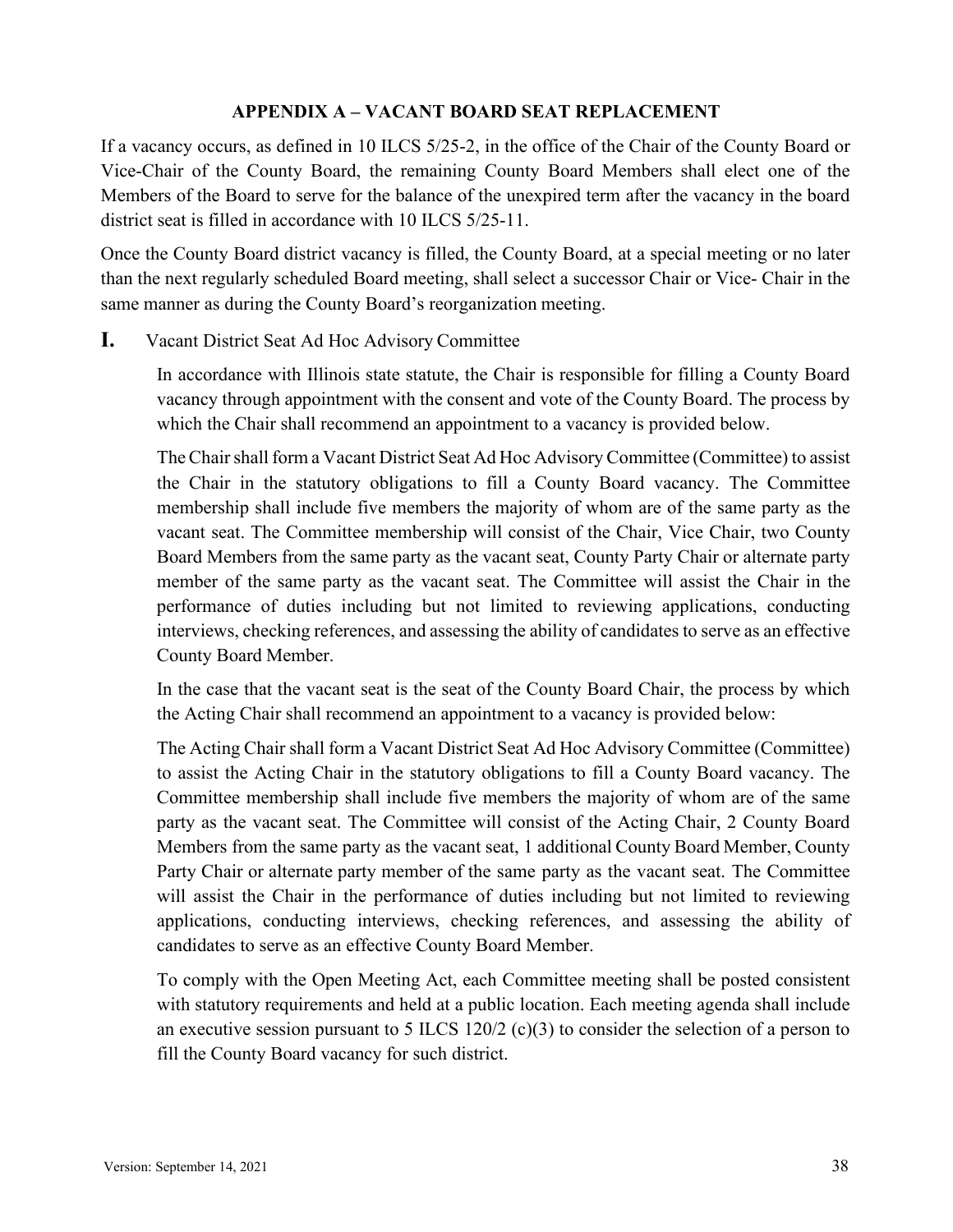## APPENDIX A – VACANT BOARD SEAT REPLACEMENT

If a vacancy occurs, as defined in 10 ILCS 5/25-2, in the office of the Chair of the County Board or Vice-Chair of the County Board, the remaining County Board Members shall elect one of the Members of the Board to serve for the balance of the unexpired term after the vacancy in the board district seat is filled in accordance with 10 ILCS 5/25-11.

Once the County Board district vacancy is filled, the County Board, at a special meeting or no later than the next regularly scheduled Board meeting, shall select a successor Chair or Vice- Chair in the same manner as during the County Board's reorganization meeting.

### I. Vacant District Seat Ad Hoc Advisory Committee

In accordance with Illinois state statute, the Chair is responsible for filling a County Board vacancy through appointment with the consent and vote of the County Board. The process by which the Chair shall recommend an appointment to a vacancy is provided below.

The Chair shall form a Vacant District Seat Ad Hoc Advisory Committee (Committee) to assist the Chair in the statutory obligations to fill a County Board vacancy. The Committee membership shall include five members the majority of whom are of the same party as the vacant seat. The Committee membership will consist of the Chair, Vice Chair, two County Board Members from the same party as the vacant seat, County Party Chair or alternate party member of the same party as the vacant seat. The Committee will assist the Chair in the performance of duties including but not limited to reviewing applications, conducting interviews, checking references, and assessing the ability of candidates to serve as an effective County Board Member.

In the case that the vacant seat is the seat of the County Board Chair, the process by which the Acting Chair shall recommend an appointment to a vacancy is provided below:

The Acting Chair shall form a Vacant District Seat Ad Hoc Advisory Committee (Committee) to assist the Acting Chair in the statutory obligations to fill a County Board vacancy. The Committee membership shall include five members the majority of whom are of the same party as the vacant seat. The Committee will consist of the Acting Chair, 2 County Board Members from the same party as the vacant seat, 1 additional County Board Member, County Party Chair or alternate party member of the same party as the vacant seat. The Committee will assist the Chair in the performance of duties including but not limited to reviewing applications, conducting interviews, checking references, and assessing the ability of candidates to serve as an effective County Board Member.

To comply with the Open Meeting Act, each Committee meeting shall be posted consistent with statutory requirements and held at a public location. Each meeting agenda shall include an executive session pursuant to 5 ILCS 120/2 (c)(3) to consider the selection of a person to fill the County Board vacancy for such district.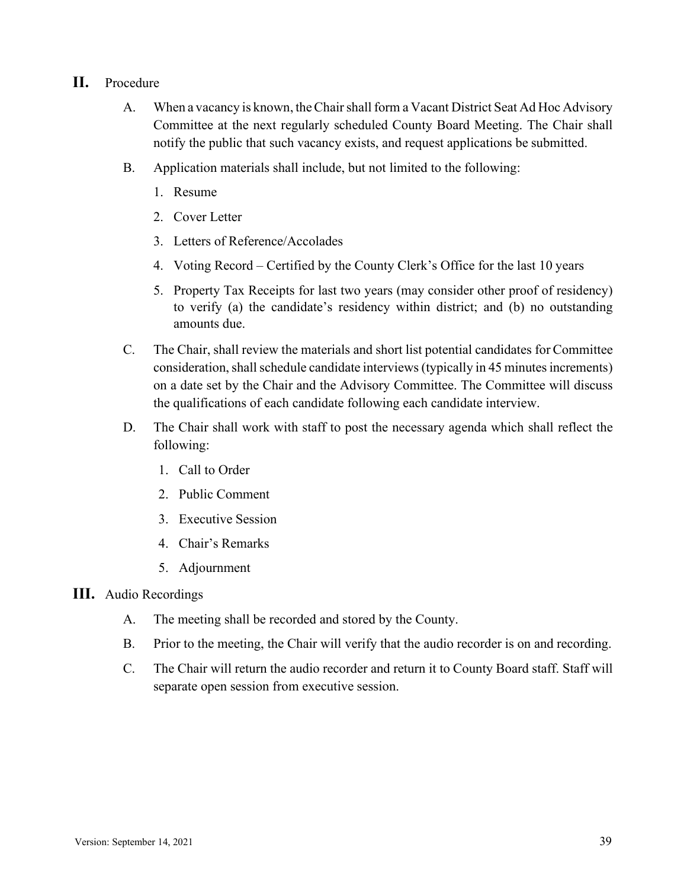## II. Procedure

A. When a vacancy is known, the Chair shall form a Vacant District Seat Ad Hoc Advisory Committee at the next regularly scheduled County Board Meeting. The Chair shall notify the public that such vacancy exists, and request applications be submitted.

B. Application materials shall include, but not limited to the following:

1. Resume
2. Cover Letter
3. Letters of Reference/Accolades
4. Voting Record – Certified by the County Clerk's Office for the last 10 years
5. Property Tax Receipts for last two years (may consider other proof of residency) to verify (a) the candidate's residency within district; and (b) no outstanding amounts due.

C. The Chair, shall review the materials and short list potential candidates for Committee consideration, shall schedule candidate interviews (typically in 45 minutes increments) on a date set by the Chair and the Advisory Committee. The Committee will discuss the qualifications of each candidate following each candidate interview.

D. The Chair shall work with staff to post the necessary agenda which shall reflect the following:

1. Call to Order
2. Public Comment
3. Executive Session
4. Chair's Remarks
5. Adjournment

## III. Audio Recordings

A. The meeting shall be recorded and stored by the County.

B. Prior to the meeting, the Chair will verify that the audio recorder is on and recording.

C. The Chair will return the audio recorder and return it to County Board staff. Staff will separate open session from executive session.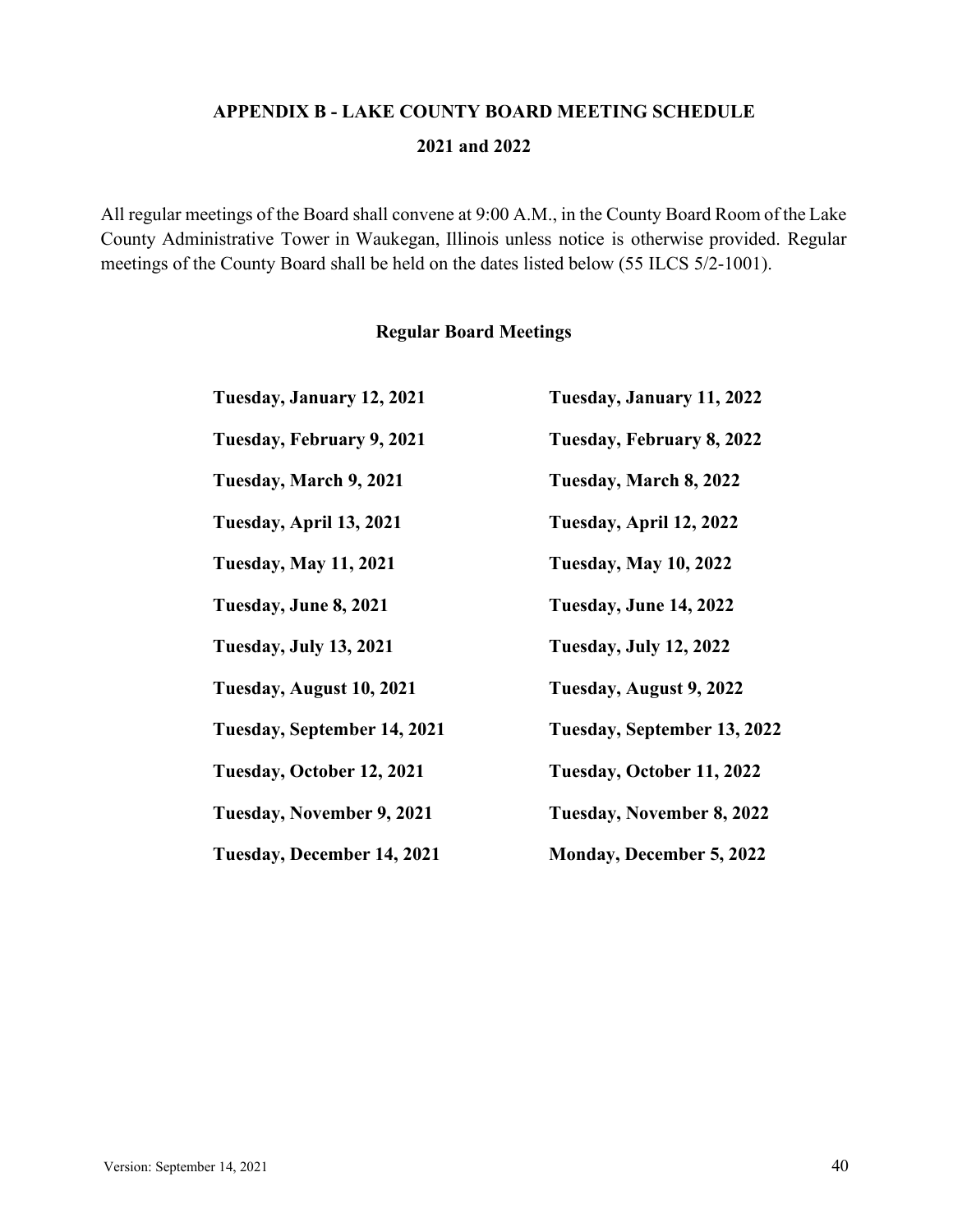# APPENDIX B - LAKE COUNTY BOARD MEETING SCHEDULE

## 2021 and 2022

All regular meetings of the Board shall convene at 9:00 A.M., in the County Board Room of the Lake County Administrative Tower in Waukegan, Illinois unless notice is otherwise provided. Regular meetings of the County Board shall be held on the dates listed below (55 ILCS 5/2-1001).

### Regular Board Meetings

| 2021 | 2022 |
|---|---|
| **Tuesday, January 12, 2021** | **Tuesday, January 11, 2022** |
| **Tuesday, February 9, 2021** | **Tuesday, February 8, 2022** |
| **Tuesday, March 9, 2021** | **Tuesday, March 8, 2022** |
| **Tuesday, April 13, 2021** | **Tuesday, April 12, 2022** |
| **Tuesday, May 11, 2021** | **Tuesday, May 10, 2022** |
| **Tuesday, June 8, 2021** | **Tuesday, June 14, 2022** |
| **Tuesday, July 13, 2021** | **Tuesday, July 12, 2022** |
| **Tuesday, August 10, 2021** | **Tuesday, August 9, 2022** |
| **Tuesday, September 14, 2021** | **Tuesday, September 13, 2022** |
| **Tuesday, October 12, 2021** | **Tuesday, October 11, 2022** |
| **Tuesday, November 9, 2021** | **Tuesday, November 8, 2022** |
| **Tuesday, December 14, 2021** | **Monday, December 5, 2022** |

Version: September 14, 2021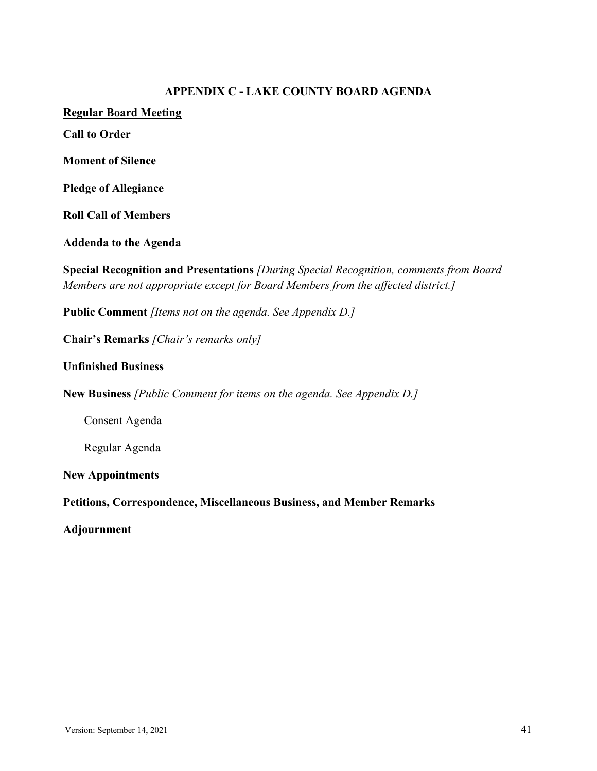## APPENDIX C - LAKE COUNTY BOARD AGENDA

**Regular Board Meeting**

**Call to Order**

**Moment of Silence**

**Pledge of Allegiance**

**Roll Call of Members**

**Addenda to the Agenda**

**Special Recognition and Presentations** *[During Special Recognition, comments from Board Members are not appropriate except for Board Members from the affected district.]*

**Public Comment** *[Items not on the agenda. See Appendix D.]*

**Chair's Remarks** *[Chair's remarks only]*

**Unfinished Business**

**New Business** *[Public Comment for items on the agenda. See Appendix D.]*

- Consent Agenda
- Regular Agenda

**New Appointments**

**Petitions, Correspondence, Miscellaneous Business, and Member Remarks**

**Adjournment**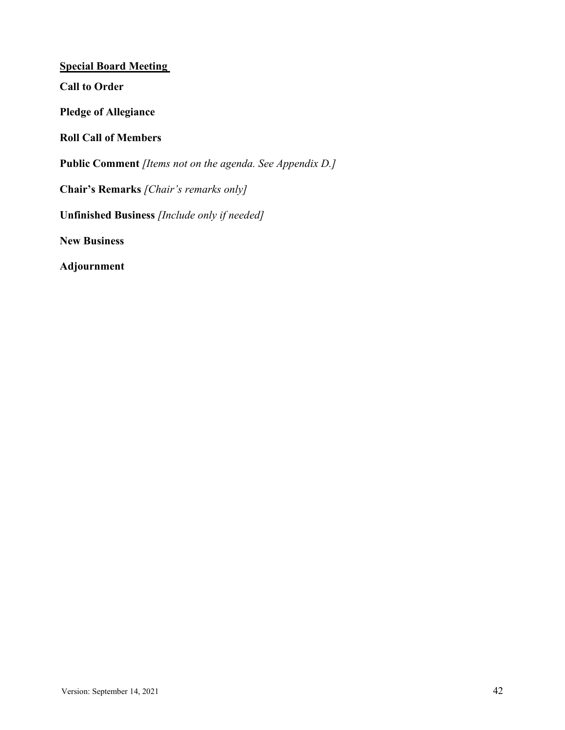**Special Board Meeting**

**Call to Order**

**Pledge of Allegiance**

**Roll Call of Members**

**Public Comment** *[Items not on the agenda. See Appendix D.]*

**Chair's Remarks** *[Chair's remarks only]*

**Unfinished Business** *[Include only if needed]*

**New Business**

**Adjournment**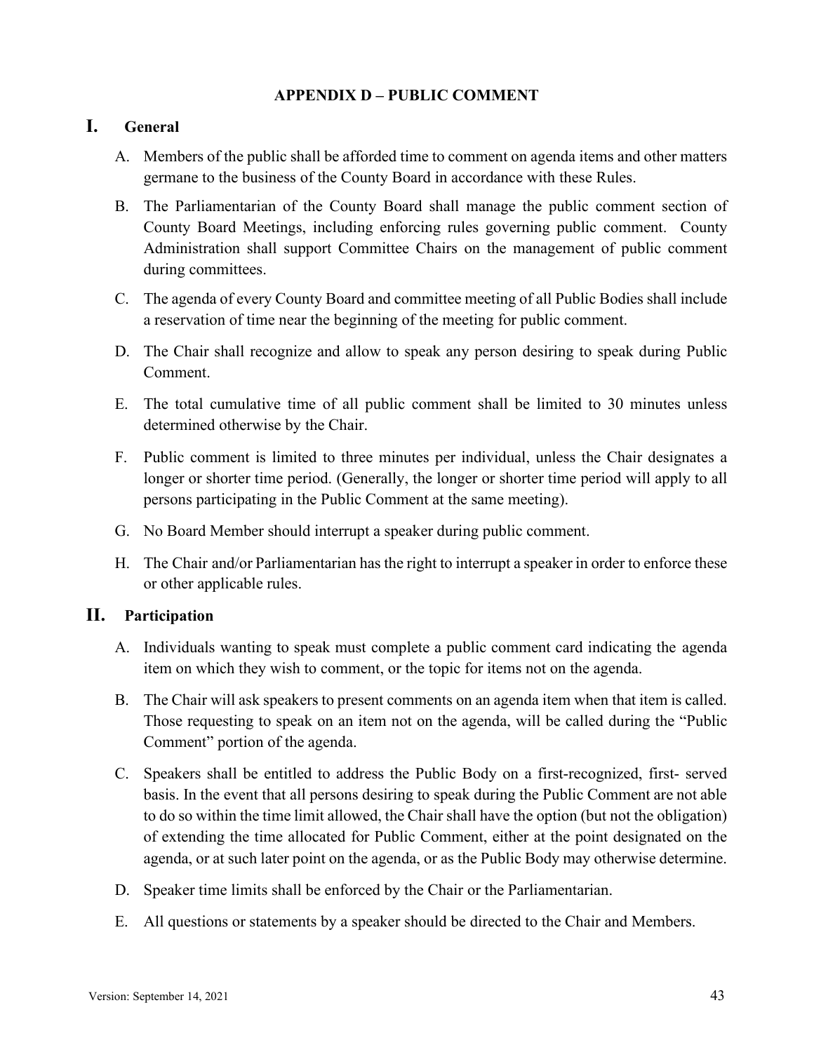# APPENDIX D – PUBLIC COMMENT

## I. General

A. Members of the public shall be afforded time to comment on agenda items and other matters germane to the business of the County Board in accordance with these Rules.

B. The Parliamentarian of the County Board shall manage the public comment section of County Board Meetings, including enforcing rules governing public comment. County Administration shall support Committee Chairs on the management of public comment during committees.

C. The agenda of every County Board and committee meeting of all Public Bodies shall include a reservation of time near the beginning of the meeting for public comment.

D. The Chair shall recognize and allow to speak any person desiring to speak during Public Comment.

E. The total cumulative time of all public comment shall be limited to 30 minutes unless determined otherwise by the Chair.

F. Public comment is limited to three minutes per individual, unless the Chair designates a longer or shorter time period. (Generally, the longer or shorter time period will apply to all persons participating in the Public Comment at the same meeting).

G. No Board Member should interrupt a speaker during public comment.

H. The Chair and/or Parliamentarian has the right to interrupt a speaker in order to enforce these or other applicable rules.

## II. Participation

A. Individuals wanting to speak must complete a public comment card indicating the agenda item on which they wish to comment, or the topic for items not on the agenda.

B. The Chair will ask speakers to present comments on an agenda item when that item is called. Those requesting to speak on an item not on the agenda, will be called during the "Public Comment" portion of the agenda.

C. Speakers shall be entitled to address the Public Body on a first-recognized, first- served basis. In the event that all persons desiring to speak during the Public Comment are not able to do so within the time limit allowed, the Chair shall have the option (but not the obligation) of extending the time allocated for Public Comment, either at the point designated on the agenda, or at such later point on the agenda, or as the Public Body may otherwise determine.

D. Speaker time limits shall be enforced by the Chair or the Parliamentarian.

E. All questions or statements by a speaker should be directed to the Chair and Members.

Version: September 14, 2021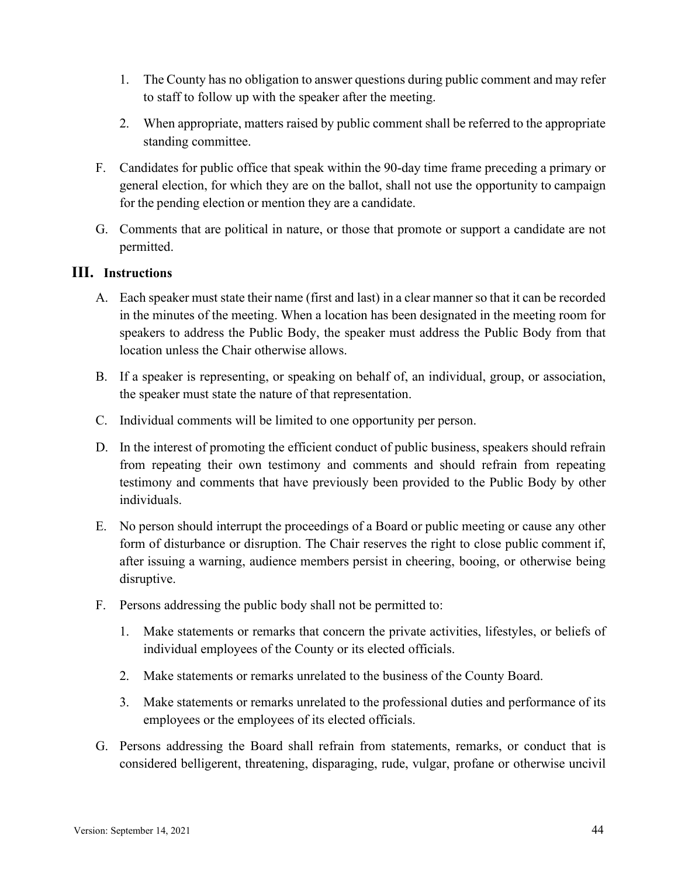1. The County has no obligation to answer questions during public comment and may refer to staff to follow up with the speaker after the meeting.

2. When appropriate, matters raised by public comment shall be referred to the appropriate standing committee.

F. Candidates for public office that speak within the 90-day time frame preceding a primary or general election, for which they are on the ballot, shall not use the opportunity to campaign for the pending election or mention they are a candidate.

G. Comments that are political in nature, or those that promote or support a candidate are not permitted.

## III. Instructions

A. Each speaker must state their name (first and last) in a clear manner so that it can be recorded in the minutes of the meeting. When a location has been designated in the meeting room for speakers to address the Public Body, the speaker must address the Public Body from that location unless the Chair otherwise allows.

B. If a speaker is representing, or speaking on behalf of, an individual, group, or association, the speaker must state the nature of that representation.

C. Individual comments will be limited to one opportunity per person.

D. In the interest of promoting the efficient conduct of public business, speakers should refrain from repeating their own testimony and comments and should refrain from repeating testimony and comments that have previously been provided to the Public Body by other individuals.

E. No person should interrupt the proceedings of a Board or public meeting or cause any other form of disturbance or disruption. The Chair reserves the right to close public comment if, after issuing a warning, audience members persist in cheering, booing, or otherwise being disruptive.

F. Persons addressing the public body shall not be permitted to:

1. Make statements or remarks that concern the private activities, lifestyles, or beliefs of individual employees of the County or its elected officials.

2. Make statements or remarks unrelated to the business of the County Board.

3. Make statements or remarks unrelated to the professional duties and performance of its employees or the employees of its elected officials.

G. Persons addressing the Board shall refrain from statements, remarks, or conduct that is considered belligerent, threatening, disparaging, rude, vulgar, profane or otherwise uncivil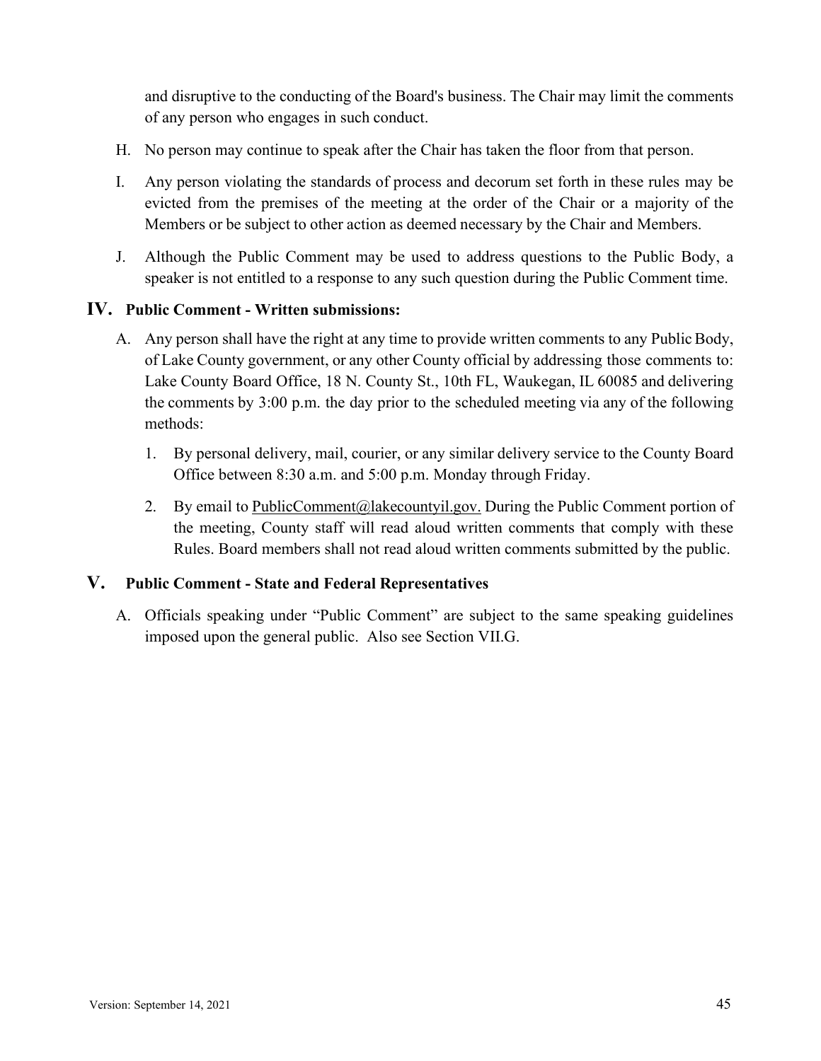and disruptive to the conducting of the Board's business. The Chair may limit the comments of any person who engages in such conduct.

H. No person may continue to speak after the Chair has taken the floor from that person.

I. Any person violating the standards of process and decorum set forth in these rules may be evicted from the premises of the meeting at the order of the Chair or a majority of the Members or be subject to other action as deemed necessary by the Chair and Members.

J. Although the Public Comment may be used to address questions to the Public Body, a speaker is not entitled to a response to any such question during the Public Comment time.

## IV. Public Comment - Written submissions:

A. Any person shall have the right at any time to provide written comments to any Public Body, of Lake County government, or any other County official by addressing those comments to: Lake County Board Office, 18 N. County St., 10th FL, Waukegan, IL 60085 and delivering the comments by 3:00 p.m. the day prior to the scheduled meeting via any of the following methods:

1. By personal delivery, mail, courier, or any similar delivery service to the County Board Office between 8:30 a.m. and 5:00 p.m. Monday through Friday.
2. By email to PublicComment@lakecountyil.gov. During the Public Comment portion of the meeting, County staff will read aloud written comments that comply with these Rules. Board members shall not read aloud written comments submitted by the public.

## V. Public Comment - State and Federal Representatives

A. Officials speaking under "Public Comment" are subject to the same speaking guidelines imposed upon the general public. Also see Section VII.G.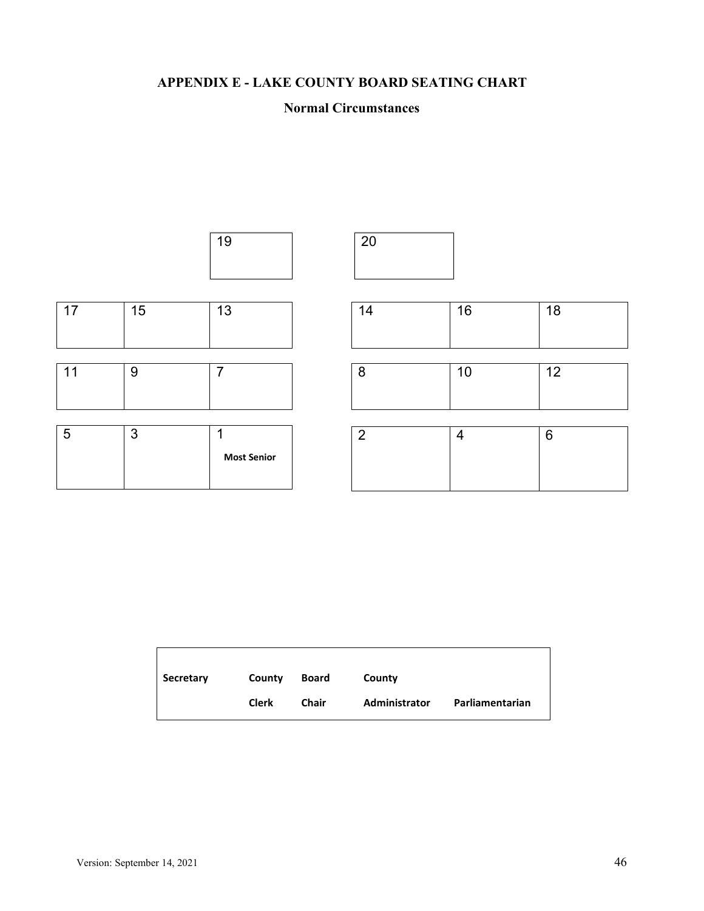# APPENDIX E - LAKE COUNTY BOARD SEATING CHART

## Normal Circumstances

| | | | | | | |
|---|---|---|---|---|---|---|
| | | 19 | | 20 | | |
| 17 | 15 | 13 | | 14 | 16 | 18 |
| 11 | 9 | 7 | | 8 | 10 | 12 |
| 5 | 3 | 1 **Most Senior** | | 2 | 4 | 6 |

| Secretary | County Clerk | Board Chair | County Administrator | Parliamentarian |
|---|---|---|---|---|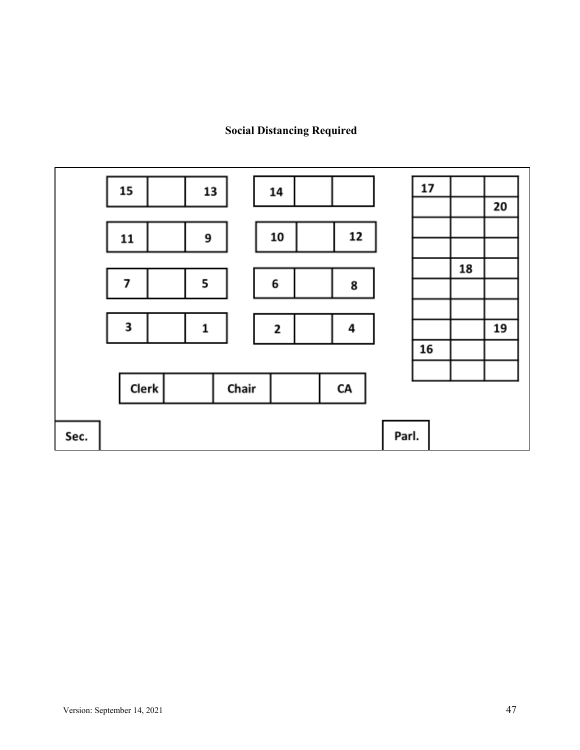**Social Distancing Required**

| | | |
|---|---|---|
| 15 | | 13 |
| 11 | | 9 |
| 7 | | 5 |
| 3 | | 1 |

| | | |
|---|---|---|
| 14 | | |
| 10 | | 12 |
| 6 | | 8 |
| 2 | | 4 |

| | | |
|---|---|---|
| 17 | | |
| | | 20 |
| | | |
| | | |
| | 18 | |
| | | |
| | | |
| | | 19 |
| 16 | | |
| | | |

| | | | | |
|---|---|---|---|---|
| Clerk | | Chair | | CA |

Sec.

Parl.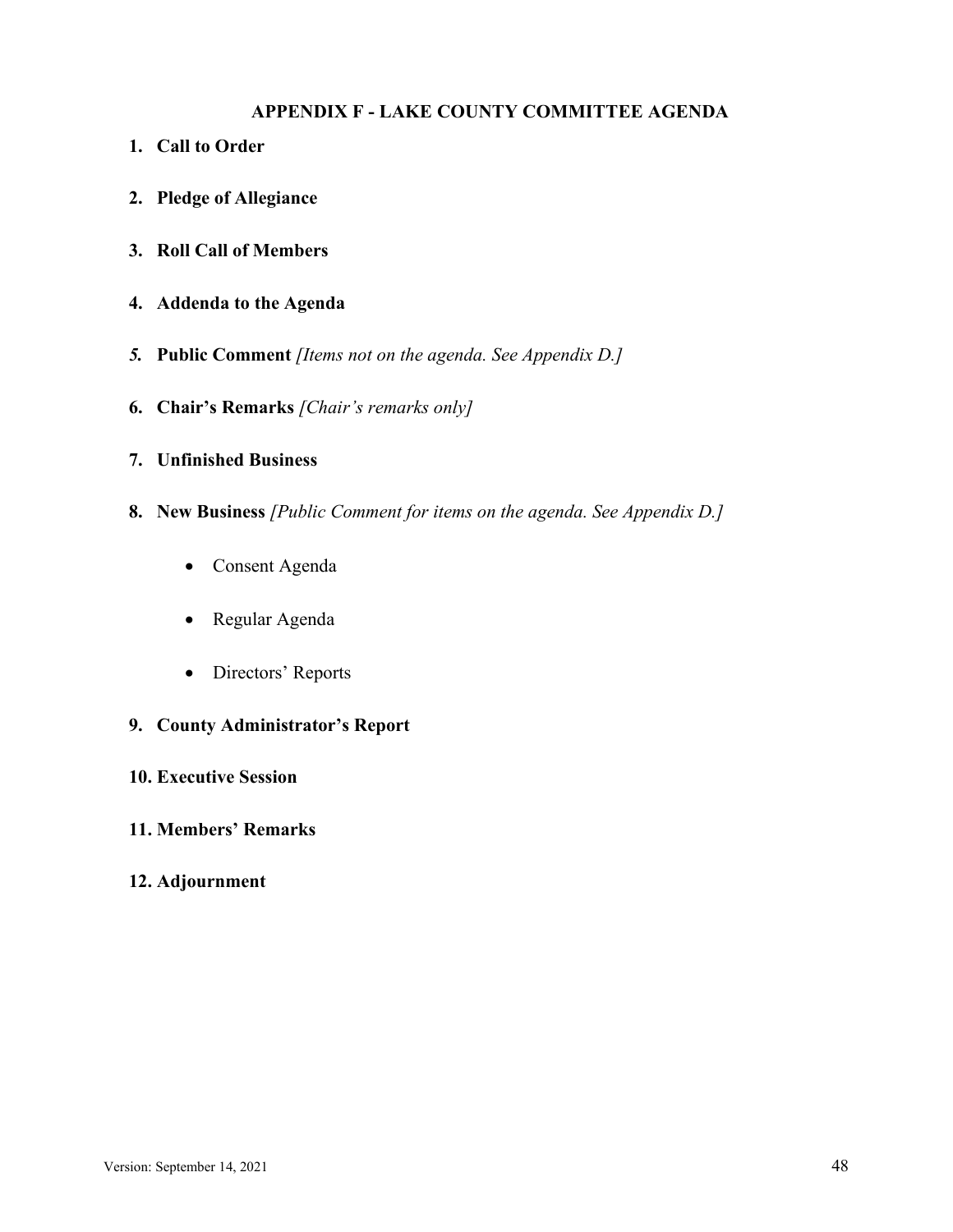## APPENDIX F - LAKE COUNTY COMMITTEE AGENDA

1. **Call to Order**

2. **Pledge of Allegiance**

3. **Roll Call of Members**

4. **Addenda to the Agenda**

5. **Public Comment** *[Items not on the agenda. See Appendix D.]*

6. **Chair's Remarks** *[Chair's remarks only]*

7. **Unfinished Business**

8. **New Business** *[Public Comment for items on the agenda. See Appendix D.]*

    - Consent Agenda

    - Regular Agenda

    - Directors' Reports

9. **County Administrator's Report**

10. **Executive Session**

11. **Members' Remarks**

12. **Adjournment**

Version: September 14, 2021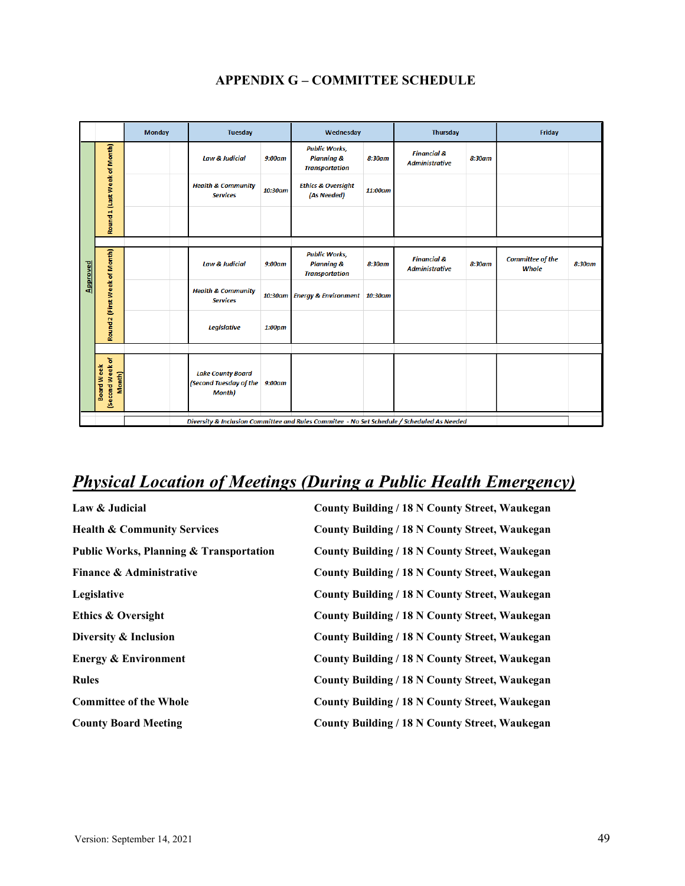# APPENDIX G – COMMITTEE SCHEDULE

| | | Monday | | Tuesday | | Wednesday | | Thursday | | Friday | |
|---|---|---|---|---|---|---|---|---|---|---|---|
| Approved | Round 1 (Last Week of Month) | | | *Law & Judicial* | *9:00am* | *Public Works, Planning & Transportation* | *8:30am* | *Financial & Administrative* | *8:30am* | | |
| | | | | *Health & Community Services* | *10:30am* | *Ethics & Oversight (As Needed)* | *11:00am* | | | | |
| | Round 2 (First Week of Month) | | | *Law & Judicial* | *9:00am* | *Public Works, Planning & Transportation* | *8:30am* | *Financial & Administrative* | *8:30am* | *Committee of the Whole* | *8:30am* |
| | | | | *Health & Community Services* | *10:30am* | *Energy & Environment* | *10:30am* | | | | |
| | | | | *Legislative* | *1:00pm* | | | | | | |
| | Board Week (Second Week of Month) | | | *Lake County Board (Second Tuesday of the Month)* | *9:00am* | | | | | | |
| | | *Diversity & Inclusion Committee and Rules Commitee - No Set Schedule / Scheduled As Needed* | | | | | | | | | |

## ***Physical Location of Meetings (During a Public Health Emergency)***

| | |
|---|---|
| **Law & Judicial** | **County Building / 18 N County Street, Waukegan** |
| **Health & Community Services** | **County Building / 18 N County Street, Waukegan** |
| **Public Works, Planning & Transportation** | **County Building / 18 N County Street, Waukegan** |
| **Finance & Administrative** | **County Building / 18 N County Street, Waukegan** |
| **Legislative** | **County Building / 18 N County Street, Waukegan** |
| **Ethics & Oversight** | **County Building / 18 N County Street, Waukegan** |
| **Diversity & Inclusion** | **County Building / 18 N County Street, Waukegan** |
| **Energy & Environment** | **County Building / 18 N County Street, Waukegan** |
| **Rules** | **County Building / 18 N County Street, Waukegan** |
| **Committee of the Whole** | **County Building / 18 N County Street, Waukegan** |
| **County Board Meeting** | **County Building / 18 N County Street, Waukegan** |

Version: September 14, 2021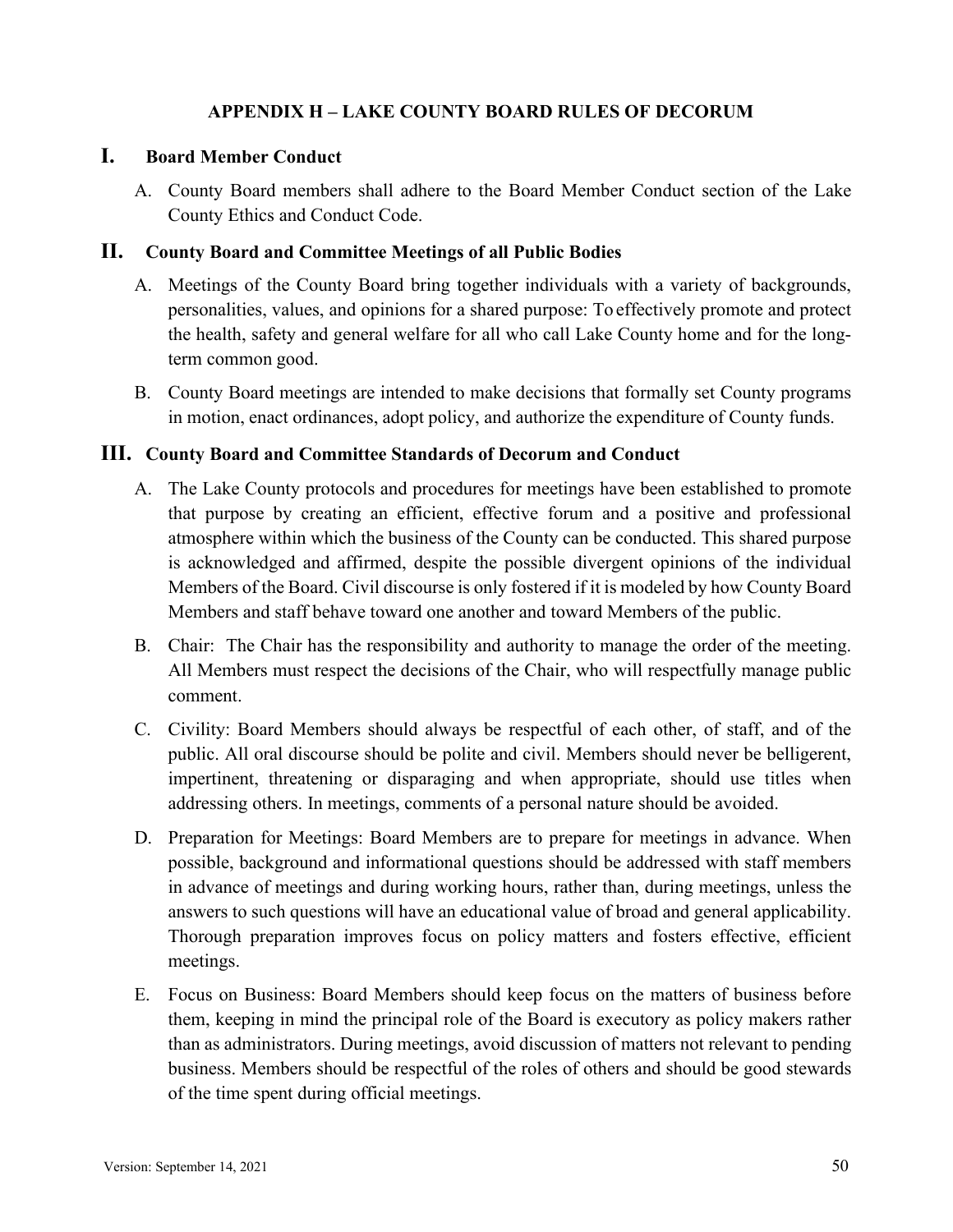## APPENDIX H – LAKE COUNTY BOARD RULES OF DECORUM

### I. Board Member Conduct

A. County Board members shall adhere to the Board Member Conduct section of the Lake County Ethics and Conduct Code.

### II. County Board and Committee Meetings of all Public Bodies

A. Meetings of the County Board bring together individuals with a variety of backgrounds, personalities, values, and opinions for a shared purpose: To effectively promote and protect the health, safety and general welfare for all who call Lake County home and for the long-term common good.

B. County Board meetings are intended to make decisions that formally set County programs in motion, enact ordinances, adopt policy, and authorize the expenditure of County funds.

### III. County Board and Committee Standards of Decorum and Conduct

A. The Lake County protocols and procedures for meetings have been established to promote that purpose by creating an efficient, effective forum and a positive and professional atmosphere within which the business of the County can be conducted. This shared purpose is acknowledged and affirmed, despite the possible divergent opinions of the individual Members of the Board. Civil discourse is only fostered if it is modeled by how County Board Members and staff behave toward one another and toward Members of the public.

B. Chair: The Chair has the responsibility and authority to manage the order of the meeting. All Members must respect the decisions of the Chair, who will respectfully manage public comment.

C. Civility: Board Members should always be respectful of each other, of staff, and of the public. All oral discourse should be polite and civil. Members should never be belligerent, impertinent, threatening or disparaging and when appropriate, should use titles when addressing others. In meetings, comments of a personal nature should be avoided.

D. Preparation for Meetings: Board Members are to prepare for meetings in advance. When possible, background and informational questions should be addressed with staff members in advance of meetings and during working hours, rather than, during meetings, unless the answers to such questions will have an educational value of broad and general applicability. Thorough preparation improves focus on policy matters and fosters effective, efficient meetings.

E. Focus on Business: Board Members should keep focus on the matters of business before them, keeping in mind the principal role of the Board is executory as policy makers rather than as administrators. During meetings, avoid discussion of matters not relevant to pending business. Members should be respectful of the roles of others and should be good stewards of the time spent during official meetings.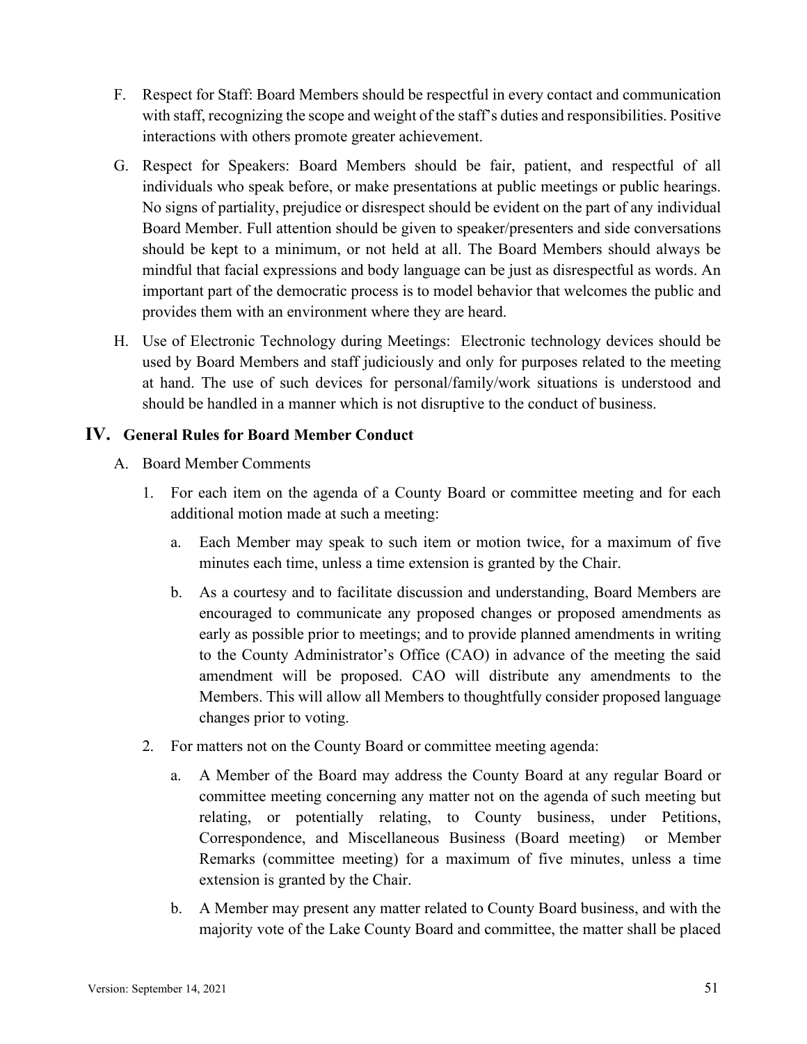F. Respect for Staff: Board Members should be respectful in every contact and communication with staff, recognizing the scope and weight of the staff's duties and responsibilities. Positive interactions with others promote greater achievement.

G. Respect for Speakers: Board Members should be fair, patient, and respectful of all individuals who speak before, or make presentations at public meetings or public hearings. No signs of partiality, prejudice or disrespect should be evident on the part of any individual Board Member. Full attention should be given to speaker/presenters and side conversations should be kept to a minimum, or not held at all. The Board Members should always be mindful that facial expressions and body language can be just as disrespectful as words. An important part of the democratic process is to model behavior that welcomes the public and provides them with an environment where they are heard.

H. Use of Electronic Technology during Meetings: Electronic technology devices should be used by Board Members and staff judiciously and only for purposes related to the meeting at hand. The use of such devices for personal/family/work situations is understood and should be handled in a manner which is not disruptive to the conduct of business.

## IV. General Rules for Board Member Conduct

A. Board Member Comments

1. For each item on the agenda of a County Board or committee meeting and for each additional motion made at such a meeting:

   a. Each Member may speak to such item or motion twice, for a maximum of five minutes each time, unless a time extension is granted by the Chair.

   b. As a courtesy and to facilitate discussion and understanding, Board Members are encouraged to communicate any proposed changes or proposed amendments as early as possible prior to meetings; and to provide planned amendments in writing to the County Administrator's Office (CAO) in advance of the meeting the said amendment will be proposed. CAO will distribute any amendments to the Members. This will allow all Members to thoughtfully consider proposed language changes prior to voting.

2. For matters not on the County Board or committee meeting agenda:

   a. A Member of the Board may address the County Board at any regular Board or committee meeting concerning any matter not on the agenda of such meeting but relating, or potentially relating, to County business, under Petitions, Correspondence, and Miscellaneous Business (Board meeting) or Member Remarks (committee meeting) for a maximum of five minutes, unless a time extension is granted by the Chair.

   b. A Member may present any matter related to County Board business, and with the majority vote of the Lake County Board and committee, the matter shall be placed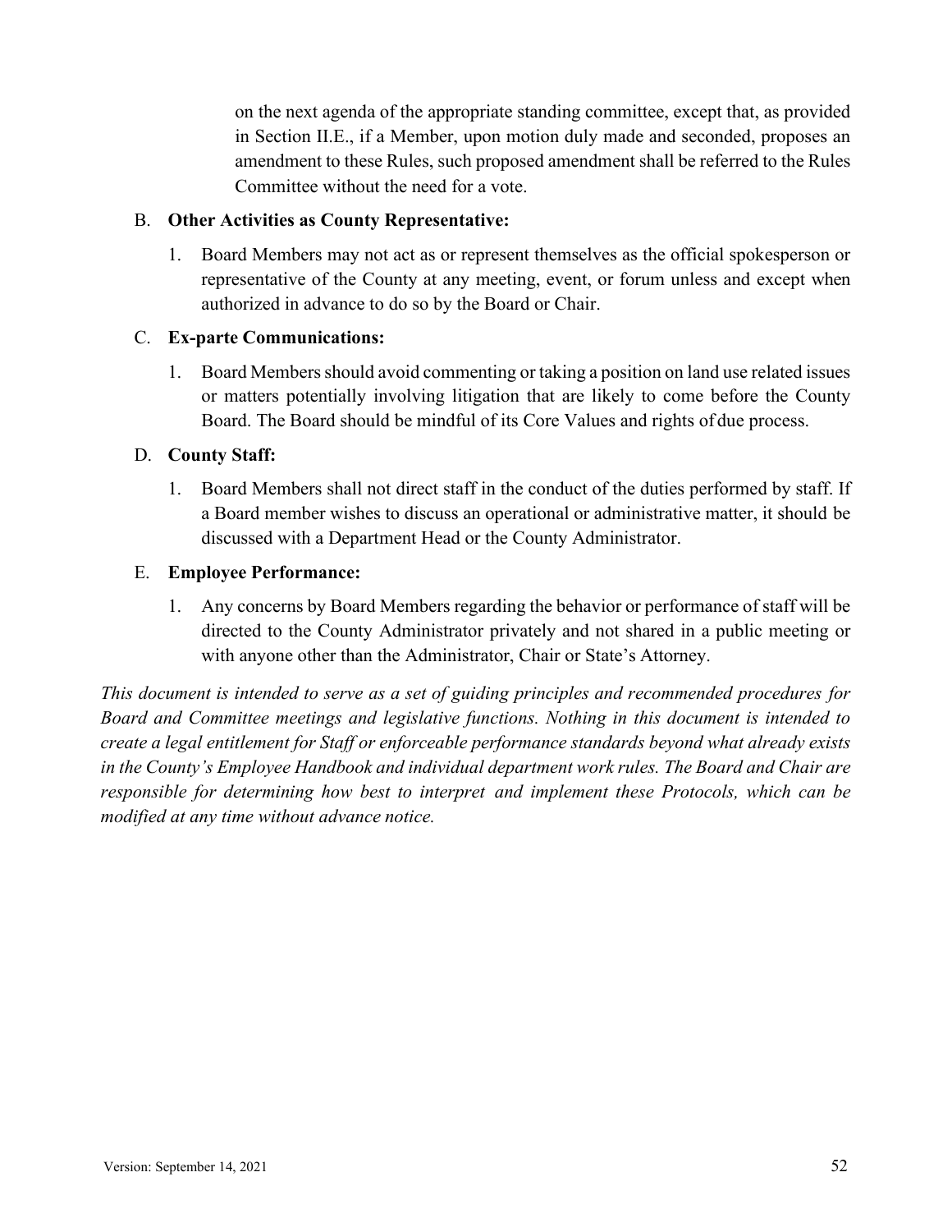on the next agenda of the appropriate standing committee, except that, as provided in Section II.E., if a Member, upon motion duly made and seconded, proposes an amendment to these Rules, such proposed amendment shall be referred to the Rules Committee without the need for a vote.

B. **Other Activities as County Representative:**

1. Board Members may not act as or represent themselves as the official spokesperson or representative of the County at any meeting, event, or forum unless and except when authorized in advance to do so by the Board or Chair.

C. **Ex-parte Communications:**

1. Board Members should avoid commenting or taking a position on land use related issues or matters potentially involving litigation that are likely to come before the County Board. The Board should be mindful of its Core Values and rights of due process.

D. **County Staff:**

1. Board Members shall not direct staff in the conduct of the duties performed by staff. If a Board member wishes to discuss an operational or administrative matter, it should be discussed with a Department Head or the County Administrator.

E. **Employee Performance:**

1. Any concerns by Board Members regarding the behavior or performance of staff will be directed to the County Administrator privately and not shared in a public meeting or with anyone other than the Administrator, Chair or State's Attorney.

*This document is intended to serve as a set of guiding principles and recommended procedures for Board and Committee meetings and legislative functions. Nothing in this document is intended to create a legal entitlement for Staff or enforceable performance standards beyond what already exists in the County's Employee Handbook and individual department work rules. The Board and Chair are responsible for determining how best to interpret and implement these Protocols, which can be modified at any time without advance notice.*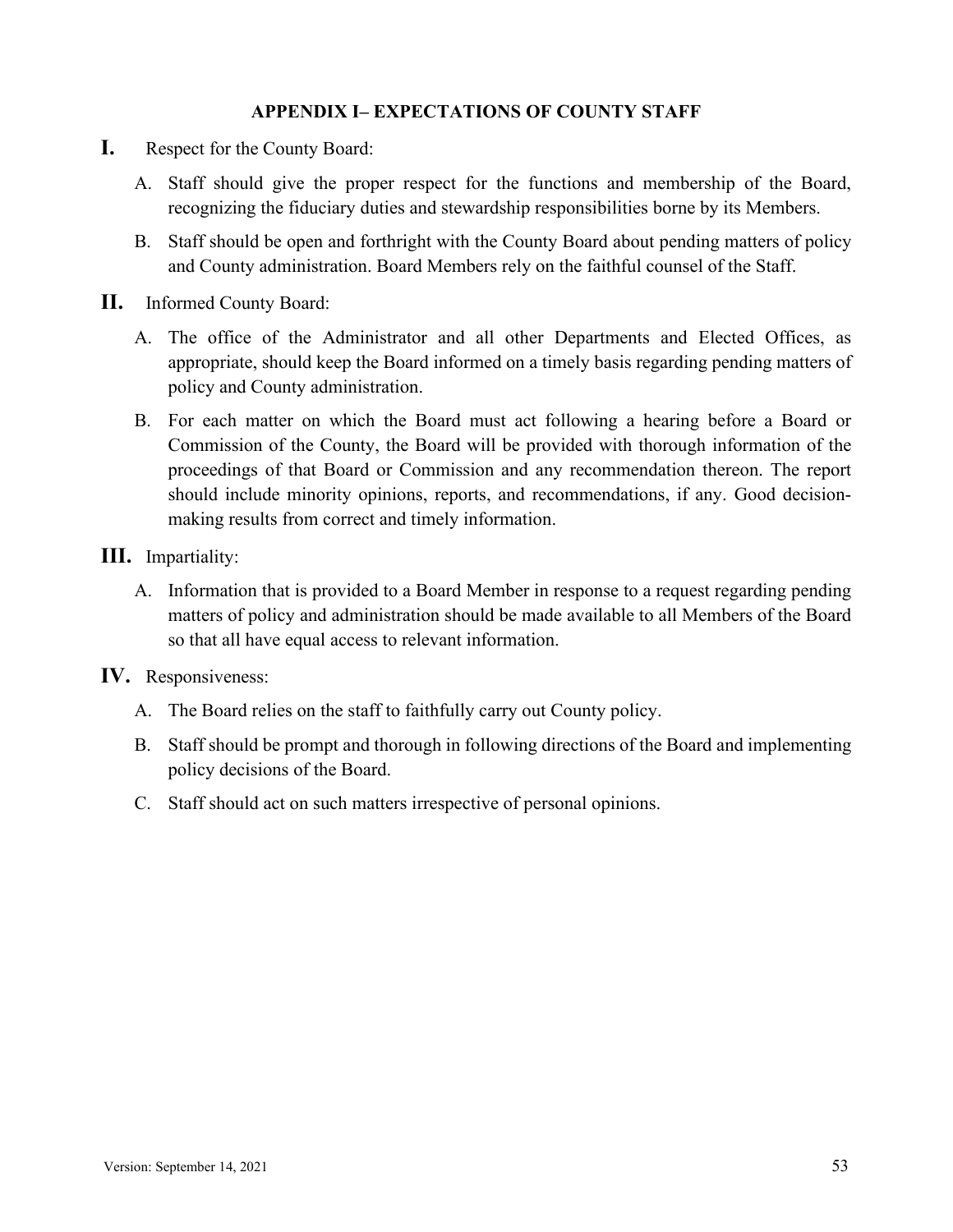## APPENDIX I– EXPECTATIONS OF COUNTY STAFF

**I.** Respect for the County Board:

A. Staff should give the proper respect for the functions and membership of the Board, recognizing the fiduciary duties and stewardship responsibilities borne by its Members.

B. Staff should be open and forthright with the County Board about pending matters of policy and County administration. Board Members rely on the faithful counsel of the Staff.

**II.** Informed County Board:

A. The office of the Administrator and all other Departments and Elected Offices, as appropriate, should keep the Board informed on a timely basis regarding pending matters of policy and County administration.

B. For each matter on which the Board must act following a hearing before a Board or Commission of the County, the Board will be provided with thorough information of the proceedings of that Board or Commission and any recommendation thereon. The report should include minority opinions, reports, and recommendations, if any. Good decision-making results from correct and timely information.

**III.** Impartiality:

A. Information that is provided to a Board Member in response to a request regarding pending matters of policy and administration should be made available to all Members of the Board so that all have equal access to relevant information.

**IV.** Responsiveness:

A. The Board relies on the staff to faithfully carry out County policy.

B. Staff should be prompt and thorough in following directions of the Board and implementing policy decisions of the Board.

C. Staff should act on such matters irrespective of personal opinions.

Version: September 14, 2021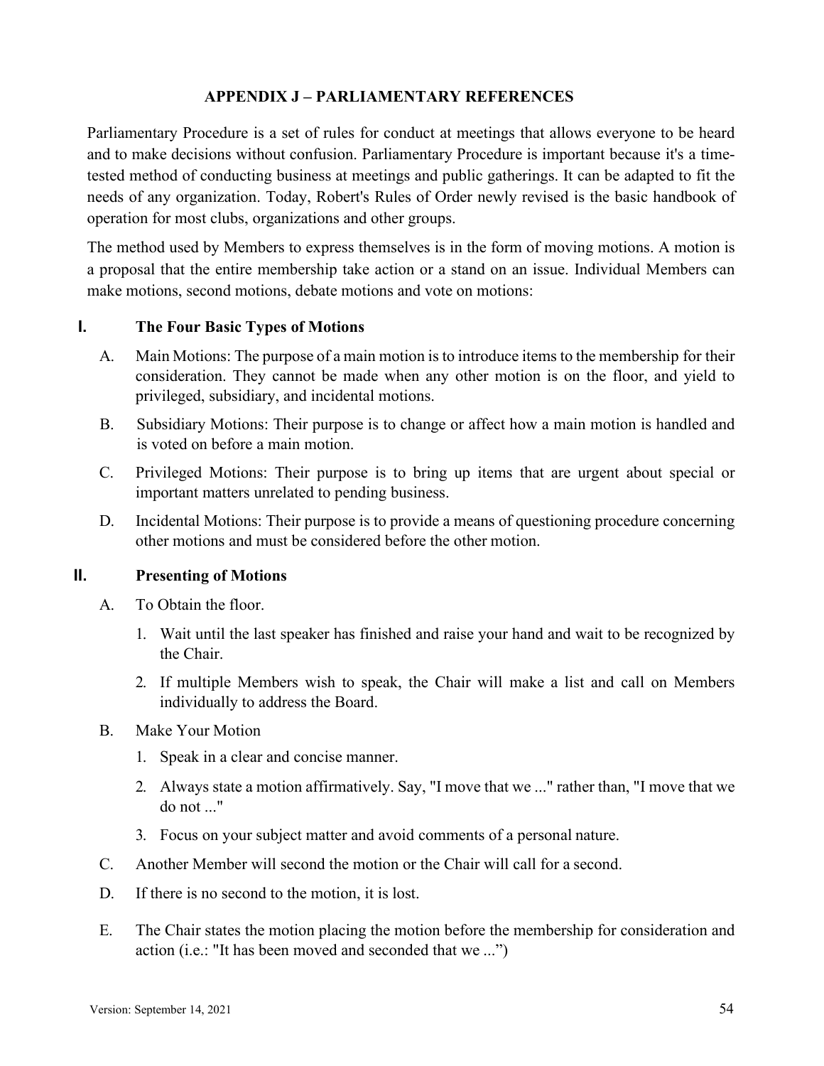## APPENDIX J – PARLIAMENTARY REFERENCES

Parliamentary Procedure is a set of rules for conduct at meetings that allows everyone to be heard and to make decisions without confusion. Parliamentary Procedure is important because it's a time-tested method of conducting business at meetings and public gatherings. It can be adapted to fit the needs of any organization. Today, Robert's Rules of Order newly revised is the basic handbook of operation for most clubs, organizations and other groups.

The method used by Members to express themselves is in the form of moving motions. A motion is a proposal that the entire membership take action or a stand on an issue. Individual Members can make motions, second motions, debate motions and vote on motions:

### I. The Four Basic Types of Motions

A. Main Motions: The purpose of a main motion is to introduce items to the membership for their consideration. They cannot be made when any other motion is on the floor, and yield to privileged, subsidiary, and incidental motions.

B. Subsidiary Motions: Their purpose is to change or affect how a main motion is handled and is voted on before a main motion.

C. Privileged Motions: Their purpose is to bring up items that are urgent about special or important matters unrelated to pending business.

D. Incidental Motions: Their purpose is to provide a means of questioning procedure concerning other motions and must be considered before the other motion.

### II. Presenting of Motions

A. To Obtain the floor.

1. Wait until the last speaker has finished and raise your hand and wait to be recognized by the Chair.
2. If multiple Members wish to speak, the Chair will make a list and call on Members individually to address the Board.

B. Make Your Motion

1. Speak in a clear and concise manner.
2. Always state a motion affirmatively. Say, "I move that we ..." rather than, "I move that we do not ..."
3. Focus on your subject matter and avoid comments of a personal nature.

C. Another Member will second the motion or the Chair will call for a second.

D. If there is no second to the motion, it is lost.

E. The Chair states the motion placing the motion before the membership for consideration and action (i.e.: "It has been moved and seconded that we ...")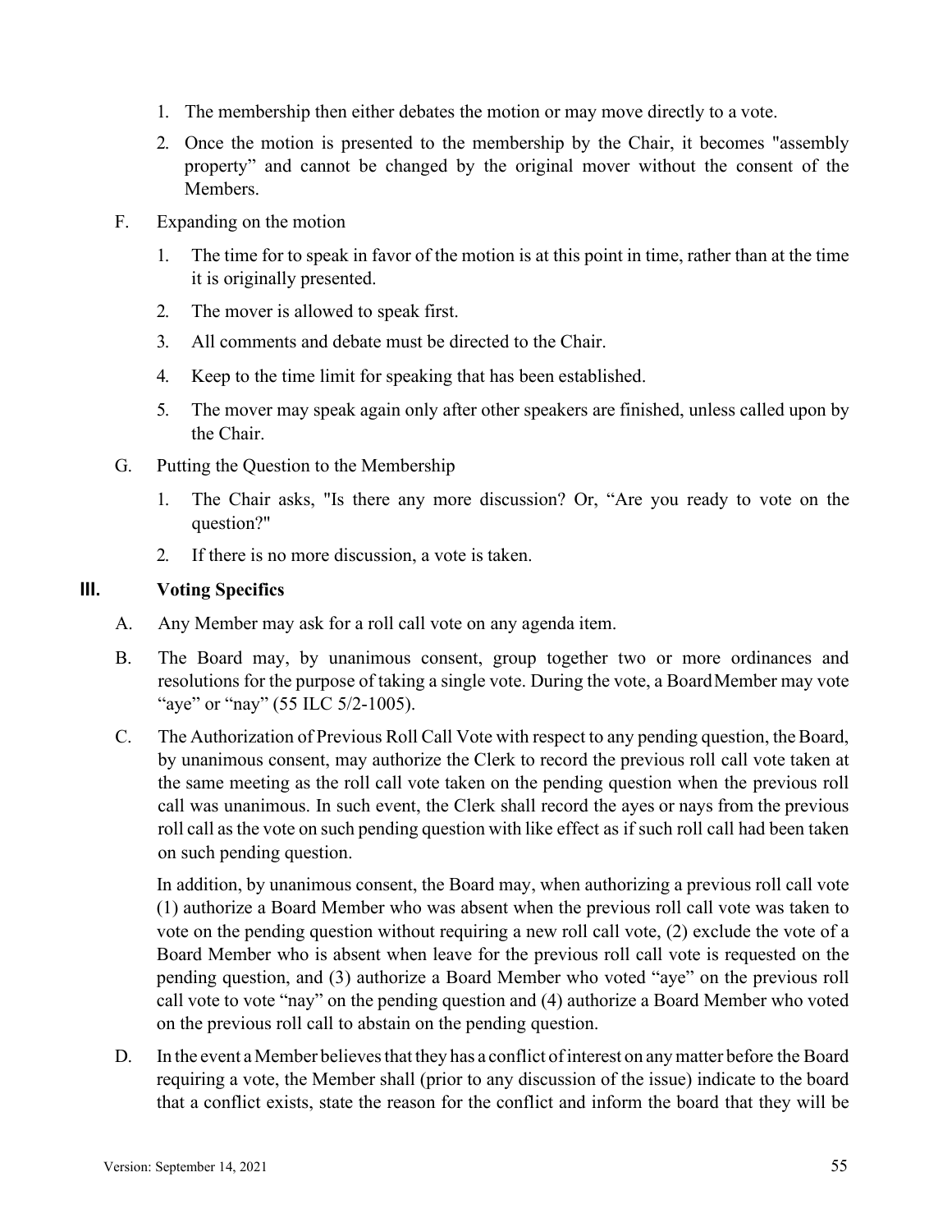1. The membership then either debates the motion or may move directly to a vote.

2. Once the motion is presented to the membership by the Chair, it becomes "assembly property" and cannot be changed by the original mover without the consent of the Members.

F. Expanding on the motion

1. The time for to speak in favor of the motion is at this point in time, rather than at the time it is originally presented.

2. The mover is allowed to speak first.

3. All comments and debate must be directed to the Chair.

4. Keep to the time limit for speaking that has been established.

5. The mover may speak again only after other speakers are finished, unless called upon by the Chair.

G. Putting the Question to the Membership

1. The Chair asks, "Is there any more discussion? Or, "Are you ready to vote on the question?"

2. If there is no more discussion, a vote is taken.

## III. Voting Specifics

A. Any Member may ask for a roll call vote on any agenda item.

B. The Board may, by unanimous consent, group together two or more ordinances and resolutions for the purpose of taking a single vote. During the vote, a Board Member may vote "aye" or "nay" (55 ILC 5/2-1005).

C. The Authorization of Previous Roll Call Vote with respect to any pending question, the Board, by unanimous consent, may authorize the Clerk to record the previous roll call vote taken at the same meeting as the roll call vote taken on the pending question when the previous roll call was unanimous. In such event, the Clerk shall record the ayes or nays from the previous roll call as the vote on such pending question with like effect as if such roll call had been taken on such pending question.

In addition, by unanimous consent, the Board may, when authorizing a previous roll call vote (1) authorize a Board Member who was absent when the previous roll call vote was taken to vote on the pending question without requiring a new roll call vote, (2) exclude the vote of a Board Member who is absent when leave for the previous roll call vote is requested on the pending question, and (3) authorize a Board Member who voted "aye" on the previous roll call vote to vote "nay" on the pending question and (4) authorize a Board Member who voted on the previous roll call to abstain on the pending question.

D. In the event a Member believes that they has a conflict of interest on any matter before the Board requiring a vote, the Member shall (prior to any discussion of the issue) indicate to the board that a conflict exists, state the reason for the conflict and inform the board that they will be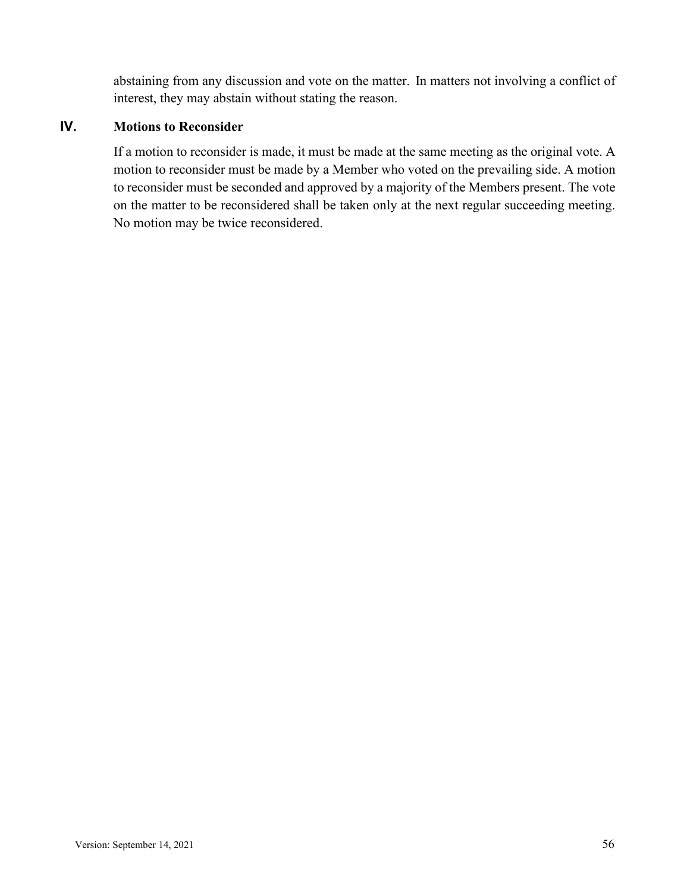abstaining from any discussion and vote on the matter. In matters not involving a conflict of interest, they may abstain without stating the reason.

## IV. Motions to Reconsider

If a motion to reconsider is made, it must be made at the same meeting as the original vote. A motion to reconsider must be made by a Member who voted on the prevailing side. A motion to reconsider must be seconded and approved by a majority of the Members present. The vote on the matter to be reconsidered shall be taken only at the next regular succeeding meeting. No motion may be twice reconsidered.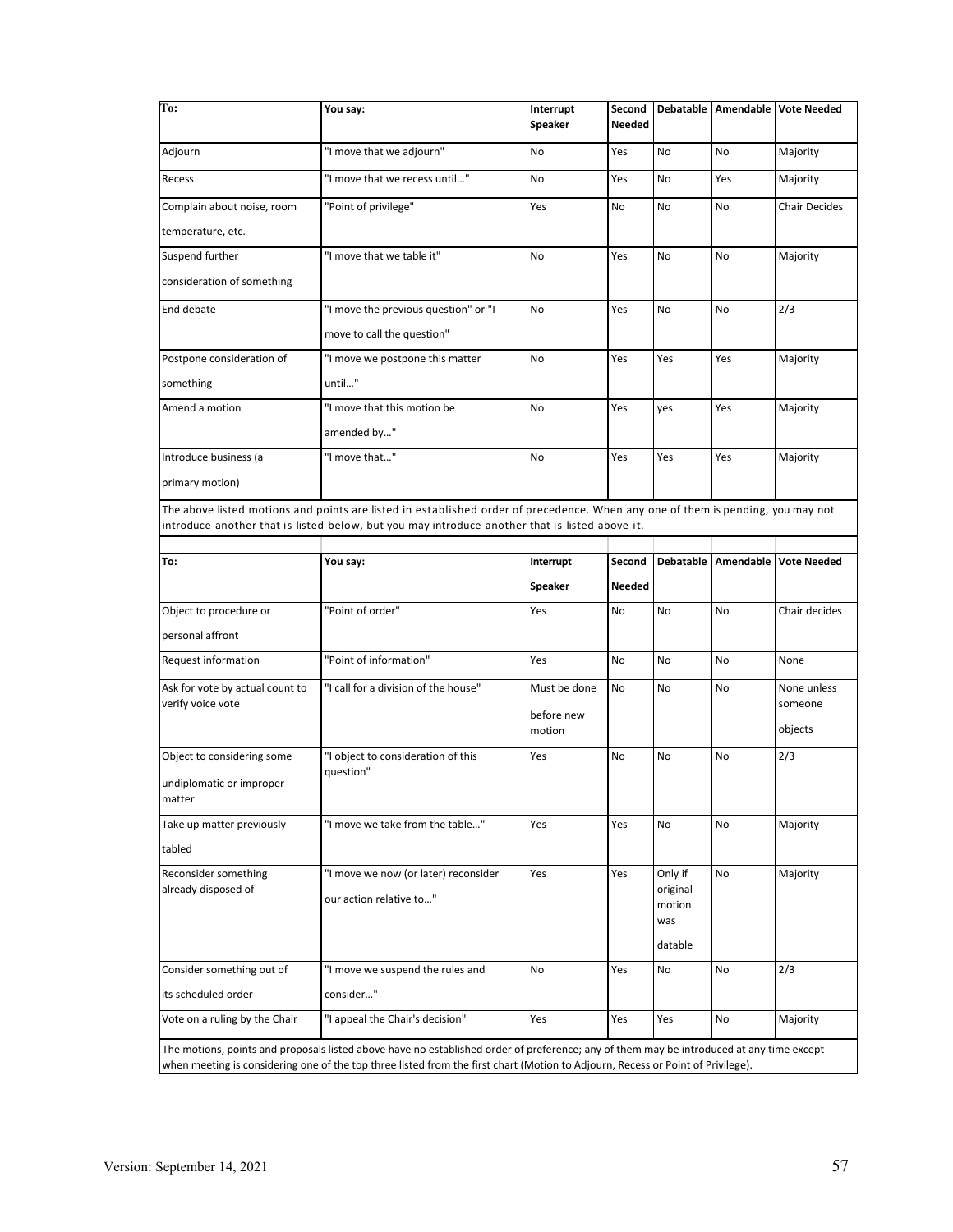| To: | You say: | Interrupt Speaker | Second Needed | Debatable | Amendable | Vote Needed |
|---|---|---|---|---|---|---|
| Adjourn | "I move that we adjourn" | No | Yes | No | No | Majority |
| Recess | "I move that we recess until…" | No | Yes | No | Yes | Majority |
| Complain about noise, room temperature, etc. | "Point of privilege" | Yes | No | No | No | Chair Decides |
| Suspend further consideration of something | "I move that we table it" | No | Yes | No | No | Majority |
| End debate | "I move the previous question" or "I move to call the question" | No | Yes | No | No | 2/3 |
| Postpone consideration of something | "I move we postpone this matter until…" | No | Yes | Yes | Yes | Majority |
| Amend a motion | "I move that this motion be amended by…" | No | Yes | yes | Yes | Majority |
| Introduce business (a primary motion) | "I move that…" | No | Yes | Yes | Yes | Majority |

The above listed motions and points are listed in established order of precedence. When any one of them is pending, you may not introduce another that is listed below, but you may introduce another that is listed above it.

| To: | You say: | Interrupt Speaker | Second Needed | Debatable | Amendable | Vote Needed |
|---|---|---|---|---|---|---|
| Object to procedure or personal affront | "Point of order" | Yes | No | No | No | Chair decides |
| Request information | "Point of information" | Yes | No | No | No | None |
| Ask for vote by actual count to verify voice vote | "I call for a division of the house" | Must be done before new motion | No | No | No | None unless someone objects |
| Object to considering some undiplomatic or improper matter | "I object to consideration of this question" | Yes | No | No | No | 2/3 |
| Take up matter previously tabled | "I move we take from the table…" | Yes | Yes | No | No | Majority |
| Reconsider something already disposed of | "I move we now (or later) reconsider our action relative to…" | Yes | Yes | Only if original motion was datable | No | Majority |
| Consider something out of its scheduled order | "I move we suspend the rules and consider…" | No | Yes | No | No | 2/3 |
| Vote on a ruling by the Chair | "I appeal the Chair's decision" | Yes | Yes | Yes | No | Majority |

The motions, points and proposals listed above have no established order of preference; any of them may be introduced at any time except when meeting is considering one of the top three listed from the first chart (Motion to Adjourn, Recess or Point of Privilege).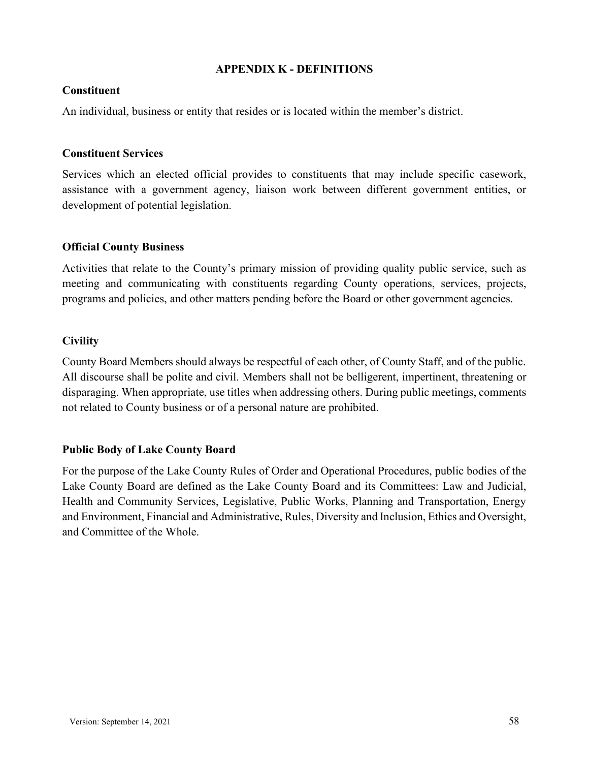# APPENDIX K - DEFINITIONS

### Constituent

An individual, business or entity that resides or is located within the member's district.

### Constituent Services

Services which an elected official provides to constituents that may include specific casework, assistance with a government agency, liaison work between different government entities, or development of potential legislation.

### Official County Business

Activities that relate to the County's primary mission of providing quality public service, such as meeting and communicating with constituents regarding County operations, services, projects, programs and policies, and other matters pending before the Board or other government agencies.

### Civility

County Board Members should always be respectful of each other, of County Staff, and of the public. All discourse shall be polite and civil. Members shall not be belligerent, impertinent, threatening or disparaging. When appropriate, use titles when addressing others. During public meetings, comments not related to County business or of a personal nature are prohibited.

### Public Body of Lake County Board

For the purpose of the Lake County Rules of Order and Operational Procedures, public bodies of the Lake County Board are defined as the Lake County Board and its Committees: Law and Judicial, Health and Community Services, Legislative, Public Works, Planning and Transportation, Energy and Environment, Financial and Administrative, Rules, Diversity and Inclusion, Ethics and Oversight, and Committee of the Whole.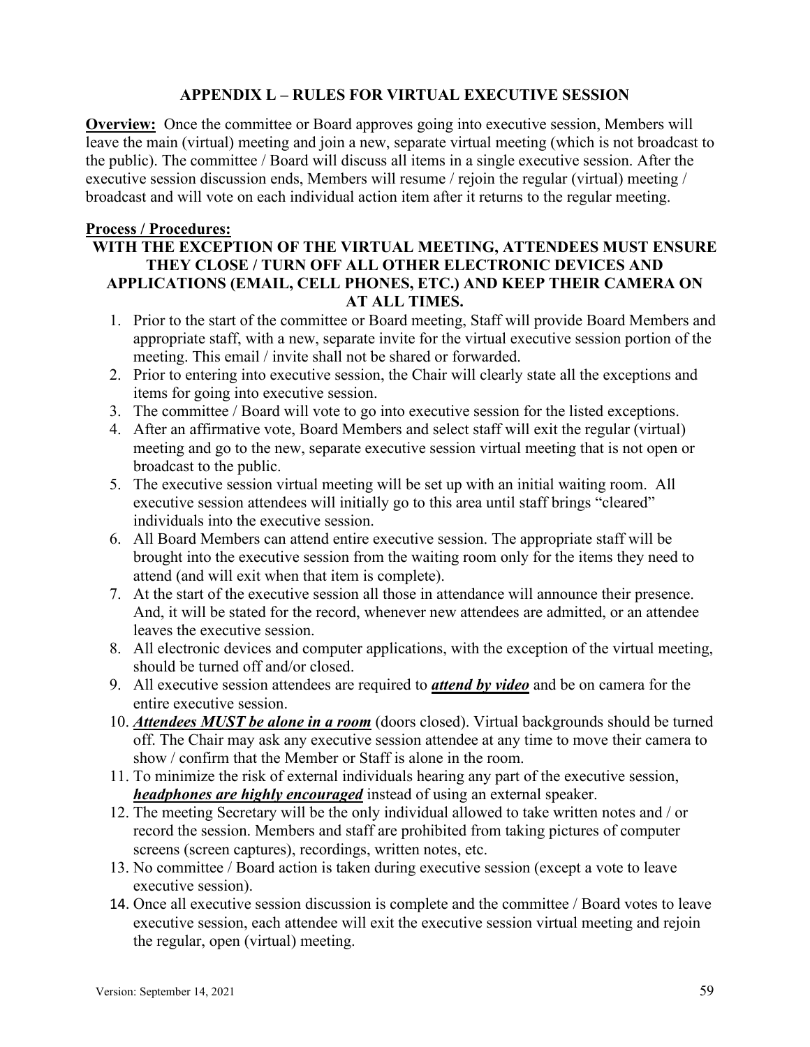## APPENDIX L – RULES FOR VIRTUAL EXECUTIVE SESSION

**Overview:** Once the committee or Board approves going into executive session, Members will leave the main (virtual) meeting and join a new, separate virtual meeting (which is not broadcast to the public). The committee / Board will discuss all items in a single executive session. After the executive session discussion ends, Members will resume / rejoin the regular (virtual) meeting / broadcast and will vote on each individual action item after it returns to the regular meeting.

**Process / Procedures:**

**WITH THE EXCEPTION OF THE VIRTUAL MEETING, ATTENDEES MUST ENSURE THEY CLOSE / TURN OFF ALL OTHER ELECTRONIC DEVICES AND APPLICATIONS (EMAIL, CELL PHONES, ETC.) AND KEEP THEIR CAMERA ON AT ALL TIMES.**

1. Prior to the start of the committee or Board meeting, Staff will provide Board Members and appropriate staff, with a new, separate invite for the virtual executive session portion of the meeting. This email / invite shall not be shared or forwarded.
2. Prior to entering into executive session, the Chair will clearly state all the exceptions and items for going into executive session.
3. The committee / Board will vote to go into executive session for the listed exceptions.
4. After an affirmative vote, Board Members and select staff will exit the regular (virtual) meeting and go to the new, separate executive session virtual meeting that is not open or broadcast to the public.
5. The executive session virtual meeting will be set up with an initial waiting room. All executive session attendees will initially go to this area until staff brings "cleared" individuals into the executive session.
6. All Board Members can attend entire executive session. The appropriate staff will be brought into the executive session from the waiting room only for the items they need to attend (and will exit when that item is complete).
7. At the start of the executive session all those in attendance will announce their presence. And, it will be stated for the record, whenever new attendees are admitted, or an attendee leaves the executive session.
8. All electronic devices and computer applications, with the exception of the virtual meeting, should be turned off and/or closed.
9. All executive session attendees are required to ***attend by video*** and be on camera for the entire executive session.
10. ***Attendees MUST be alone in a room*** (doors closed). Virtual backgrounds should be turned off. The Chair may ask any executive session attendee at any time to move their camera to show / confirm that the Member or Staff is alone in the room.
11. To minimize the risk of external individuals hearing any part of the executive session, ***headphones are highly encouraged*** instead of using an external speaker.
12. The meeting Secretary will be the only individual allowed to take written notes and / or record the session. Members and staff are prohibited from taking pictures of computer screens (screen captures), recordings, written notes, etc.
13. No committee / Board action is taken during executive session (except a vote to leave executive session).
14. Once all executive session discussion is complete and the committee / Board votes to leave executive session, each attendee will exit the executive session virtual meeting and rejoin the regular, open (virtual) meeting.

Version: September 14, 2021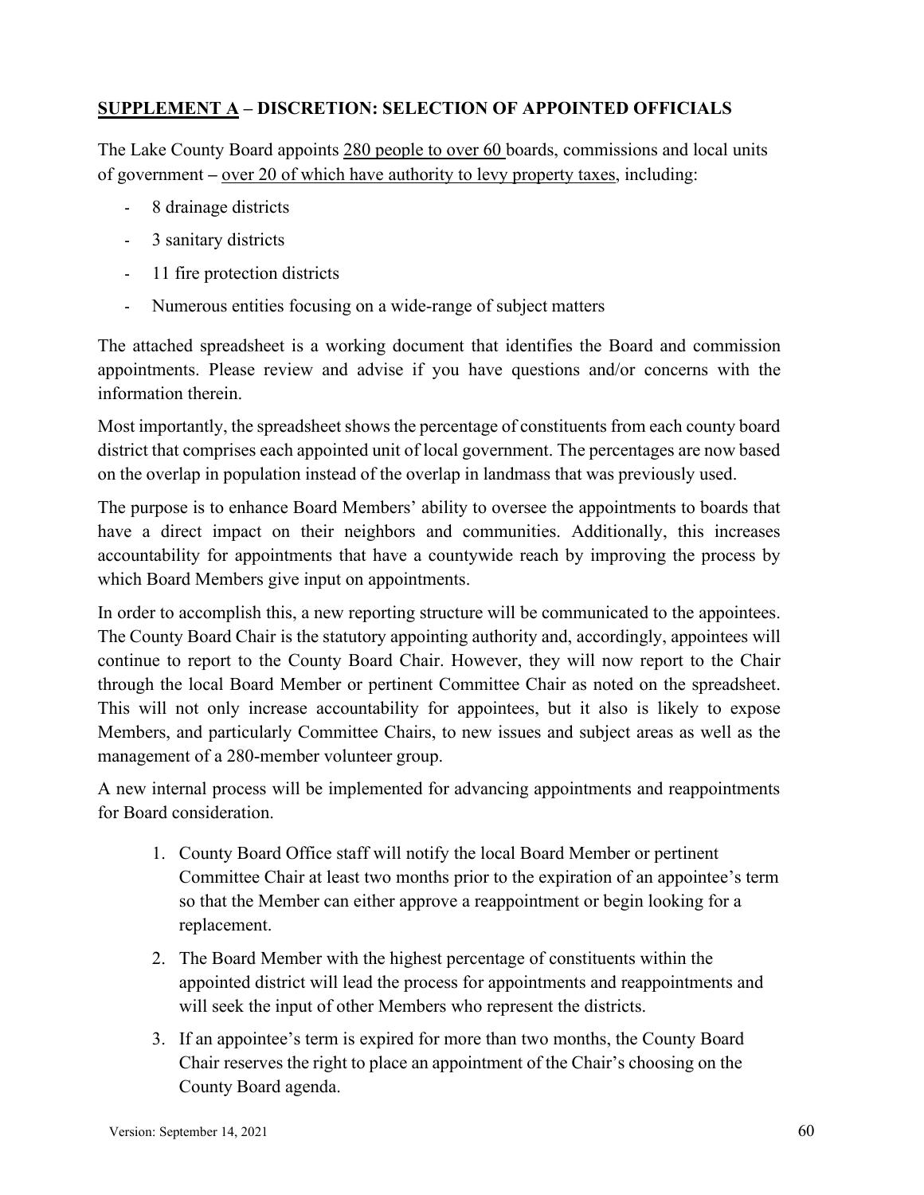## SUPPLEMENT A – DISCRETION: SELECTION OF APPOINTED OFFICIALS

The Lake County Board appoints 280 people to over 60 boards, commissions and local units of government – over 20 of which have authority to levy property taxes, including:

- 8 drainage districts
- 3 sanitary districts
- 11 fire protection districts
- Numerous entities focusing on a wide-range of subject matters

The attached spreadsheet is a working document that identifies the Board and commission appointments. Please review and advise if you have questions and/or concerns with the information therein.

Most importantly, the spreadsheet shows the percentage of constituents from each county board district that comprises each appointed unit of local government. The percentages are now based on the overlap in population instead of the overlap in landmass that was previously used.

The purpose is to enhance Board Members' ability to oversee the appointments to boards that have a direct impact on their neighbors and communities. Additionally, this increases accountability for appointments that have a countywide reach by improving the process by which Board Members give input on appointments.

In order to accomplish this, a new reporting structure will be communicated to the appointees. The County Board Chair is the statutory appointing authority and, accordingly, appointees will continue to report to the County Board Chair. However, they will now report to the Chair through the local Board Member or pertinent Committee Chair as noted on the spreadsheet. This will not only increase accountability for appointees, but it also is likely to expose Members, and particularly Committee Chairs, to new issues and subject areas as well as the management of a 280-member volunteer group.

A new internal process will be implemented for advancing appointments and reappointments for Board consideration.

1. County Board Office staff will notify the local Board Member or pertinent Committee Chair at least two months prior to the expiration of an appointee's term so that the Member can either approve a reappointment or begin looking for a replacement.
2. The Board Member with the highest percentage of constituents within the appointed district will lead the process for appointments and reappointments and will seek the input of other Members who represent the districts.
3. If an appointee's term is expired for more than two months, the County Board Chair reserves the right to place an appointment of the Chair's choosing on the County Board agenda.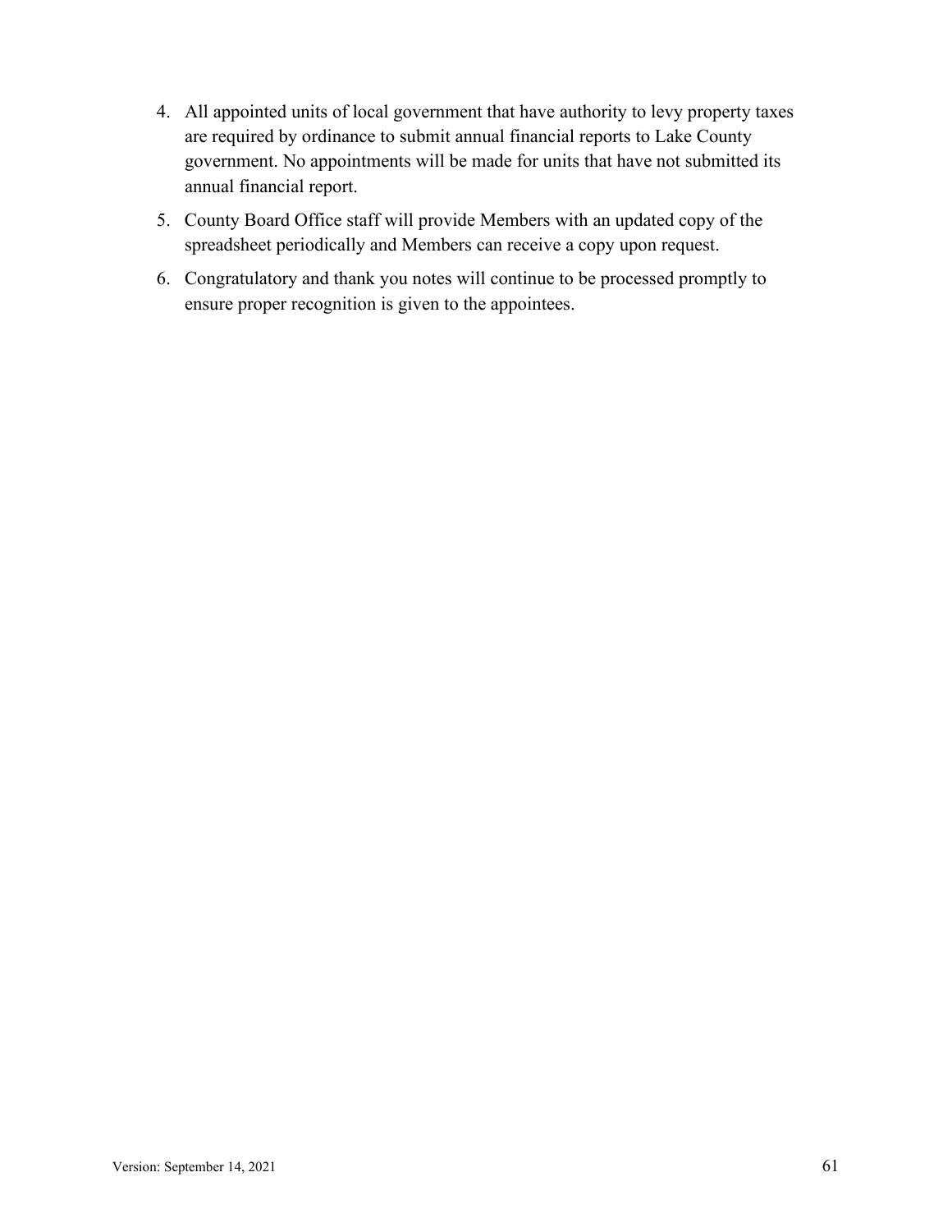4. All appointed units of local government that have authority to levy property taxes are required by ordinance to submit annual financial reports to Lake County government. No appointments will be made for units that have not submitted its annual financial report.
5. County Board Office staff will provide Members with an updated copy of the spreadsheet periodically and Members can receive a copy upon request.
6. Congratulatory and thank you notes will continue to be processed promptly to ensure proper recognition is given to the appointees.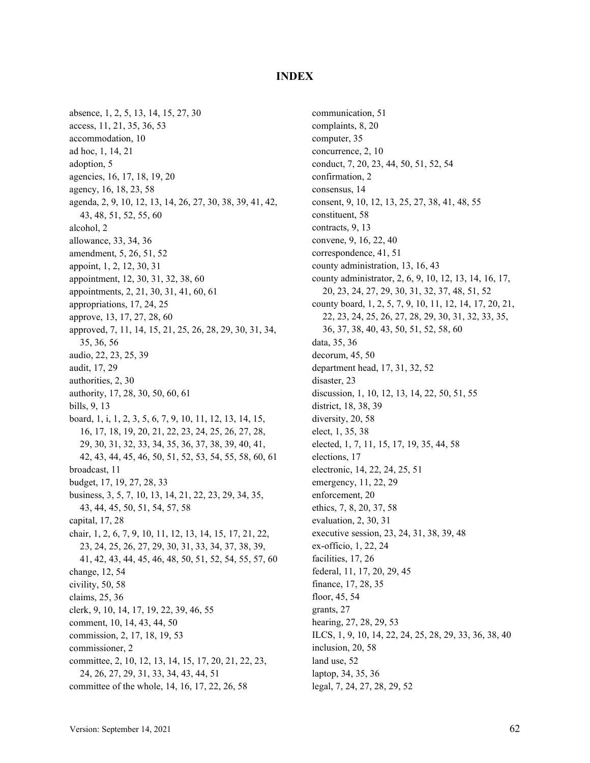# INDEX

absence, 1, 2, 5, 13, 14, 15, 27, 30
access, 11, 21, 35, 36, 53
accommodation, 10
ad hoc, 1, 14, 21
adoption, 5
agencies, 16, 17, 18, 19, 20
agency, 16, 18, 23, 58
agenda, 2, 9, 10, 12, 13, 14, 26, 27, 30, 38, 39, 41, 42, 43, 48, 51, 52, 55, 60
alcohol, 2
allowance, 33, 34, 36
amendment, 5, 26, 51, 52
appoint, 1, 2, 12, 30, 31
appointment, 12, 30, 31, 32, 38, 60
appointments, 2, 21, 30, 31, 41, 60, 61
appropriations, 17, 24, 25
approve, 13, 17, 27, 28, 60
approved, 7, 11, 14, 15, 21, 25, 26, 28, 29, 30, 31, 34, 35, 36, 56
audio, 22, 23, 25, 39
audit, 17, 29
authorities, 2, 30
authority, 17, 28, 30, 50, 60, 61
bills, 9, 13
board, 1, i, 1, 2, 3, 5, 6, 7, 9, 10, 11, 12, 13, 14, 15, 16, 17, 18, 19, 20, 21, 22, 23, 24, 25, 26, 27, 28, 29, 30, 31, 32, 33, 34, 35, 36, 37, 38, 39, 40, 41, 42, 43, 44, 45, 46, 50, 51, 52, 53, 54, 55, 58, 60, 61
broadcast, 11
budget, 17, 19, 27, 28, 33
business, 3, 5, 7, 10, 13, 14, 21, 22, 23, 29, 34, 35, 43, 44, 45, 50, 51, 54, 57, 58
capital, 17, 28
chair, 1, 2, 6, 7, 9, 10, 11, 12, 13, 14, 15, 17, 21, 22, 23, 24, 25, 26, 27, 29, 30, 31, 33, 34, 37, 38, 39, 41, 42, 43, 44, 45, 46, 48, 50, 51, 52, 54, 55, 57, 60
change, 12, 54
civility, 50, 58
claims, 25, 36
clerk, 9, 10, 14, 17, 19, 22, 39, 46, 55
comment, 10, 14, 43, 44, 50
commission, 2, 17, 18, 19, 53
commissioner, 2
committee, 2, 10, 12, 13, 14, 15, 17, 20, 21, 22, 23, 24, 26, 27, 29, 31, 33, 34, 43, 44, 51
committee of the whole, 14, 16, 17, 22, 26, 58
communication, 51
complaints, 8, 20
computer, 35
concurrence, 2, 10
conduct, 7, 20, 23, 44, 50, 51, 52, 54
confirmation, 2
consensus, 14
consent, 9, 10, 12, 13, 25, 27, 38, 41, 48, 55
constituent, 58
contracts, 9, 13
convene, 9, 16, 22, 40
correspondence, 41, 51
county administration, 13, 16, 43
county administrator, 2, 6, 9, 10, 12, 13, 14, 16, 17, 20, 23, 24, 27, 29, 30, 31, 32, 37, 48, 51, 52
county board, 1, 2, 5, 7, 9, 10, 11, 12, 14, 17, 20, 21, 22, 23, 24, 25, 26, 27, 28, 29, 30, 31, 32, 33, 35, 36, 37, 38, 40, 43, 50, 51, 52, 58, 60
data, 35, 36
decorum, 45, 50
department head, 17, 31, 32, 52
disaster, 23
discussion, 1, 10, 12, 13, 14, 22, 50, 51, 55
district, 18, 38, 39
diversity, 20, 58
elect, 1, 35, 38
elected, 1, 7, 11, 15, 17, 19, 35, 44, 58
elections, 17
electronic, 14, 22, 24, 25, 51
emergency, 11, 22, 29
enforcement, 20
ethics, 7, 8, 20, 37, 58
evaluation, 2, 30, 31
executive session, 23, 24, 31, 38, 39, 48
ex-officio, 1, 22, 24
facilities, 17, 26
federal, 11, 17, 20, 29, 45
finance, 17, 28, 35
floor, 45, 54
grants, 27
hearing, 27, 28, 29, 53
ILCS, 1, 9, 10, 14, 22, 24, 25, 28, 29, 33, 36, 38, 40
inclusion, 20, 58
land use, 52
laptop, 34, 35, 36
legal, 7, 24, 27, 28, 29, 52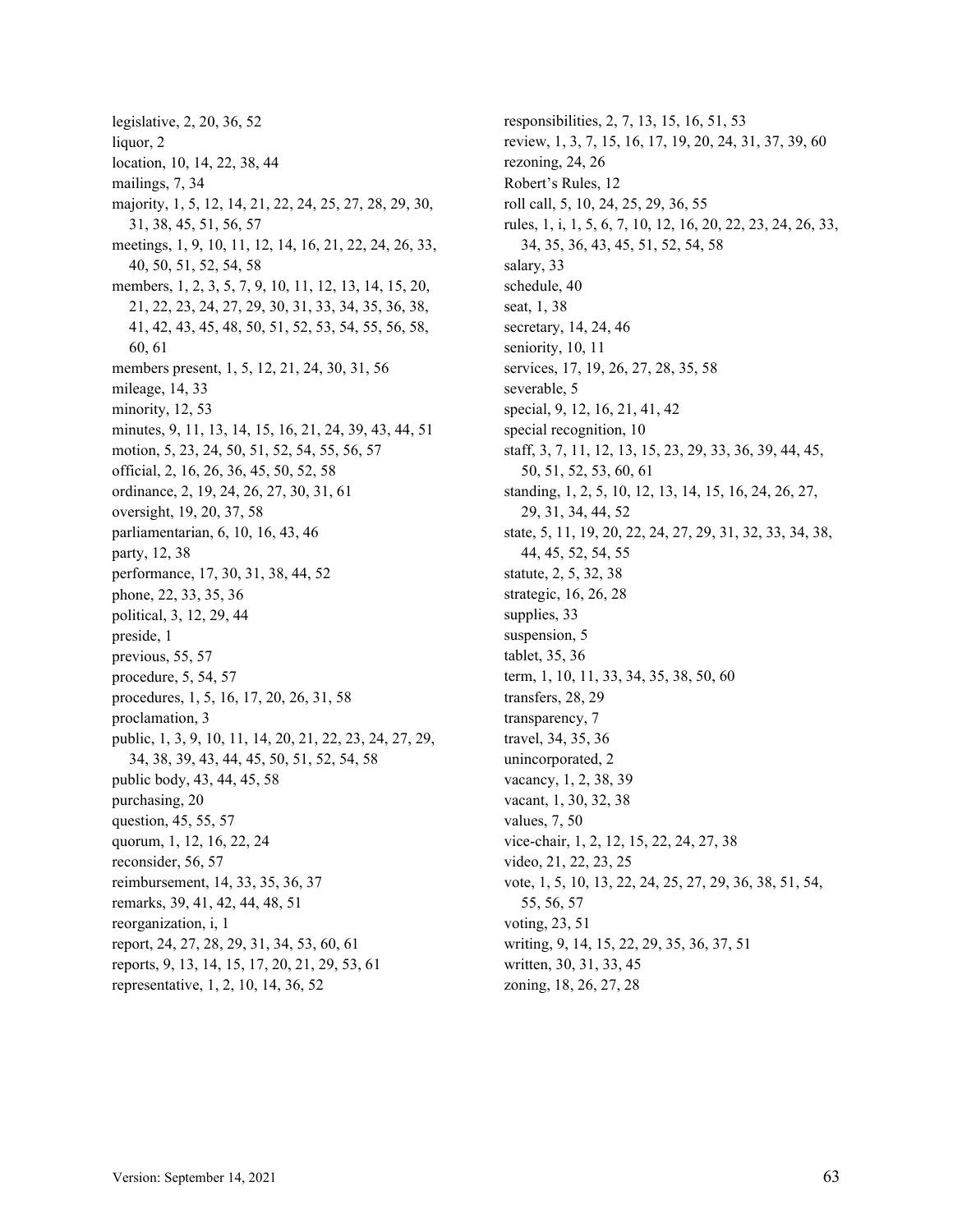legislative, 2, 20, 36, 52
liquor, 2
location, 10, 14, 22, 38, 44
mailings, 7, 34
majority, 1, 5, 12, 14, 21, 22, 24, 25, 27, 28, 29, 30, 31, 38, 45, 51, 56, 57
meetings, 1, 9, 10, 11, 12, 14, 16, 21, 22, 24, 26, 33, 40, 50, 51, 52, 54, 58
members, 1, 2, 3, 5, 7, 9, 10, 11, 12, 13, 14, 15, 20, 21, 22, 23, 24, 27, 29, 30, 31, 33, 34, 35, 36, 38, 41, 42, 43, 45, 48, 50, 51, 52, 53, 54, 55, 56, 58, 60, 61
members present, 1, 5, 12, 21, 24, 30, 31, 56
mileage, 14, 33
minority, 12, 53
minutes, 9, 11, 13, 14, 15, 16, 21, 24, 39, 43, 44, 51
motion, 5, 23, 24, 50, 51, 52, 54, 55, 56, 57
official, 2, 16, 26, 36, 45, 50, 52, 58
ordinance, 2, 19, 24, 26, 27, 30, 31, 61
oversight, 19, 20, 37, 58
parliamentarian, 6, 10, 16, 43, 46
party, 12, 38
performance, 17, 30, 31, 38, 44, 52
phone, 22, 33, 35, 36
political, 3, 12, 29, 44
preside, 1
previous, 55, 57
procedure, 5, 54, 57
procedures, 1, 5, 16, 17, 20, 26, 31, 58
proclamation, 3
public, 1, 3, 9, 10, 11, 14, 20, 21, 22, 23, 24, 27, 29, 34, 38, 39, 43, 44, 45, 50, 51, 52, 54, 58
public body, 43, 44, 45, 58
purchasing, 20
question, 45, 55, 57
quorum, 1, 12, 16, 22, 24
reconsider, 56, 57
reimbursement, 14, 33, 35, 36, 37
remarks, 39, 41, 42, 44, 48, 51
reorganization, i, 1
report, 24, 27, 28, 29, 31, 34, 53, 60, 61
reports, 9, 13, 14, 15, 17, 20, 21, 29, 53, 61
representative, 1, 2, 10, 14, 36, 52
responsibilities, 2, 7, 13, 15, 16, 51, 53
review, 1, 3, 7, 15, 16, 17, 19, 20, 24, 31, 37, 39, 60
rezoning, 24, 26
Robert's Rules, 12
roll call, 5, 10, 24, 25, 29, 36, 55
rules, 1, i, 1, 5, 6, 7, 10, 12, 16, 20, 22, 23, 24, 26, 33, 34, 35, 36, 43, 45, 51, 52, 54, 58
salary, 33
schedule, 40
seat, 1, 38
secretary, 14, 24, 46
seniority, 10, 11
services, 17, 19, 26, 27, 28, 35, 58
severable, 5
special, 9, 12, 16, 21, 41, 42
special recognition, 10
staff, 3, 7, 11, 12, 13, 15, 23, 29, 33, 36, 39, 44, 45, 50, 51, 52, 53, 60, 61
standing, 1, 2, 5, 10, 12, 13, 14, 15, 16, 24, 26, 27, 29, 31, 34, 44, 52
state, 5, 11, 19, 20, 22, 24, 27, 29, 31, 32, 33, 34, 38, 44, 45, 52, 54, 55
statute, 2, 5, 32, 38
strategic, 16, 26, 28
supplies, 33
suspension, 5
tablet, 35, 36
term, 1, 10, 11, 33, 34, 35, 38, 50, 60
transfers, 28, 29
transparency, 7
travel, 34, 35, 36
unincorporated, 2
vacancy, 1, 2, 38, 39
vacant, 1, 30, 32, 38
values, 7, 50
vice-chair, 1, 2, 12, 15, 22, 24, 27, 38
video, 21, 22, 23, 25
vote, 1, 5, 10, 13, 22, 24, 25, 27, 29, 36, 38, 51, 54, 55, 56, 57
voting, 23, 51
writing, 9, 14, 15, 22, 29, 35, 36, 37, 51
written, 30, 31, 33, 45
zoning, 18, 26, 27, 28

Version: September 14, 2021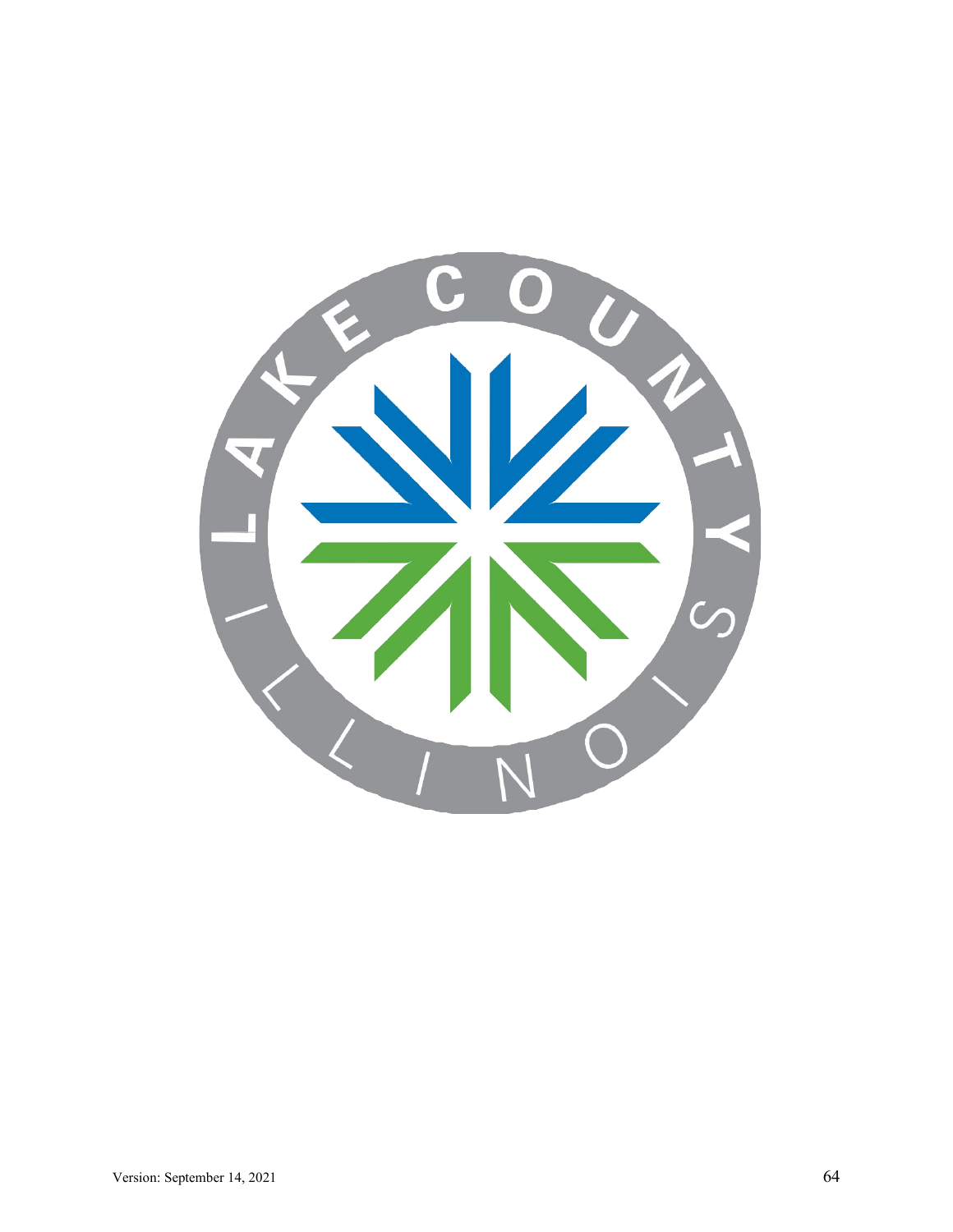LAKE COUNTY

ILLINOIS